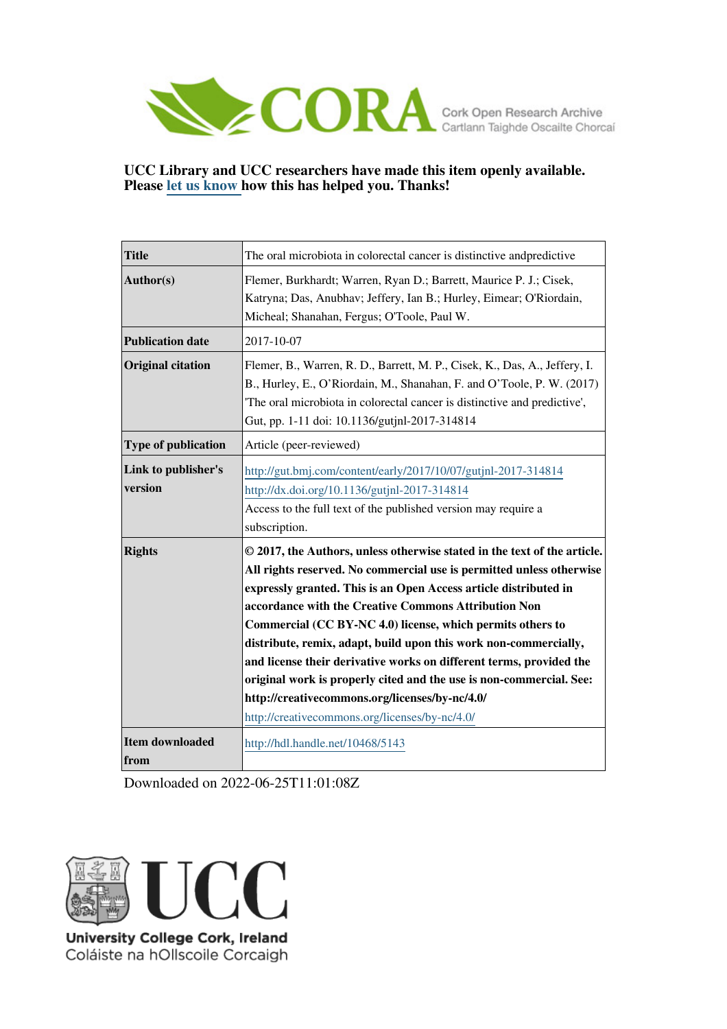UCC Library and UCC researchers have made this item openly available. Please let us know how this has helped you. Thanks!

| Title | The oral microbiota in colorectal cancer is distinctive andpredictive |
|---|---|
| Author(s) | Flemer, Burkhardt; Warren, Ryan D.; Barrett, Maurice P. J.; Cisek, Katryna; Das, Anubhav; Jeffery, Ian B.; Hurley, Eimear; O'Riordain, Micheal; Shanahan, Fergus; O'Toole, Paul W. |
| Publication date | 2017-10-07 |
| Original citation | Flemer, B., Warren, R. D., Barrett, M. P., Cisek, K., Das, A., Jeffery, I. B., Hurley, E., O'Riordain, M., Shanahan, F. and O'Toole, P. W. (2017) 'The oral microbiota in colorectal cancer is distinctive and predictive', Gut, pp. 1-11 doi: 10.1136/gutjnl-2017-314814 |
| Type of publication | Article (peer-reviewed) |
| Link to publisher's version | http://gut.bmj.com/content/early/2017/10/07/gutjnl-2017-314814 http://dx.doi.org/10.1136/gutjnl-2017-314814 Access to the full text of the published version may require a subscription. |
| Rights | **© 2017, the Authors, unless otherwise stated in the text of the article. All rights reserved. No commercial use is permitted unless otherwise expressly granted. This is an Open Access article distributed in accordance with the Creative Commons Attribution Non Commercial (CC BY-NC 4.0) license, which permits others to distribute, remix, adapt, build upon this work non-commercially, and license their derivative works on different terms, provided the original work is properly cited and the use is non-commercial. See: http://creativecommons.org/licenses/by-nc/4.0/** http://creativecommons.org/licenses/by-nc/4.0/ |
| Item downloaded from | http://hdl.handle.net/10468/5143 |

Downloaded on 2022-06-25T11:01:08Z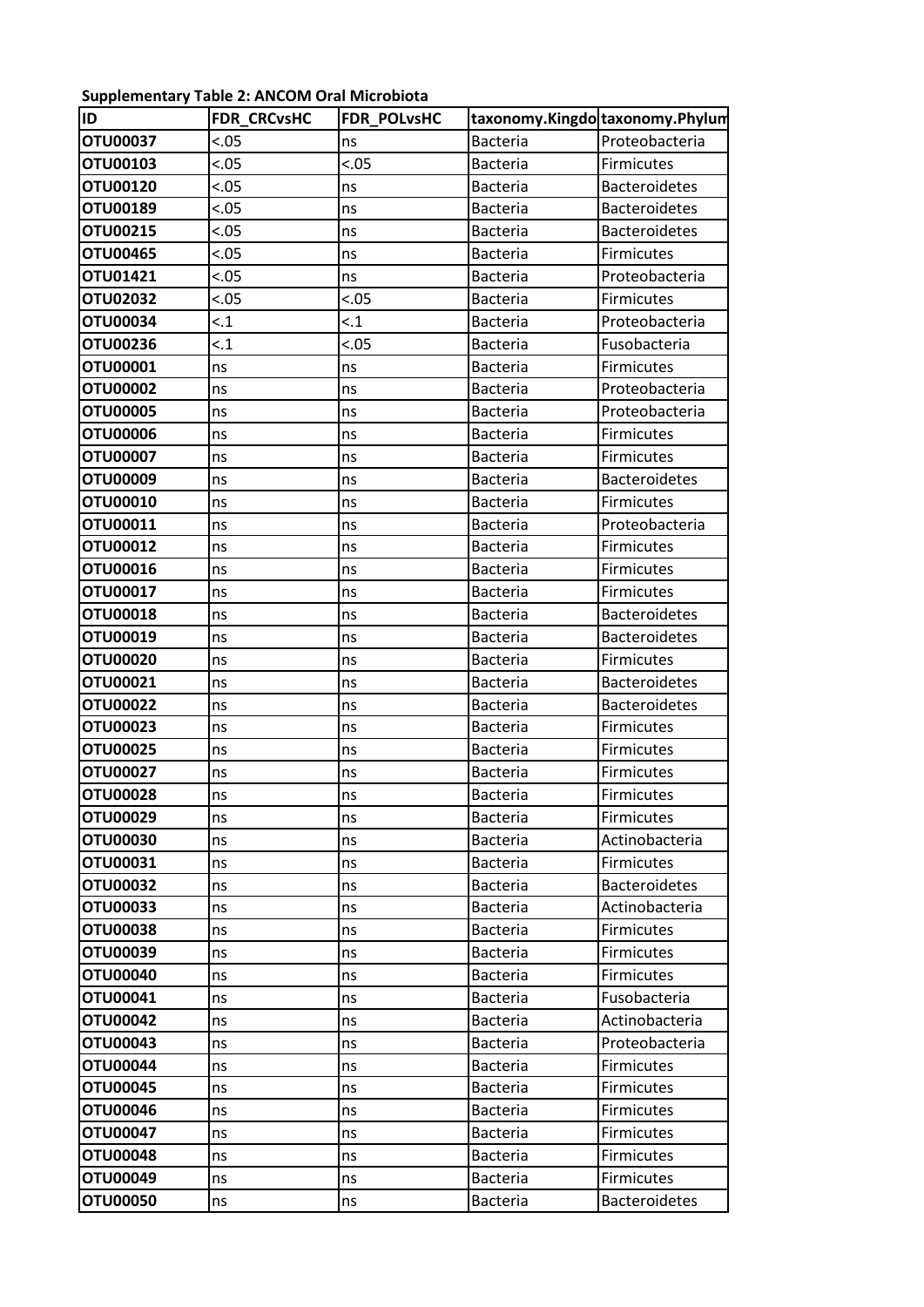**Supplementary Table 2: ANCOM Oral Microbiota**

| ID | FDR_CRCvsHC | FDR_POLvsHC | taxonomy.Kingdo | taxonomy.Phylum |
|---|---|---|---|---|
| OTU00037 | <.05 | ns | Bacteria | Proteobacteria |
| OTU00103 | <.05 | <.05 | Bacteria | Firmicutes |
| OTU00120 | <.05 | ns | Bacteria | Bacteroidetes |
| OTU00189 | <.05 | ns | Bacteria | Bacteroidetes |
| OTU00215 | <.05 | ns | Bacteria | Bacteroidetes |
| OTU00465 | <.05 | ns | Bacteria | Firmicutes |
| OTU01421 | <.05 | ns | Bacteria | Proteobacteria |
| OTU02032 | <.05 | <.05 | Bacteria | Firmicutes |
| OTU00034 | <.1 | <.1 | Bacteria | Proteobacteria |
| OTU00236 | <.1 | <.05 | Bacteria | Fusobacteria |
| OTU00001 | ns | ns | Bacteria | Firmicutes |
| OTU00002 | ns | ns | Bacteria | Proteobacteria |
| OTU00005 | ns | ns | Bacteria | Proteobacteria |
| OTU00006 | ns | ns | Bacteria | Firmicutes |
| OTU00007 | ns | ns | Bacteria | Firmicutes |
| OTU00009 | ns | ns | Bacteria | Bacteroidetes |
| OTU00010 | ns | ns | Bacteria | Firmicutes |
| OTU00011 | ns | ns | Bacteria | Proteobacteria |
| OTU00012 | ns | ns | Bacteria | Firmicutes |
| OTU00016 | ns | ns | Bacteria | Firmicutes |
| OTU00017 | ns | ns | Bacteria | Firmicutes |
| OTU00018 | ns | ns | Bacteria | Bacteroidetes |
| OTU00019 | ns | ns | Bacteria | Bacteroidetes |
| OTU00020 | ns | ns | Bacteria | Firmicutes |
| OTU00021 | ns | ns | Bacteria | Bacteroidetes |
| OTU00022 | ns | ns | Bacteria | Bacteroidetes |
| OTU00023 | ns | ns | Bacteria | Firmicutes |
| OTU00025 | ns | ns | Bacteria | Firmicutes |
| OTU00027 | ns | ns | Bacteria | Firmicutes |
| OTU00028 | ns | ns | Bacteria | Firmicutes |
| OTU00029 | ns | ns | Bacteria | Firmicutes |
| OTU00030 | ns | ns | Bacteria | Actinobacteria |
| OTU00031 | ns | ns | Bacteria | Firmicutes |
| OTU00032 | ns | ns | Bacteria | Bacteroidetes |
| OTU00033 | ns | ns | Bacteria | Actinobacteria |
| OTU00038 | ns | ns | Bacteria | Firmicutes |
| OTU00039 | ns | ns | Bacteria | Firmicutes |
| OTU00040 | ns | ns | Bacteria | Firmicutes |
| OTU00041 | ns | ns | Bacteria | Fusobacteria |
| OTU00042 | ns | ns | Bacteria | Actinobacteria |
| OTU00043 | ns | ns | Bacteria | Proteobacteria |
| OTU00044 | ns | ns | Bacteria | Firmicutes |
| OTU00045 | ns | ns | Bacteria | Firmicutes |
| OTU00046 | ns | ns | Bacteria | Firmicutes |
| OTU00047 | ns | ns | Bacteria | Firmicutes |
| OTU00048 | ns | ns | Bacteria | Firmicutes |
| OTU00049 | ns | ns | Bacteria | Firmicutes |
| OTU00050 | ns | ns | Bacteria | Bacteroidetes |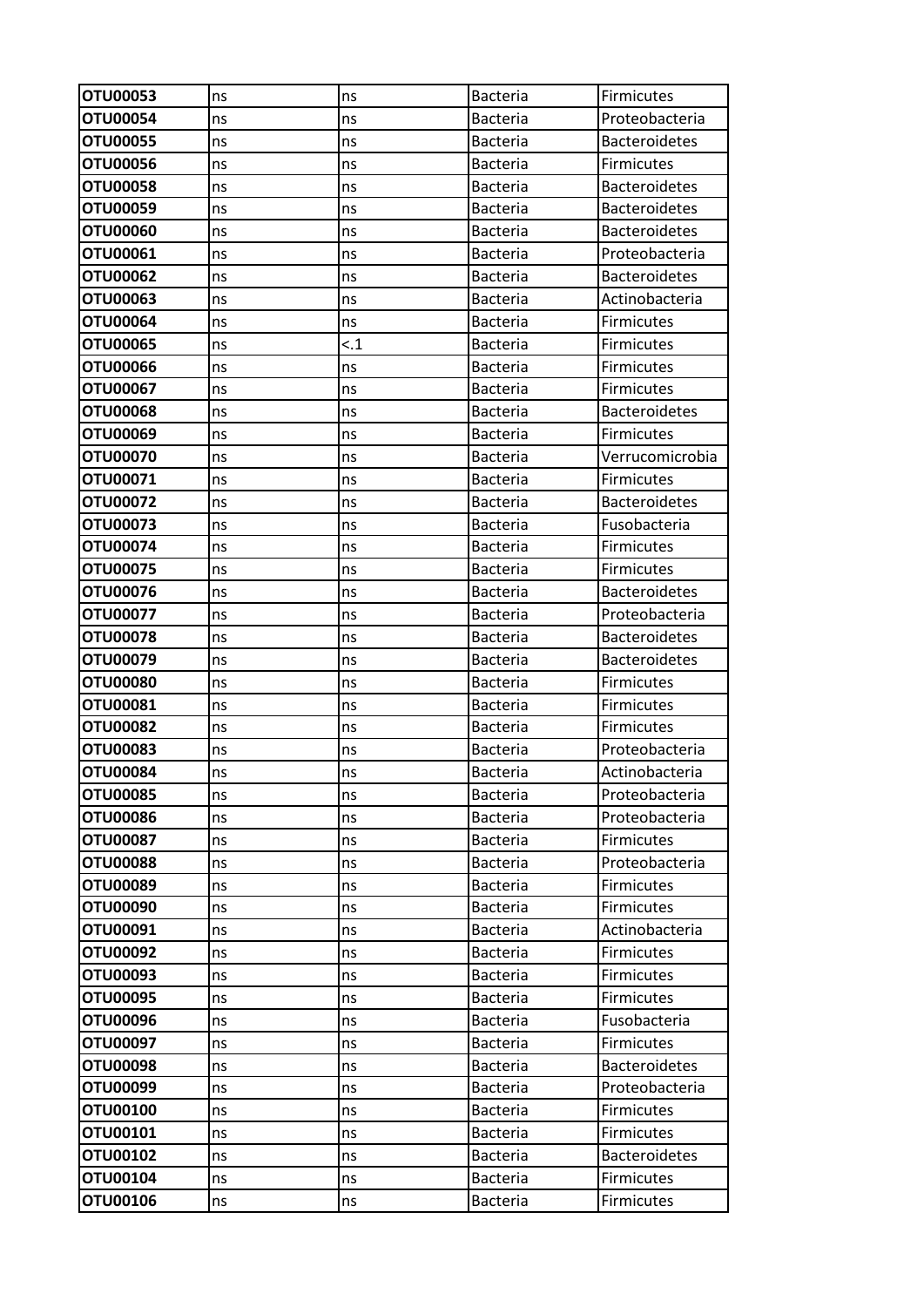| OTU00053 | ns | ns | Bacteria | Firmicutes |
|---|---|---|---|---|
| OTU00054 | ns | ns | Bacteria | Proteobacteria |
| OTU00055 | ns | ns | Bacteria | Bacteroidetes |
| OTU00056 | ns | ns | Bacteria | Firmicutes |
| OTU00058 | ns | ns | Bacteria | Bacteroidetes |
| OTU00059 | ns | ns | Bacteria | Bacteroidetes |
| OTU00060 | ns | ns | Bacteria | Bacteroidetes |
| OTU00061 | ns | ns | Bacteria | Proteobacteria |
| OTU00062 | ns | ns | Bacteria | Bacteroidetes |
| OTU00063 | ns | ns | Bacteria | Actinobacteria |
| OTU00064 | ns | ns | Bacteria | Firmicutes |
| OTU00065 | ns | <.1 | Bacteria | Firmicutes |
| OTU00066 | ns | ns | Bacteria | Firmicutes |
| OTU00067 | ns | ns | Bacteria | Firmicutes |
| OTU00068 | ns | ns | Bacteria | Bacteroidetes |
| OTU00069 | ns | ns | Bacteria | Firmicutes |
| OTU00070 | ns | ns | Bacteria | Verrucomicrobia |
| OTU00071 | ns | ns | Bacteria | Firmicutes |
| OTU00072 | ns | ns | Bacteria | Bacteroidetes |
| OTU00073 | ns | ns | Bacteria | Fusobacteria |
| OTU00074 | ns | ns | Bacteria | Firmicutes |
| OTU00075 | ns | ns | Bacteria | Firmicutes |
| OTU00076 | ns | ns | Bacteria | Bacteroidetes |
| OTU00077 | ns | ns | Bacteria | Proteobacteria |
| OTU00078 | ns | ns | Bacteria | Bacteroidetes |
| OTU00079 | ns | ns | Bacteria | Bacteroidetes |
| OTU00080 | ns | ns | Bacteria | Firmicutes |
| OTU00081 | ns | ns | Bacteria | Firmicutes |
| OTU00082 | ns | ns | Bacteria | Firmicutes |
| OTU00083 | ns | ns | Bacteria | Proteobacteria |
| OTU00084 | ns | ns | Bacteria | Actinobacteria |
| OTU00085 | ns | ns | Bacteria | Proteobacteria |
| OTU00086 | ns | ns | Bacteria | Proteobacteria |
| OTU00087 | ns | ns | Bacteria | Firmicutes |
| OTU00088 | ns | ns | Bacteria | Proteobacteria |
| OTU00089 | ns | ns | Bacteria | Firmicutes |
| OTU00090 | ns | ns | Bacteria | Firmicutes |
| OTU00091 | ns | ns | Bacteria | Actinobacteria |
| OTU00092 | ns | ns | Bacteria | Firmicutes |
| OTU00093 | ns | ns | Bacteria | Firmicutes |
| OTU00095 | ns | ns | Bacteria | Firmicutes |
| OTU00096 | ns | ns | Bacteria | Fusobacteria |
| OTU00097 | ns | ns | Bacteria | Firmicutes |
| OTU00098 | ns | ns | Bacteria | Bacteroidetes |
| OTU00099 | ns | ns | Bacteria | Proteobacteria |
| OTU00100 | ns | ns | Bacteria | Firmicutes |
| OTU00101 | ns | ns | Bacteria | Firmicutes |
| OTU00102 | ns | ns | Bacteria | Bacteroidetes |
| OTU00104 | ns | ns | Bacteria | Firmicutes |
| OTU00106 | ns | ns | Bacteria | Firmicutes |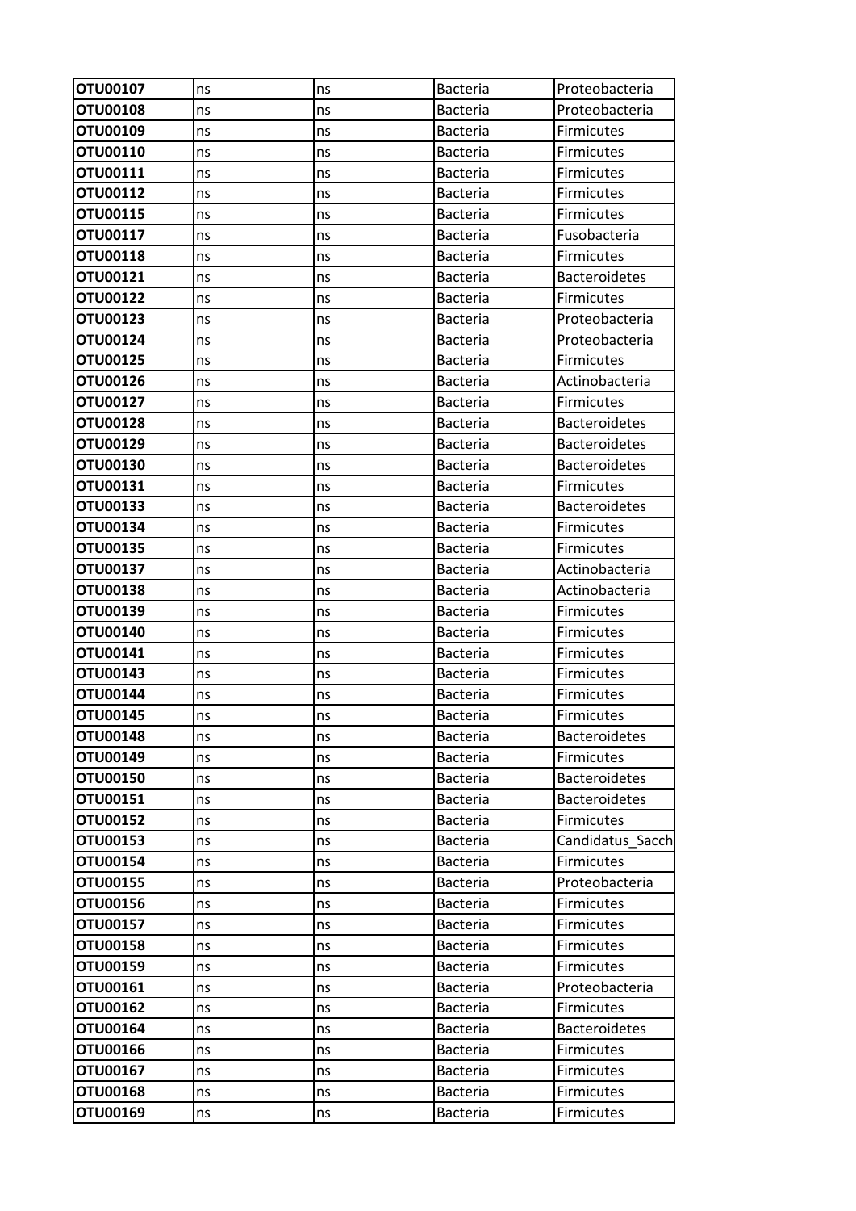| OTU00107 | ns | ns | Bacteria | Proteobacteria |
|---|---|---|---|---|
| OTU00108 | ns | ns | Bacteria | Proteobacteria |
| OTU00109 | ns | ns | Bacteria | Firmicutes |
| OTU00110 | ns | ns | Bacteria | Firmicutes |
| OTU00111 | ns | ns | Bacteria | Firmicutes |
| OTU00112 | ns | ns | Bacteria | Firmicutes |
| OTU00115 | ns | ns | Bacteria | Firmicutes |
| OTU00117 | ns | ns | Bacteria | Fusobacteria |
| OTU00118 | ns | ns | Bacteria | Firmicutes |
| OTU00121 | ns | ns | Bacteria | Bacteroidetes |
| OTU00122 | ns | ns | Bacteria | Firmicutes |
| OTU00123 | ns | ns | Bacteria | Proteobacteria |
| OTU00124 | ns | ns | Bacteria | Proteobacteria |
| OTU00125 | ns | ns | Bacteria | Firmicutes |
| OTU00126 | ns | ns | Bacteria | Actinobacteria |
| OTU00127 | ns | ns | Bacteria | Firmicutes |
| OTU00128 | ns | ns | Bacteria | Bacteroidetes |
| OTU00129 | ns | ns | Bacteria | Bacteroidetes |
| OTU00130 | ns | ns | Bacteria | Bacteroidetes |
| OTU00131 | ns | ns | Bacteria | Firmicutes |
| OTU00133 | ns | ns | Bacteria | Bacteroidetes |
| OTU00134 | ns | ns | Bacteria | Firmicutes |
| OTU00135 | ns | ns | Bacteria | Firmicutes |
| OTU00137 | ns | ns | Bacteria | Actinobacteria |
| OTU00138 | ns | ns | Bacteria | Actinobacteria |
| OTU00139 | ns | ns | Bacteria | Firmicutes |
| OTU00140 | ns | ns | Bacteria | Firmicutes |
| OTU00141 | ns | ns | Bacteria | Firmicutes |
| OTU00143 | ns | ns | Bacteria | Firmicutes |
| OTU00144 | ns | ns | Bacteria | Firmicutes |
| OTU00145 | ns | ns | Bacteria | Firmicutes |
| OTU00148 | ns | ns | Bacteria | Bacteroidetes |
| OTU00149 | ns | ns | Bacteria | Firmicutes |
| OTU00150 | ns | ns | Bacteria | Bacteroidetes |
| OTU00151 | ns | ns | Bacteria | Bacteroidetes |
| OTU00152 | ns | ns | Bacteria | Firmicutes |
| OTU00153 | ns | ns | Bacteria | Candidatus_Sacch |
| OTU00154 | ns | ns | Bacteria | Firmicutes |
| OTU00155 | ns | ns | Bacteria | Proteobacteria |
| OTU00156 | ns | ns | Bacteria | Firmicutes |
| OTU00157 | ns | ns | Bacteria | Firmicutes |
| OTU00158 | ns | ns | Bacteria | Firmicutes |
| OTU00159 | ns | ns | Bacteria | Firmicutes |
| OTU00161 | ns | ns | Bacteria | Proteobacteria |
| OTU00162 | ns | ns | Bacteria | Firmicutes |
| OTU00164 | ns | ns | Bacteria | Bacteroidetes |
| OTU00166 | ns | ns | Bacteria | Firmicutes |
| OTU00167 | ns | ns | Bacteria | Firmicutes |
| OTU00168 | ns | ns | Bacteria | Firmicutes |
| OTU00169 | ns | ns | Bacteria | Firmicutes |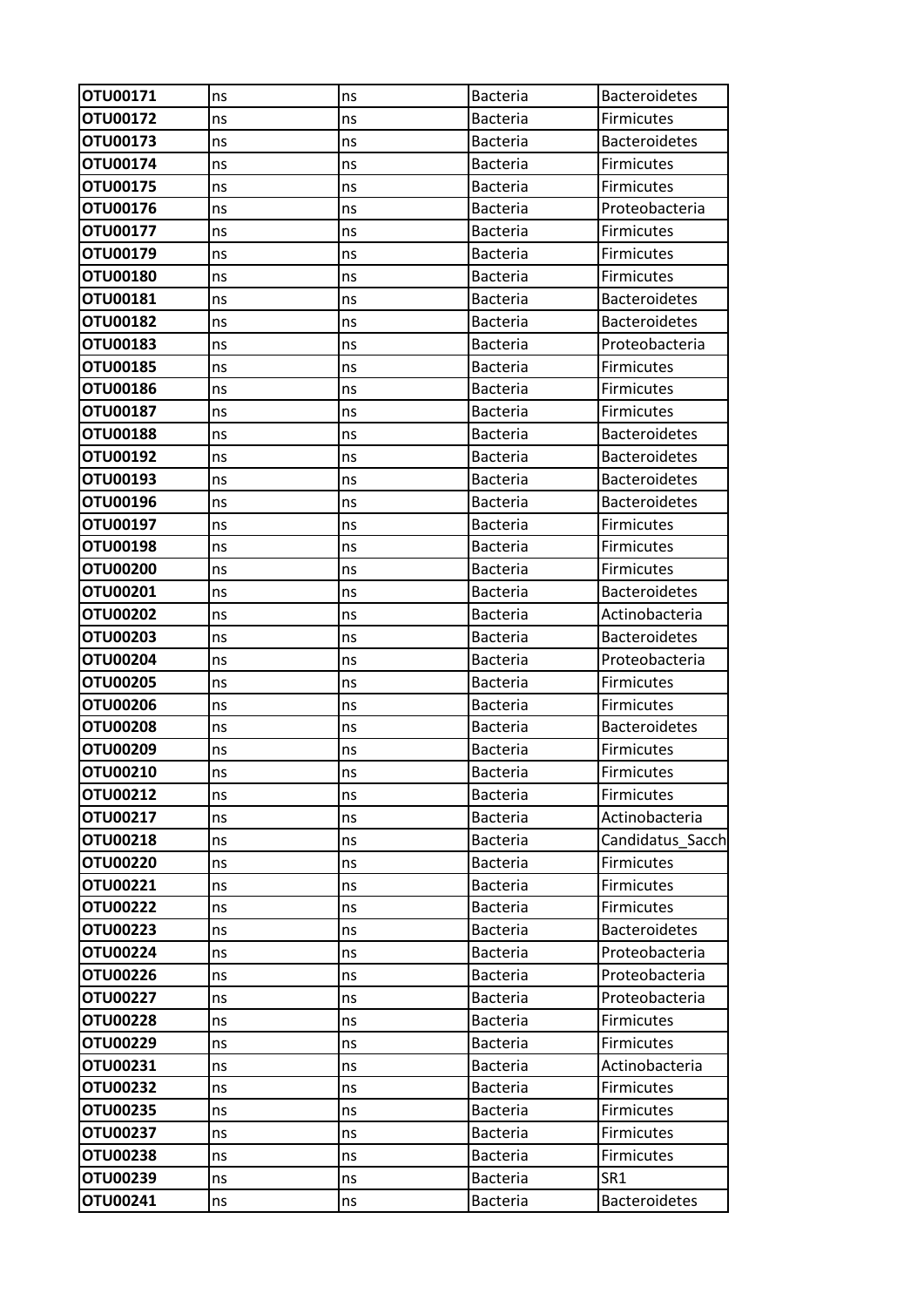| OTU00171 | ns | ns | Bacteria | Bacteroidetes |
|---|---|---|---|---|
| OTU00172 | ns | ns | Bacteria | Firmicutes |
| OTU00173 | ns | ns | Bacteria | Bacteroidetes |
| OTU00174 | ns | ns | Bacteria | Firmicutes |
| OTU00175 | ns | ns | Bacteria | Firmicutes |
| OTU00176 | ns | ns | Bacteria | Proteobacteria |
| OTU00177 | ns | ns | Bacteria | Firmicutes |
| OTU00179 | ns | ns | Bacteria | Firmicutes |
| OTU00180 | ns | ns | Bacteria | Firmicutes |
| OTU00181 | ns | ns | Bacteria | Bacteroidetes |
| OTU00182 | ns | ns | Bacteria | Bacteroidetes |
| OTU00183 | ns | ns | Bacteria | Proteobacteria |
| OTU00185 | ns | ns | Bacteria | Firmicutes |
| OTU00186 | ns | ns | Bacteria | Firmicutes |
| OTU00187 | ns | ns | Bacteria | Firmicutes |
| OTU00188 | ns | ns | Bacteria | Bacteroidetes |
| OTU00192 | ns | ns | Bacteria | Bacteroidetes |
| OTU00193 | ns | ns | Bacteria | Bacteroidetes |
| OTU00196 | ns | ns | Bacteria | Bacteroidetes |
| OTU00197 | ns | ns | Bacteria | Firmicutes |
| OTU00198 | ns | ns | Bacteria | Firmicutes |
| OTU00200 | ns | ns | Bacteria | Firmicutes |
| OTU00201 | ns | ns | Bacteria | Bacteroidetes |
| OTU00202 | ns | ns | Bacteria | Actinobacteria |
| OTU00203 | ns | ns | Bacteria | Bacteroidetes |
| OTU00204 | ns | ns | Bacteria | Proteobacteria |
| OTU00205 | ns | ns | Bacteria | Firmicutes |
| OTU00206 | ns | ns | Bacteria | Firmicutes |
| OTU00208 | ns | ns | Bacteria | Bacteroidetes |
| OTU00209 | ns | ns | Bacteria | Firmicutes |
| OTU00210 | ns | ns | Bacteria | Firmicutes |
| OTU00212 | ns | ns | Bacteria | Firmicutes |
| OTU00217 | ns | ns | Bacteria | Actinobacteria |
| OTU00218 | ns | ns | Bacteria | Candidatus_Sacch |
| OTU00220 | ns | ns | Bacteria | Firmicutes |
| OTU00221 | ns | ns | Bacteria | Firmicutes |
| OTU00222 | ns | ns | Bacteria | Firmicutes |
| OTU00223 | ns | ns | Bacteria | Bacteroidetes |
| OTU00224 | ns | ns | Bacteria | Proteobacteria |
| OTU00226 | ns | ns | Bacteria | Proteobacteria |
| OTU00227 | ns | ns | Bacteria | Proteobacteria |
| OTU00228 | ns | ns | Bacteria | Firmicutes |
| OTU00229 | ns | ns | Bacteria | Firmicutes |
| OTU00231 | ns | ns | Bacteria | Actinobacteria |
| OTU00232 | ns | ns | Bacteria | Firmicutes |
| OTU00235 | ns | ns | Bacteria | Firmicutes |
| OTU00237 | ns | ns | Bacteria | Firmicutes |
| OTU00238 | ns | ns | Bacteria | Firmicutes |
| OTU00239 | ns | ns | Bacteria | SR1 |
| OTU00241 | ns | ns | Bacteria | Bacteroidetes |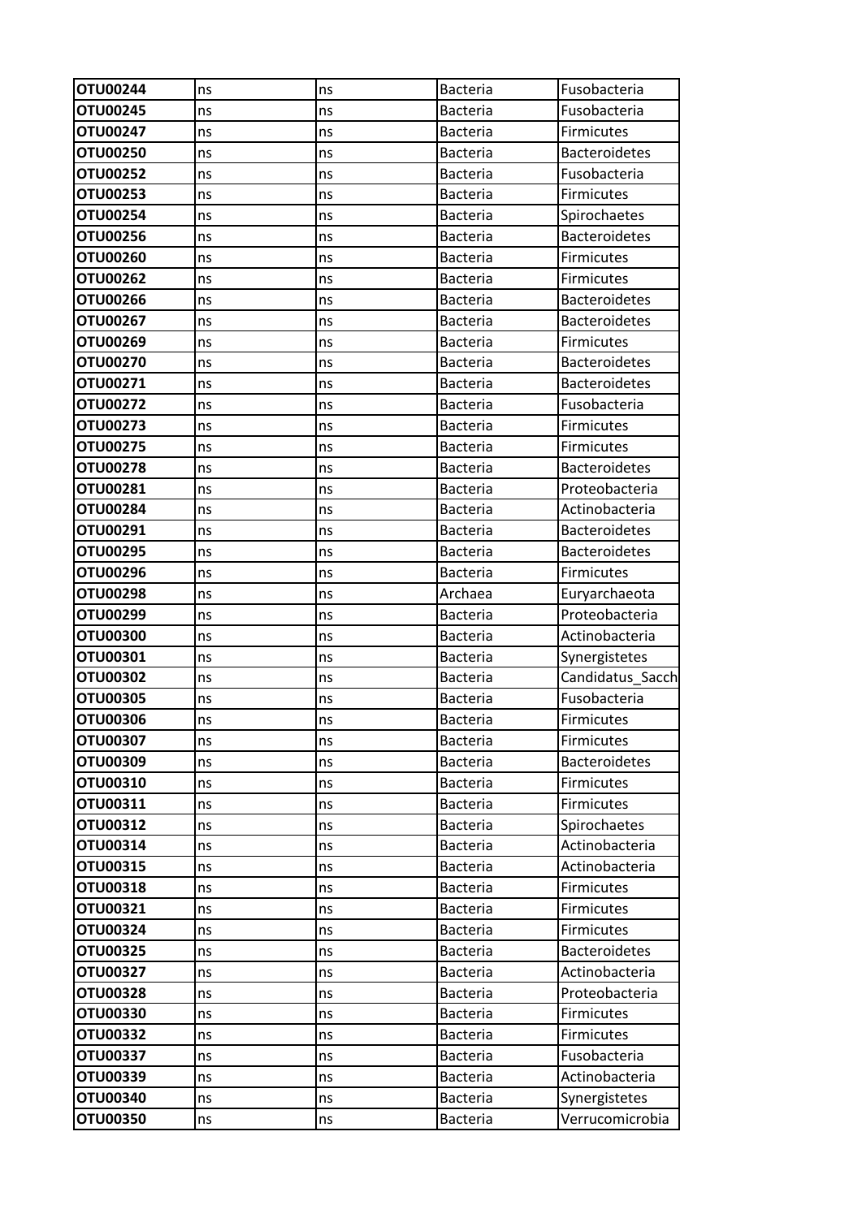| OTU00244 | ns | ns | Bacteria | Fusobacteria |
|---|---|---|---|---|
| OTU00245 | ns | ns | Bacteria | Fusobacteria |
| OTU00247 | ns | ns | Bacteria | Firmicutes |
| OTU00250 | ns | ns | Bacteria | Bacteroidetes |
| OTU00252 | ns | ns | Bacteria | Fusobacteria |
| OTU00253 | ns | ns | Bacteria | Firmicutes |
| OTU00254 | ns | ns | Bacteria | Spirochaetes |
| OTU00256 | ns | ns | Bacteria | Bacteroidetes |
| OTU00260 | ns | ns | Bacteria | Firmicutes |
| OTU00262 | ns | ns | Bacteria | Firmicutes |
| OTU00266 | ns | ns | Bacteria | Bacteroidetes |
| OTU00267 | ns | ns | Bacteria | Bacteroidetes |
| OTU00269 | ns | ns | Bacteria | Firmicutes |
| OTU00270 | ns | ns | Bacteria | Bacteroidetes |
| OTU00271 | ns | ns | Bacteria | Bacteroidetes |
| OTU00272 | ns | ns | Bacteria | Fusobacteria |
| OTU00273 | ns | ns | Bacteria | Firmicutes |
| OTU00275 | ns | ns | Bacteria | Firmicutes |
| OTU00278 | ns | ns | Bacteria | Bacteroidetes |
| OTU00281 | ns | ns | Bacteria | Proteobacteria |
| OTU00284 | ns | ns | Bacteria | Actinobacteria |
| OTU00291 | ns | ns | Bacteria | Bacteroidetes |
| OTU00295 | ns | ns | Bacteria | Bacteroidetes |
| OTU00296 | ns | ns | Bacteria | Firmicutes |
| OTU00298 | ns | ns | Archaea | Euryarchaeota |
| OTU00299 | ns | ns | Bacteria | Proteobacteria |
| OTU00300 | ns | ns | Bacteria | Actinobacteria |
| OTU00301 | ns | ns | Bacteria | Synergistetes |
| OTU00302 | ns | ns | Bacteria | Candidatus_Sacch |
| OTU00305 | ns | ns | Bacteria | Fusobacteria |
| OTU00306 | ns | ns | Bacteria | Firmicutes |
| OTU00307 | ns | ns | Bacteria | Firmicutes |
| OTU00309 | ns | ns | Bacteria | Bacteroidetes |
| OTU00310 | ns | ns | Bacteria | Firmicutes |
| OTU00311 | ns | ns | Bacteria | Firmicutes |
| OTU00312 | ns | ns | Bacteria | Spirochaetes |
| OTU00314 | ns | ns | Bacteria | Actinobacteria |
| OTU00315 | ns | ns | Bacteria | Actinobacteria |
| OTU00318 | ns | ns | Bacteria | Firmicutes |
| OTU00321 | ns | ns | Bacteria | Firmicutes |
| OTU00324 | ns | ns | Bacteria | Firmicutes |
| OTU00325 | ns | ns | Bacteria | Bacteroidetes |
| OTU00327 | ns | ns | Bacteria | Actinobacteria |
| OTU00328 | ns | ns | Bacteria | Proteobacteria |
| OTU00330 | ns | ns | Bacteria | Firmicutes |
| OTU00332 | ns | ns | Bacteria | Firmicutes |
| OTU00337 | ns | ns | Bacteria | Fusobacteria |
| OTU00339 | ns | ns | Bacteria | Actinobacteria |
| OTU00340 | ns | ns | Bacteria | Synergistetes |
| OTU00350 | ns | ns | Bacteria | Verrucomicrobia |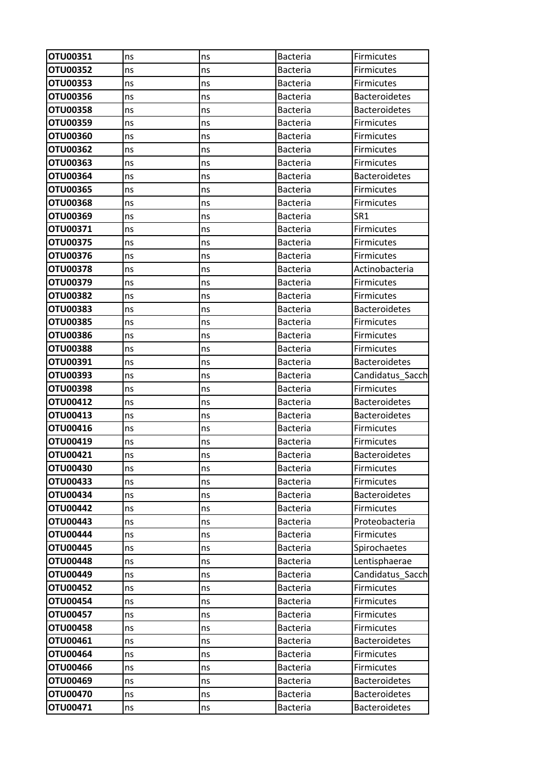| OTU00351 | ns | ns | Bacteria | Firmicutes |
|---|---|---|---|---|
| OTU00352 | ns | ns | Bacteria | Firmicutes |
| OTU00353 | ns | ns | Bacteria | Firmicutes |
| OTU00356 | ns | ns | Bacteria | Bacteroidetes |
| OTU00358 | ns | ns | Bacteria | Bacteroidetes |
| OTU00359 | ns | ns | Bacteria | Firmicutes |
| OTU00360 | ns | ns | Bacteria | Firmicutes |
| OTU00362 | ns | ns | Bacteria | Firmicutes |
| OTU00363 | ns | ns | Bacteria | Firmicutes |
| OTU00364 | ns | ns | Bacteria | Bacteroidetes |
| OTU00365 | ns | ns | Bacteria | Firmicutes |
| OTU00368 | ns | ns | Bacteria | Firmicutes |
| OTU00369 | ns | ns | Bacteria | SR1 |
| OTU00371 | ns | ns | Bacteria | Firmicutes |
| OTU00375 | ns | ns | Bacteria | Firmicutes |
| OTU00376 | ns | ns | Bacteria | Firmicutes |
| OTU00378 | ns | ns | Bacteria | Actinobacteria |
| OTU00379 | ns | ns | Bacteria | Firmicutes |
| OTU00382 | ns | ns | Bacteria | Firmicutes |
| OTU00383 | ns | ns | Bacteria | Bacteroidetes |
| OTU00385 | ns | ns | Bacteria | Firmicutes |
| OTU00386 | ns | ns | Bacteria | Firmicutes |
| OTU00388 | ns | ns | Bacteria | Firmicutes |
| OTU00391 | ns | ns | Bacteria | Bacteroidetes |
| OTU00393 | ns | ns | Bacteria | Candidatus_Sacch |
| OTU00398 | ns | ns | Bacteria | Firmicutes |
| OTU00412 | ns | ns | Bacteria | Bacteroidetes |
| OTU00413 | ns | ns | Bacteria | Bacteroidetes |
| OTU00416 | ns | ns | Bacteria | Firmicutes |
| OTU00419 | ns | ns | Bacteria | Firmicutes |
| OTU00421 | ns | ns | Bacteria | Bacteroidetes |
| OTU00430 | ns | ns | Bacteria | Firmicutes |
| OTU00433 | ns | ns | Bacteria | Firmicutes |
| OTU00434 | ns | ns | Bacteria | Bacteroidetes |
| OTU00442 | ns | ns | Bacteria | Firmicutes |
| OTU00443 | ns | ns | Bacteria | Proteobacteria |
| OTU00444 | ns | ns | Bacteria | Firmicutes |
| OTU00445 | ns | ns | Bacteria | Spirochaetes |
| OTU00448 | ns | ns | Bacteria | Lentisphaerae |
| OTU00449 | ns | ns | Bacteria | Candidatus_Sacch |
| OTU00452 | ns | ns | Bacteria | Firmicutes |
| OTU00454 | ns | ns | Bacteria | Firmicutes |
| OTU00457 | ns | ns | Bacteria | Firmicutes |
| OTU00458 | ns | ns | Bacteria | Firmicutes |
| OTU00461 | ns | ns | Bacteria | Bacteroidetes |
| OTU00464 | ns | ns | Bacteria | Firmicutes |
| OTU00466 | ns | ns | Bacteria | Firmicutes |
| OTU00469 | ns | ns | Bacteria | Bacteroidetes |
| OTU00470 | ns | ns | Bacteria | Bacteroidetes |
| OTU00471 | ns | ns | Bacteria | Bacteroidetes |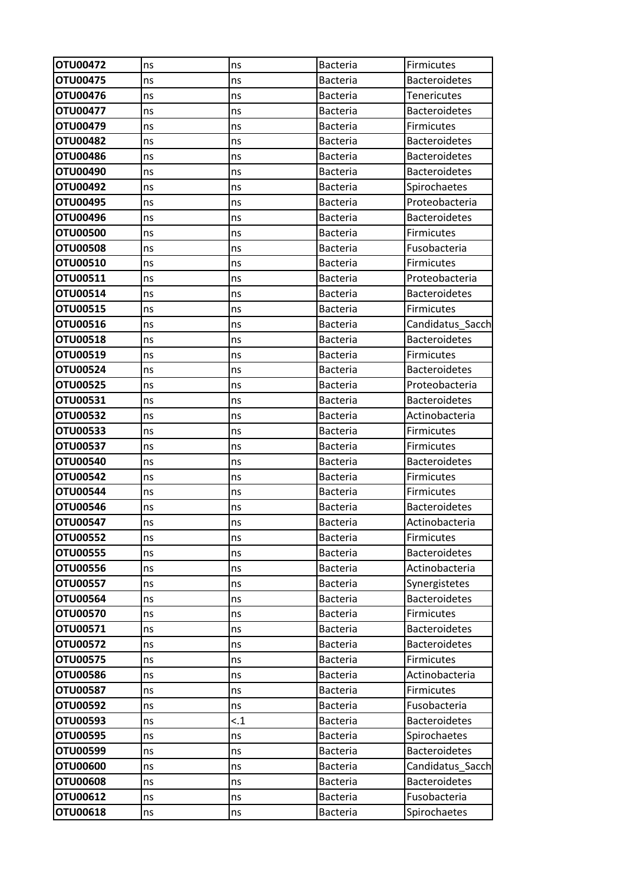| | | | | |
|---|---|---|---|---|
| **OTU00472** | ns | ns | Bacteria | Firmicutes |
| **OTU00475** | ns | ns | Bacteria | Bacteroidetes |
| **OTU00476** | ns | ns | Bacteria | Tenericutes |
| **OTU00477** | ns | ns | Bacteria | Bacteroidetes |
| **OTU00479** | ns | ns | Bacteria | Firmicutes |
| **OTU00482** | ns | ns | Bacteria | Bacteroidetes |
| **OTU00486** | ns | ns | Bacteria | Bacteroidetes |
| **OTU00490** | ns | ns | Bacteria | Bacteroidetes |
| **OTU00492** | ns | ns | Bacteria | Spirochaetes |
| **OTU00495** | ns | ns | Bacteria | Proteobacteria |
| **OTU00496** | ns | ns | Bacteria | Bacteroidetes |
| **OTU00500** | ns | ns | Bacteria | Firmicutes |
| **OTU00508** | ns | ns | Bacteria | Fusobacteria |
| **OTU00510** | ns | ns | Bacteria | Firmicutes |
| **OTU00511** | ns | ns | Bacteria | Proteobacteria |
| **OTU00514** | ns | ns | Bacteria | Bacteroidetes |
| **OTU00515** | ns | ns | Bacteria | Firmicutes |
| **OTU00516** | ns | ns | Bacteria | Candidatus_Sacch |
| **OTU00518** | ns | ns | Bacteria | Bacteroidetes |
| **OTU00519** | ns | ns | Bacteria | Firmicutes |
| **OTU00524** | ns | ns | Bacteria | Bacteroidetes |
| **OTU00525** | ns | ns | Bacteria | Proteobacteria |
| **OTU00531** | ns | ns | Bacteria | Bacteroidetes |
| **OTU00532** | ns | ns | Bacteria | Actinobacteria |
| **OTU00533** | ns | ns | Bacteria | Firmicutes |
| **OTU00537** | ns | ns | Bacteria | Firmicutes |
| **OTU00540** | ns | ns | Bacteria | Bacteroidetes |
| **OTU00542** | ns | ns | Bacteria | Firmicutes |
| **OTU00544** | ns | ns | Bacteria | Firmicutes |
| **OTU00546** | ns | ns | Bacteria | Bacteroidetes |
| **OTU00547** | ns | ns | Bacteria | Actinobacteria |
| **OTU00552** | ns | ns | Bacteria | Firmicutes |
| **OTU00555** | ns | ns | Bacteria | Bacteroidetes |
| **OTU00556** | ns | ns | Bacteria | Actinobacteria |
| **OTU00557** | ns | ns | Bacteria | Synergistetes |
| **OTU00564** | ns | ns | Bacteria | Bacteroidetes |
| **OTU00570** | ns | ns | Bacteria | Firmicutes |
| **OTU00571** | ns | ns | Bacteria | Bacteroidetes |
| **OTU00572** | ns | ns | Bacteria | Bacteroidetes |
| **OTU00575** | ns | ns | Bacteria | Firmicutes |
| **OTU00586** | ns | ns | Bacteria | Actinobacteria |
| **OTU00587** | ns | ns | Bacteria | Firmicutes |
| **OTU00592** | ns | ns | Bacteria | Fusobacteria |
| **OTU00593** | ns | <.1 | Bacteria | Bacteroidetes |
| **OTU00595** | ns | ns | Bacteria | Spirochaetes |
| **OTU00599** | ns | ns | Bacteria | Bacteroidetes |
| **OTU00600** | ns | ns | Bacteria | Candidatus_Sacch |
| **OTU00608** | ns | ns | Bacteria | Bacteroidetes |
| **OTU00612** | ns | ns | Bacteria | Fusobacteria |
| **OTU00618** | ns | ns | Bacteria | Spirochaetes |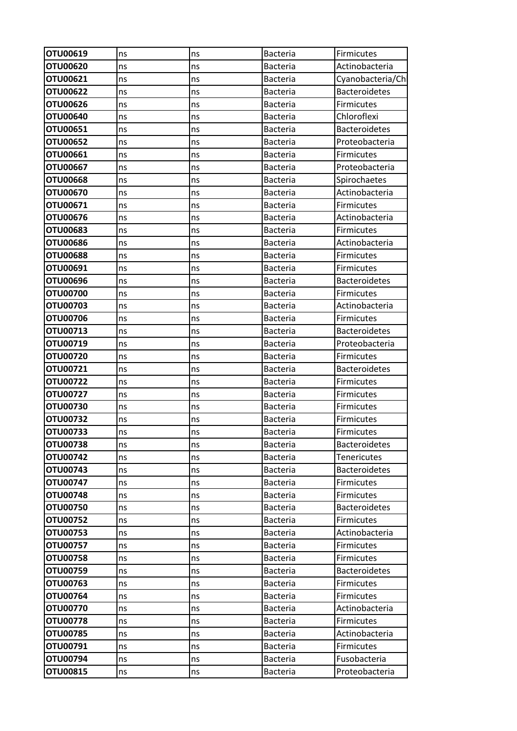| OTU00619 | ns | ns | Bacteria | Firmicutes |
|---|---|---|---|---|
| OTU00620 | ns | ns | Bacteria | Actinobacteria |
| OTU00621 | ns | ns | Bacteria | Cyanobacteria/Ch |
| OTU00622 | ns | ns | Bacteria | Bacteroidetes |
| OTU00626 | ns | ns | Bacteria | Firmicutes |
| OTU00640 | ns | ns | Bacteria | Chloroflexi |
| OTU00651 | ns | ns | Bacteria | Bacteroidetes |
| OTU00652 | ns | ns | Bacteria | Proteobacteria |
| OTU00661 | ns | ns | Bacteria | Firmicutes |
| OTU00667 | ns | ns | Bacteria | Proteobacteria |
| OTU00668 | ns | ns | Bacteria | Spirochaetes |
| OTU00670 | ns | ns | Bacteria | Actinobacteria |
| OTU00671 | ns | ns | Bacteria | Firmicutes |
| OTU00676 | ns | ns | Bacteria | Actinobacteria |
| OTU00683 | ns | ns | Bacteria | Firmicutes |
| OTU00686 | ns | ns | Bacteria | Actinobacteria |
| OTU00688 | ns | ns | Bacteria | Firmicutes |
| OTU00691 | ns | ns | Bacteria | Firmicutes |
| OTU00696 | ns | ns | Bacteria | Bacteroidetes |
| OTU00700 | ns | ns | Bacteria | Firmicutes |
| OTU00703 | ns | ns | Bacteria | Actinobacteria |
| OTU00706 | ns | ns | Bacteria | Firmicutes |
| OTU00713 | ns | ns | Bacteria | Bacteroidetes |
| OTU00719 | ns | ns | Bacteria | Proteobacteria |
| OTU00720 | ns | ns | Bacteria | Firmicutes |
| OTU00721 | ns | ns | Bacteria | Bacteroidetes |
| OTU00722 | ns | ns | Bacteria | Firmicutes |
| OTU00727 | ns | ns | Bacteria | Firmicutes |
| OTU00730 | ns | ns | Bacteria | Firmicutes |
| OTU00732 | ns | ns | Bacteria | Firmicutes |
| OTU00733 | ns | ns | Bacteria | Firmicutes |
| OTU00738 | ns | ns | Bacteria | Bacteroidetes |
| OTU00742 | ns | ns | Bacteria | Tenericutes |
| OTU00743 | ns | ns | Bacteria | Bacteroidetes |
| OTU00747 | ns | ns | Bacteria | Firmicutes |
| OTU00748 | ns | ns | Bacteria | Firmicutes |
| OTU00750 | ns | ns | Bacteria | Bacteroidetes |
| OTU00752 | ns | ns | Bacteria | Firmicutes |
| OTU00753 | ns | ns | Bacteria | Actinobacteria |
| OTU00757 | ns | ns | Bacteria | Firmicutes |
| OTU00758 | ns | ns | Bacteria | Firmicutes |
| OTU00759 | ns | ns | Bacteria | Bacteroidetes |
| OTU00763 | ns | ns | Bacteria | Firmicutes |
| OTU00764 | ns | ns | Bacteria | Firmicutes |
| OTU00770 | ns | ns | Bacteria | Actinobacteria |
| OTU00778 | ns | ns | Bacteria | Firmicutes |
| OTU00785 | ns | ns | Bacteria | Actinobacteria |
| OTU00791 | ns | ns | Bacteria | Firmicutes |
| OTU00794 | ns | ns | Bacteria | Fusobacteria |
| OTU00815 | ns | ns | Bacteria | Proteobacteria |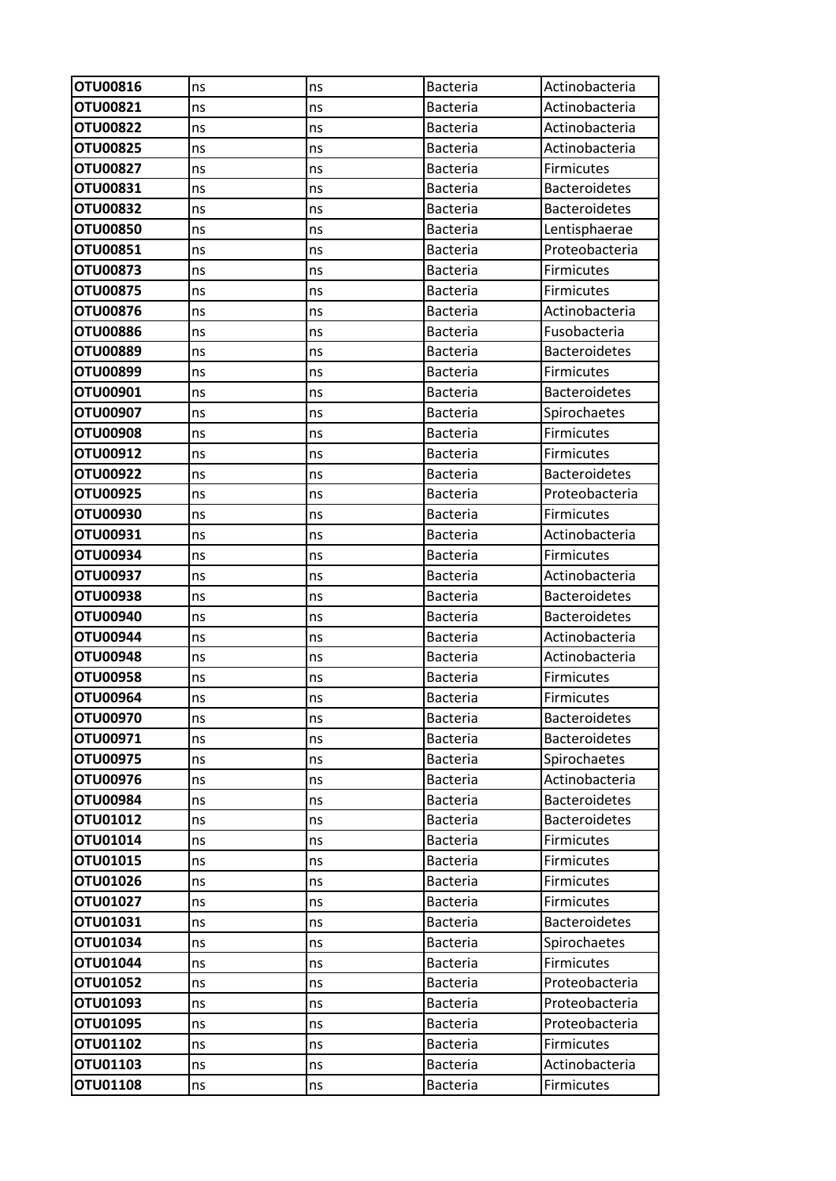| | | | | |
|---|---|---|---|---|
| **OTU00816** | ns | ns | Bacteria | Actinobacteria |
| **OTU00821** | ns | ns | Bacteria | Actinobacteria |
| **OTU00822** | ns | ns | Bacteria | Actinobacteria |
| **OTU00825** | ns | ns | Bacteria | Actinobacteria |
| **OTU00827** | ns | ns | Bacteria | Firmicutes |
| **OTU00831** | ns | ns | Bacteria | Bacteroidetes |
| **OTU00832** | ns | ns | Bacteria | Bacteroidetes |
| **OTU00850** | ns | ns | Bacteria | Lentisphaerae |
| **OTU00851** | ns | ns | Bacteria | Proteobacteria |
| **OTU00873** | ns | ns | Bacteria | Firmicutes |
| **OTU00875** | ns | ns | Bacteria | Firmicutes |
| **OTU00876** | ns | ns | Bacteria | Actinobacteria |
| **OTU00886** | ns | ns | Bacteria | Fusobacteria |
| **OTU00889** | ns | ns | Bacteria | Bacteroidetes |
| **OTU00899** | ns | ns | Bacteria | Firmicutes |
| **OTU00901** | ns | ns | Bacteria | Bacteroidetes |
| **OTU00907** | ns | ns | Bacteria | Spirochaetes |
| **OTU00908** | ns | ns | Bacteria | Firmicutes |
| **OTU00912** | ns | ns | Bacteria | Firmicutes |
| **OTU00922** | ns | ns | Bacteria | Bacteroidetes |
| **OTU00925** | ns | ns | Bacteria | Proteobacteria |
| **OTU00930** | ns | ns | Bacteria | Firmicutes |
| **OTU00931** | ns | ns | Bacteria | Actinobacteria |
| **OTU00934** | ns | ns | Bacteria | Firmicutes |
| **OTU00937** | ns | ns | Bacteria | Actinobacteria |
| **OTU00938** | ns | ns | Bacteria | Bacteroidetes |
| **OTU00940** | ns | ns | Bacteria | Bacteroidetes |
| **OTU00944** | ns | ns | Bacteria | Actinobacteria |
| **OTU00948** | ns | ns | Bacteria | Actinobacteria |
| **OTU00958** | ns | ns | Bacteria | Firmicutes |
| **OTU00964** | ns | ns | Bacteria | Firmicutes |
| **OTU00970** | ns | ns | Bacteria | Bacteroidetes |
| **OTU00971** | ns | ns | Bacteria | Bacteroidetes |
| **OTU00975** | ns | ns | Bacteria | Spirochaetes |
| **OTU00976** | ns | ns | Bacteria | Actinobacteria |
| **OTU00984** | ns | ns | Bacteria | Bacteroidetes |
| **OTU01012** | ns | ns | Bacteria | Bacteroidetes |
| **OTU01014** | ns | ns | Bacteria | Firmicutes |
| **OTU01015** | ns | ns | Bacteria | Firmicutes |
| **OTU01026** | ns | ns | Bacteria | Firmicutes |
| **OTU01027** | ns | ns | Bacteria | Firmicutes |
| **OTU01031** | ns | ns | Bacteria | Bacteroidetes |
| **OTU01034** | ns | ns | Bacteria | Spirochaetes |
| **OTU01044** | ns | ns | Bacteria | Firmicutes |
| **OTU01052** | ns | ns | Bacteria | Proteobacteria |
| **OTU01093** | ns | ns | Bacteria | Proteobacteria |
| **OTU01095** | ns | ns | Bacteria | Proteobacteria |
| **OTU01102** | ns | ns | Bacteria | Firmicutes |
| **OTU01103** | ns | ns | Bacteria | Actinobacteria |
| **OTU01108** | ns | ns | Bacteria | Firmicutes |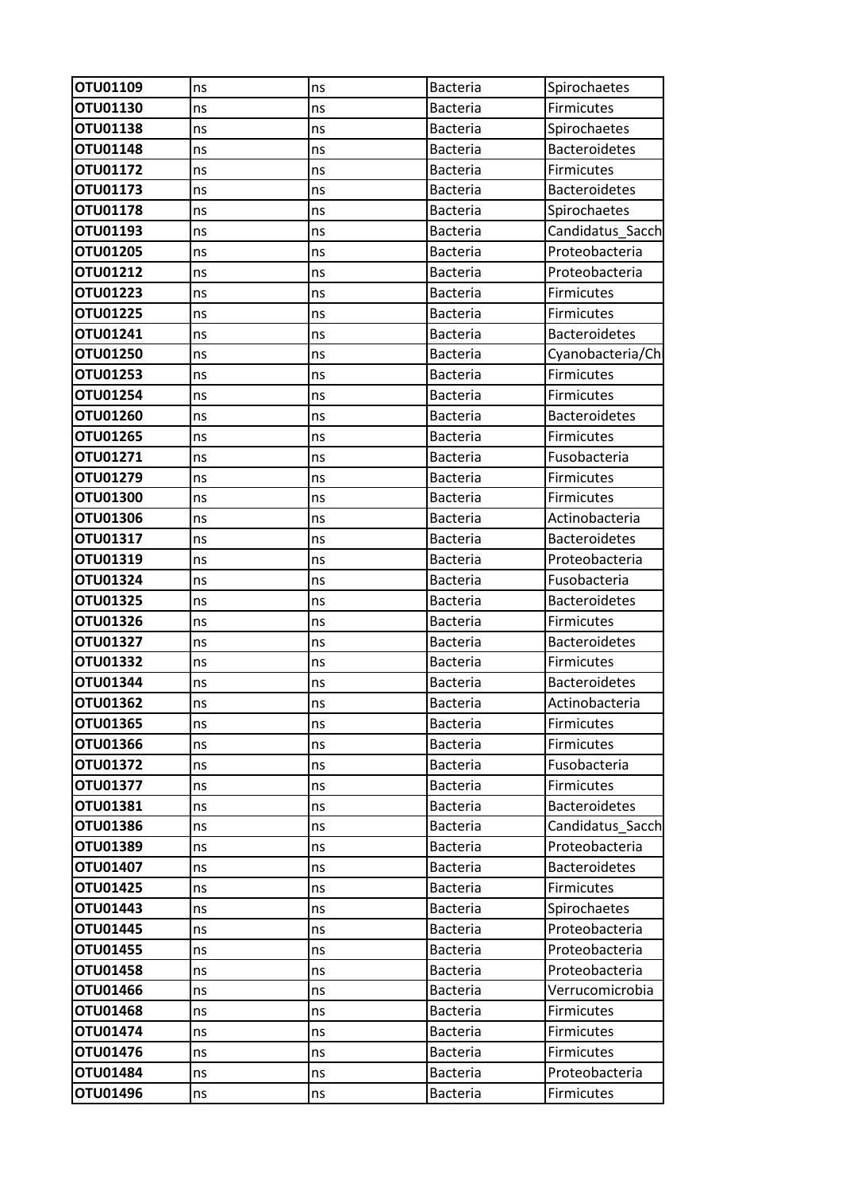| OTU01109 | ns | ns | Bacteria | Spirochaetes |
|---|---|---|---|---|
| OTU01130 | ns | ns | Bacteria | Firmicutes |
| OTU01138 | ns | ns | Bacteria | Spirochaetes |
| OTU01148 | ns | ns | Bacteria | Bacteroidetes |
| OTU01172 | ns | ns | Bacteria | Firmicutes |
| OTU01173 | ns | ns | Bacteria | Bacteroidetes |
| OTU01178 | ns | ns | Bacteria | Spirochaetes |
| OTU01193 | ns | ns | Bacteria | Candidatus_Sacch |
| OTU01205 | ns | ns | Bacteria | Proteobacteria |
| OTU01212 | ns | ns | Bacteria | Proteobacteria |
| OTU01223 | ns | ns | Bacteria | Firmicutes |
| OTU01225 | ns | ns | Bacteria | Firmicutes |
| OTU01241 | ns | ns | Bacteria | Bacteroidetes |
| OTU01250 | ns | ns | Bacteria | Cyanobacteria/Ch |
| OTU01253 | ns | ns | Bacteria | Firmicutes |
| OTU01254 | ns | ns | Bacteria | Firmicutes |
| OTU01260 | ns | ns | Bacteria | Bacteroidetes |
| OTU01265 | ns | ns | Bacteria | Firmicutes |
| OTU01271 | ns | ns | Bacteria | Fusobacteria |
| OTU01279 | ns | ns | Bacteria | Firmicutes |
| OTU01300 | ns | ns | Bacteria | Firmicutes |
| OTU01306 | ns | ns | Bacteria | Actinobacteria |
| OTU01317 | ns | ns | Bacteria | Bacteroidetes |
| OTU01319 | ns | ns | Bacteria | Proteobacteria |
| OTU01324 | ns | ns | Bacteria | Fusobacteria |
| OTU01325 | ns | ns | Bacteria | Bacteroidetes |
| OTU01326 | ns | ns | Bacteria | Firmicutes |
| OTU01327 | ns | ns | Bacteria | Bacteroidetes |
| OTU01332 | ns | ns | Bacteria | Firmicutes |
| OTU01344 | ns | ns | Bacteria | Bacteroidetes |
| OTU01362 | ns | ns | Bacteria | Actinobacteria |
| OTU01365 | ns | ns | Bacteria | Firmicutes |
| OTU01366 | ns | ns | Bacteria | Firmicutes |
| OTU01372 | ns | ns | Bacteria | Fusobacteria |
| OTU01377 | ns | ns | Bacteria | Firmicutes |
| OTU01381 | ns | ns | Bacteria | Bacteroidetes |
| OTU01386 | ns | ns | Bacteria | Candidatus_Sacch |
| OTU01389 | ns | ns | Bacteria | Proteobacteria |
| OTU01407 | ns | ns | Bacteria | Bacteroidetes |
| OTU01425 | ns | ns | Bacteria | Firmicutes |
| OTU01443 | ns | ns | Bacteria | Spirochaetes |
| OTU01445 | ns | ns | Bacteria | Proteobacteria |
| OTU01455 | ns | ns | Bacteria | Proteobacteria |
| OTU01458 | ns | ns | Bacteria | Proteobacteria |
| OTU01466 | ns | ns | Bacteria | Verrucomicrobia |
| OTU01468 | ns | ns | Bacteria | Firmicutes |
| OTU01474 | ns | ns | Bacteria | Firmicutes |
| OTU01476 | ns | ns | Bacteria | Firmicutes |
| OTU01484 | ns | ns | Bacteria | Proteobacteria |
| OTU01496 | ns | ns | Bacteria | Firmicutes |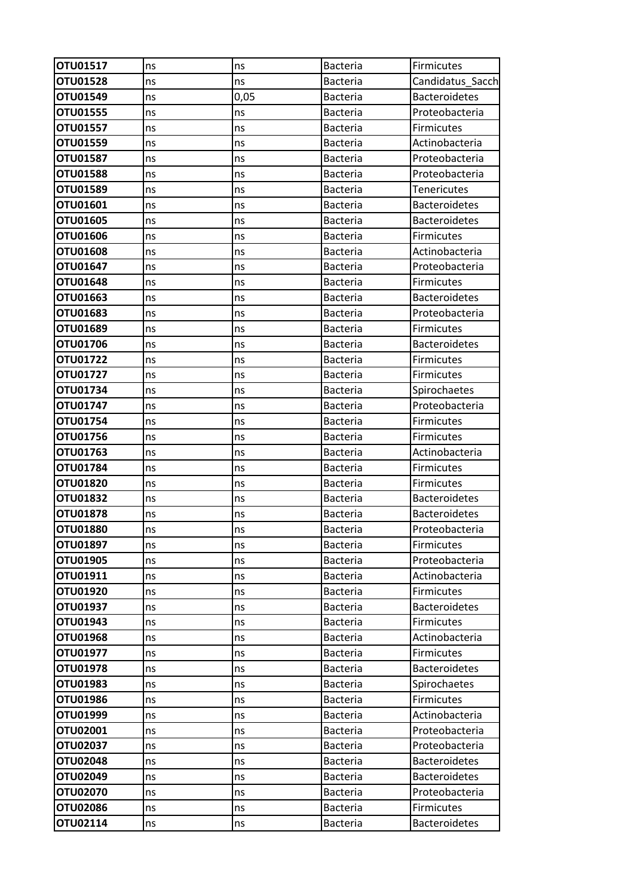| OTU01517 | ns | ns | Bacteria | Firmicutes |
|---|---|---|---|---|
| OTU01528 | ns | ns | Bacteria | Candidatus_Sacch |
| OTU01549 | ns | 0,05 | Bacteria | Bacteroidetes |
| OTU01555 | ns | ns | Bacteria | Proteobacteria |
| OTU01557 | ns | ns | Bacteria | Firmicutes |
| OTU01559 | ns | ns | Bacteria | Actinobacteria |
| OTU01587 | ns | ns | Bacteria | Proteobacteria |
| OTU01588 | ns | ns | Bacteria | Proteobacteria |
| OTU01589 | ns | ns | Bacteria | Tenericutes |
| OTU01601 | ns | ns | Bacteria | Bacteroidetes |
| OTU01605 | ns | ns | Bacteria | Bacteroidetes |
| OTU01606 | ns | ns | Bacteria | Firmicutes |
| OTU01608 | ns | ns | Bacteria | Actinobacteria |
| OTU01647 | ns | ns | Bacteria | Proteobacteria |
| OTU01648 | ns | ns | Bacteria | Firmicutes |
| OTU01663 | ns | ns | Bacteria | Bacteroidetes |
| OTU01683 | ns | ns | Bacteria | Proteobacteria |
| OTU01689 | ns | ns | Bacteria | Firmicutes |
| OTU01706 | ns | ns | Bacteria | Bacteroidetes |
| OTU01722 | ns | ns | Bacteria | Firmicutes |
| OTU01727 | ns | ns | Bacteria | Firmicutes |
| OTU01734 | ns | ns | Bacteria | Spirochaetes |
| OTU01747 | ns | ns | Bacteria | Proteobacteria |
| OTU01754 | ns | ns | Bacteria | Firmicutes |
| OTU01756 | ns | ns | Bacteria | Firmicutes |
| OTU01763 | ns | ns | Bacteria | Actinobacteria |
| OTU01784 | ns | ns | Bacteria | Firmicutes |
| OTU01820 | ns | ns | Bacteria | Firmicutes |
| OTU01832 | ns | ns | Bacteria | Bacteroidetes |
| OTU01878 | ns | ns | Bacteria | Bacteroidetes |
| OTU01880 | ns | ns | Bacteria | Proteobacteria |
| OTU01897 | ns | ns | Bacteria | Firmicutes |
| OTU01905 | ns | ns | Bacteria | Proteobacteria |
| OTU01911 | ns | ns | Bacteria | Actinobacteria |
| OTU01920 | ns | ns | Bacteria | Firmicutes |
| OTU01937 | ns | ns | Bacteria | Bacteroidetes |
| OTU01943 | ns | ns | Bacteria | Firmicutes |
| OTU01968 | ns | ns | Bacteria | Actinobacteria |
| OTU01977 | ns | ns | Bacteria | Firmicutes |
| OTU01978 | ns | ns | Bacteria | Bacteroidetes |
| OTU01983 | ns | ns | Bacteria | Spirochaetes |
| OTU01986 | ns | ns | Bacteria | Firmicutes |
| OTU01999 | ns | ns | Bacteria | Actinobacteria |
| OTU02001 | ns | ns | Bacteria | Proteobacteria |
| OTU02037 | ns | ns | Bacteria | Proteobacteria |
| OTU02048 | ns | ns | Bacteria | Bacteroidetes |
| OTU02049 | ns | ns | Bacteria | Bacteroidetes |
| OTU02070 | ns | ns | Bacteria | Proteobacteria |
| OTU02086 | ns | ns | Bacteria | Firmicutes |
| OTU02114 | ns | ns | Bacteria | Bacteroidetes |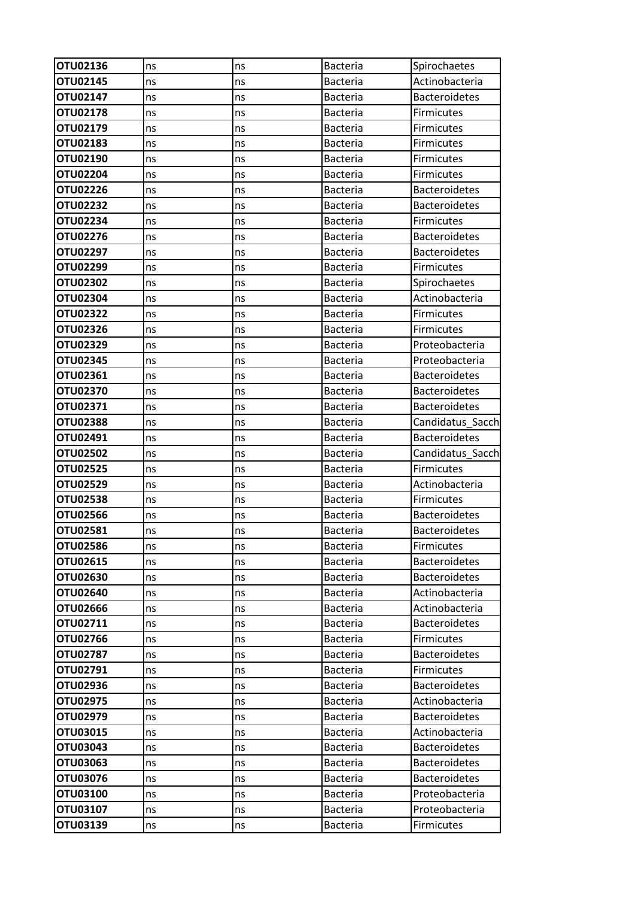| OTU02136 | ns | ns | Bacteria | Spirochaetes |
|---|---|---|---|---|
| OTU02145 | ns | ns | Bacteria | Actinobacteria |
| OTU02147 | ns | ns | Bacteria | Bacteroidetes |
| OTU02178 | ns | ns | Bacteria | Firmicutes |
| OTU02179 | ns | ns | Bacteria | Firmicutes |
| OTU02183 | ns | ns | Bacteria | Firmicutes |
| OTU02190 | ns | ns | Bacteria | Firmicutes |
| OTU02204 | ns | ns | Bacteria | Firmicutes |
| OTU02226 | ns | ns | Bacteria | Bacteroidetes |
| OTU02232 | ns | ns | Bacteria | Bacteroidetes |
| OTU02234 | ns | ns | Bacteria | Firmicutes |
| OTU02276 | ns | ns | Bacteria | Bacteroidetes |
| OTU02297 | ns | ns | Bacteria | Bacteroidetes |
| OTU02299 | ns | ns | Bacteria | Firmicutes |
| OTU02302 | ns | ns | Bacteria | Spirochaetes |
| OTU02304 | ns | ns | Bacteria | Actinobacteria |
| OTU02322 | ns | ns | Bacteria | Firmicutes |
| OTU02326 | ns | ns | Bacteria | Firmicutes |
| OTU02329 | ns | ns | Bacteria | Proteobacteria |
| OTU02345 | ns | ns | Bacteria | Proteobacteria |
| OTU02361 | ns | ns | Bacteria | Bacteroidetes |
| OTU02370 | ns | ns | Bacteria | Bacteroidetes |
| OTU02371 | ns | ns | Bacteria | Bacteroidetes |
| OTU02388 | ns | ns | Bacteria | Candidatus_Sacch |
| OTU02491 | ns | ns | Bacteria | Bacteroidetes |
| OTU02502 | ns | ns | Bacteria | Candidatus_Sacch |
| OTU02525 | ns | ns | Bacteria | Firmicutes |
| OTU02529 | ns | ns | Bacteria | Actinobacteria |
| OTU02538 | ns | ns | Bacteria | Firmicutes |
| OTU02566 | ns | ns | Bacteria | Bacteroidetes |
| OTU02581 | ns | ns | Bacteria | Bacteroidetes |
| OTU02586 | ns | ns | Bacteria | Firmicutes |
| OTU02615 | ns | ns | Bacteria | Bacteroidetes |
| OTU02630 | ns | ns | Bacteria | Bacteroidetes |
| OTU02640 | ns | ns | Bacteria | Actinobacteria |
| OTU02666 | ns | ns | Bacteria | Actinobacteria |
| OTU02711 | ns | ns | Bacteria | Bacteroidetes |
| OTU02766 | ns | ns | Bacteria | Firmicutes |
| OTU02787 | ns | ns | Bacteria | Bacteroidetes |
| OTU02791 | ns | ns | Bacteria | Firmicutes |
| OTU02936 | ns | ns | Bacteria | Bacteroidetes |
| OTU02975 | ns | ns | Bacteria | Actinobacteria |
| OTU02979 | ns | ns | Bacteria | Bacteroidetes |
| OTU03015 | ns | ns | Bacteria | Actinobacteria |
| OTU03043 | ns | ns | Bacteria | Bacteroidetes |
| OTU03063 | ns | ns | Bacteria | Bacteroidetes |
| OTU03076 | ns | ns | Bacteria | Bacteroidetes |
| OTU03100 | ns | ns | Bacteria | Proteobacteria |
| OTU03107 | ns | ns | Bacteria | Proteobacteria |
| OTU03139 | ns | ns | Bacteria | Firmicutes |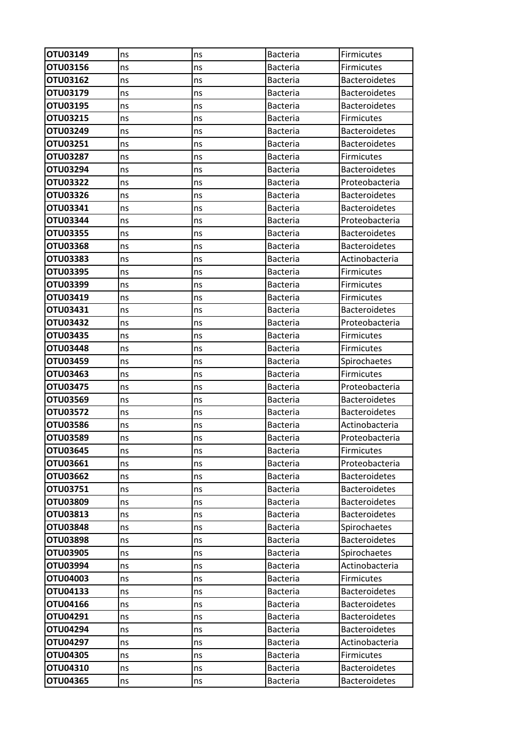| OTU03149 | ns | ns | Bacteria | Firmicutes |
|---|---|---|---|---|
| OTU03156 | ns | ns | Bacteria | Firmicutes |
| OTU03162 | ns | ns | Bacteria | Bacteroidetes |
| OTU03179 | ns | ns | Bacteria | Bacteroidetes |
| OTU03195 | ns | ns | Bacteria | Bacteroidetes |
| OTU03215 | ns | ns | Bacteria | Firmicutes |
| OTU03249 | ns | ns | Bacteria | Bacteroidetes |
| OTU03251 | ns | ns | Bacteria | Bacteroidetes |
| OTU03287 | ns | ns | Bacteria | Firmicutes |
| OTU03294 | ns | ns | Bacteria | Bacteroidetes |
| OTU03322 | ns | ns | Bacteria | Proteobacteria |
| OTU03326 | ns | ns | Bacteria | Bacteroidetes |
| OTU03341 | ns | ns | Bacteria | Bacteroidetes |
| OTU03344 | ns | ns | Bacteria | Proteobacteria |
| OTU03355 | ns | ns | Bacteria | Bacteroidetes |
| OTU03368 | ns | ns | Bacteria | Bacteroidetes |
| OTU03383 | ns | ns | Bacteria | Actinobacteria |
| OTU03395 | ns | ns | Bacteria | Firmicutes |
| OTU03399 | ns | ns | Bacteria | Firmicutes |
| OTU03419 | ns | ns | Bacteria | Firmicutes |
| OTU03431 | ns | ns | Bacteria | Bacteroidetes |
| OTU03432 | ns | ns | Bacteria | Proteobacteria |
| OTU03435 | ns | ns | Bacteria | Firmicutes |
| OTU03448 | ns | ns | Bacteria | Firmicutes |
| OTU03459 | ns | ns | Bacteria | Spirochaetes |
| OTU03463 | ns | ns | Bacteria | Firmicutes |
| OTU03475 | ns | ns | Bacteria | Proteobacteria |
| OTU03569 | ns | ns | Bacteria | Bacteroidetes |
| OTU03572 | ns | ns | Bacteria | Bacteroidetes |
| OTU03586 | ns | ns | Bacteria | Actinobacteria |
| OTU03589 | ns | ns | Bacteria | Proteobacteria |
| OTU03645 | ns | ns | Bacteria | Firmicutes |
| OTU03661 | ns | ns | Bacteria | Proteobacteria |
| OTU03662 | ns | ns | Bacteria | Bacteroidetes |
| OTU03751 | ns | ns | Bacteria | Bacteroidetes |
| OTU03809 | ns | ns | Bacteria | Bacteroidetes |
| OTU03813 | ns | ns | Bacteria | Bacteroidetes |
| OTU03848 | ns | ns | Bacteria | Spirochaetes |
| OTU03898 | ns | ns | Bacteria | Bacteroidetes |
| OTU03905 | ns | ns | Bacteria | Spirochaetes |
| OTU03994 | ns | ns | Bacteria | Actinobacteria |
| OTU04003 | ns | ns | Bacteria | Firmicutes |
| OTU04133 | ns | ns | Bacteria | Bacteroidetes |
| OTU04166 | ns | ns | Bacteria | Bacteroidetes |
| OTU04291 | ns | ns | Bacteria | Bacteroidetes |
| OTU04294 | ns | ns | Bacteria | Bacteroidetes |
| OTU04297 | ns | ns | Bacteria | Actinobacteria |
| OTU04305 | ns | ns | Bacteria | Firmicutes |
| OTU04310 | ns | ns | Bacteria | Bacteroidetes |
| OTU04365 | ns | ns | Bacteria | Bacteroidetes |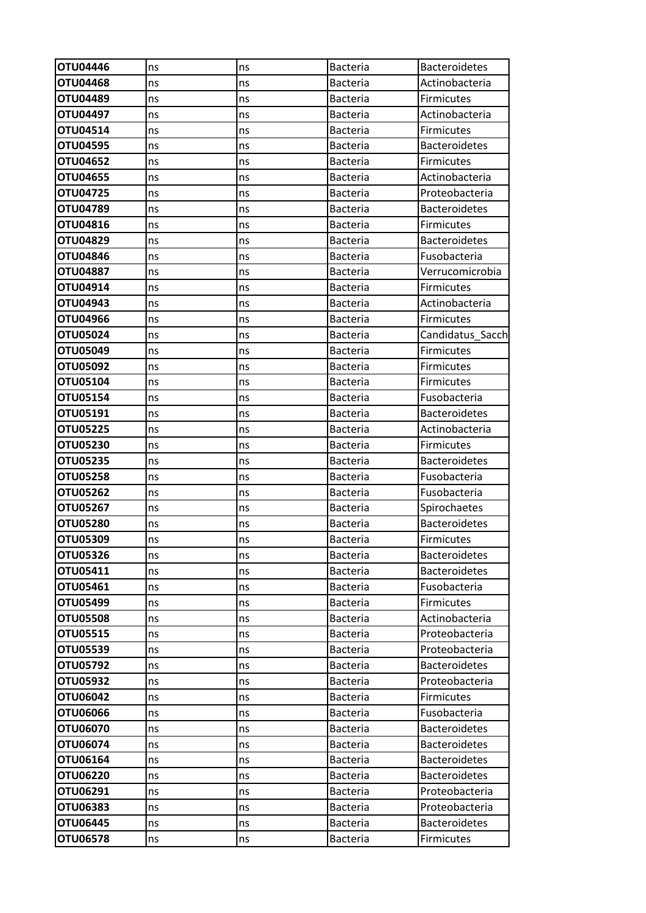| OTU04446 | ns | ns | Bacteria | Bacteroidetes |
|---|---|---|---|---|
| OTU04468 | ns | ns | Bacteria | Actinobacteria |
| OTU04489 | ns | ns | Bacteria | Firmicutes |
| OTU04497 | ns | ns | Bacteria | Actinobacteria |
| OTU04514 | ns | ns | Bacteria | Firmicutes |
| OTU04595 | ns | ns | Bacteria | Bacteroidetes |
| OTU04652 | ns | ns | Bacteria | Firmicutes |
| OTU04655 | ns | ns | Bacteria | Actinobacteria |
| OTU04725 | ns | ns | Bacteria | Proteobacteria |
| OTU04789 | ns | ns | Bacteria | Bacteroidetes |
| OTU04816 | ns | ns | Bacteria | Firmicutes |
| OTU04829 | ns | ns | Bacteria | Bacteroidetes |
| OTU04846 | ns | ns | Bacteria | Fusobacteria |
| OTU04887 | ns | ns | Bacteria | Verrucomicrobia |
| OTU04914 | ns | ns | Bacteria | Firmicutes |
| OTU04943 | ns | ns | Bacteria | Actinobacteria |
| OTU04966 | ns | ns | Bacteria | Firmicutes |
| OTU05024 | ns | ns | Bacteria | Candidatus_Sacch |
| OTU05049 | ns | ns | Bacteria | Firmicutes |
| OTU05092 | ns | ns | Bacteria | Firmicutes |
| OTU05104 | ns | ns | Bacteria | Firmicutes |
| OTU05154 | ns | ns | Bacteria | Fusobacteria |
| OTU05191 | ns | ns | Bacteria | Bacteroidetes |
| OTU05225 | ns | ns | Bacteria | Actinobacteria |
| OTU05230 | ns | ns | Bacteria | Firmicutes |
| OTU05235 | ns | ns | Bacteria | Bacteroidetes |
| OTU05258 | ns | ns | Bacteria | Fusobacteria |
| OTU05262 | ns | ns | Bacteria | Fusobacteria |
| OTU05267 | ns | ns | Bacteria | Spirochaetes |
| OTU05280 | ns | ns | Bacteria | Bacteroidetes |
| OTU05309 | ns | ns | Bacteria | Firmicutes |
| OTU05326 | ns | ns | Bacteria | Bacteroidetes |
| OTU05411 | ns | ns | Bacteria | Bacteroidetes |
| OTU05461 | ns | ns | Bacteria | Fusobacteria |
| OTU05499 | ns | ns | Bacteria | Firmicutes |
| OTU05508 | ns | ns | Bacteria | Actinobacteria |
| OTU05515 | ns | ns | Bacteria | Proteobacteria |
| OTU05539 | ns | ns | Bacteria | Proteobacteria |
| OTU05792 | ns | ns | Bacteria | Bacteroidetes |
| OTU05932 | ns | ns | Bacteria | Proteobacteria |
| OTU06042 | ns | ns | Bacteria | Firmicutes |
| OTU06066 | ns | ns | Bacteria | Fusobacteria |
| OTU06070 | ns | ns | Bacteria | Bacteroidetes |
| OTU06074 | ns | ns | Bacteria | Bacteroidetes |
| OTU06164 | ns | ns | Bacteria | Bacteroidetes |
| OTU06220 | ns | ns | Bacteria | Bacteroidetes |
| OTU06291 | ns | ns | Bacteria | Proteobacteria |
| OTU06383 | ns | ns | Bacteria | Proteobacteria |
| OTU06445 | ns | ns | Bacteria | Bacteroidetes |
| OTU06578 | ns | ns | Bacteria | Firmicutes |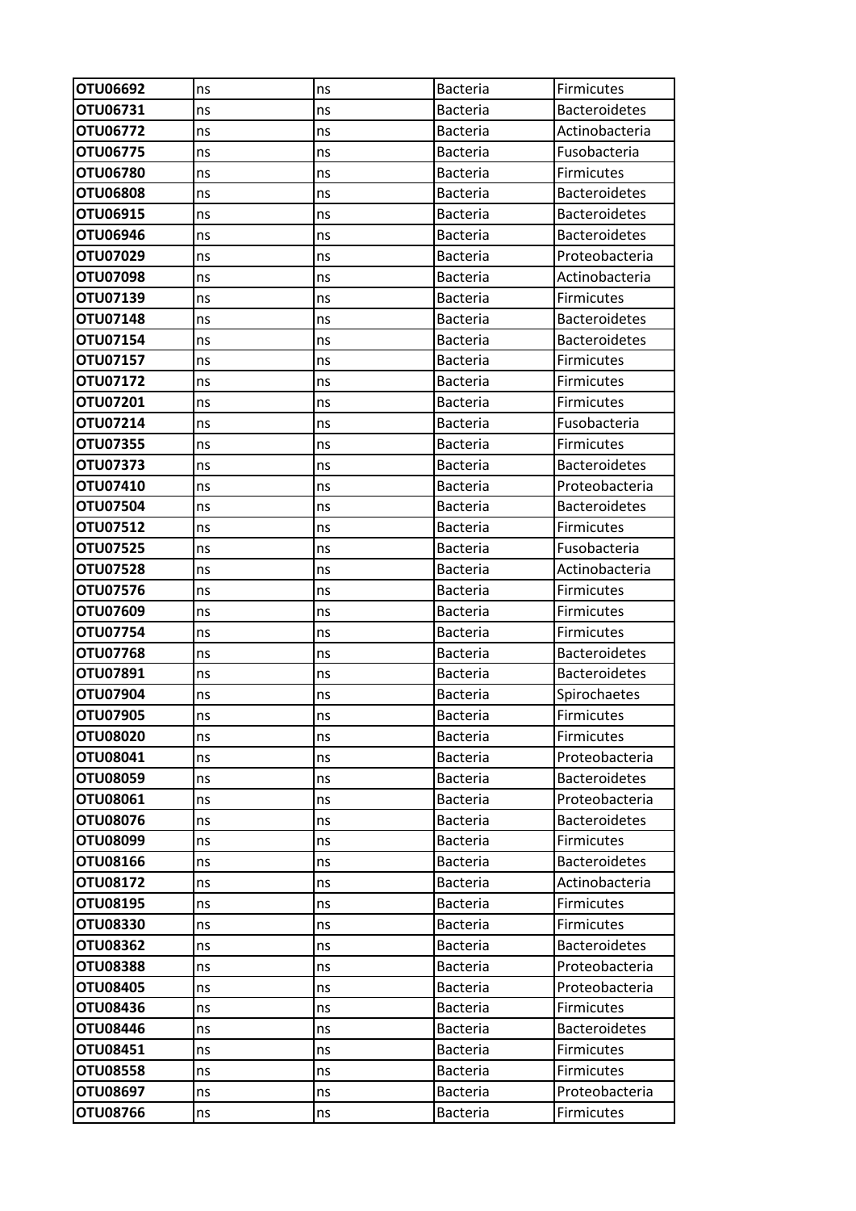| OTU06692 | ns | ns | Bacteria | Firmicutes |
|---|---|---|---|---|
| OTU06731 | ns | ns | Bacteria | Bacteroidetes |
| OTU06772 | ns | ns | Bacteria | Actinobacteria |
| OTU06775 | ns | ns | Bacteria | Fusobacteria |
| OTU06780 | ns | ns | Bacteria | Firmicutes |
| OTU06808 | ns | ns | Bacteria | Bacteroidetes |
| OTU06915 | ns | ns | Bacteria | Bacteroidetes |
| OTU06946 | ns | ns | Bacteria | Bacteroidetes |
| OTU07029 | ns | ns | Bacteria | Proteobacteria |
| OTU07098 | ns | ns | Bacteria | Actinobacteria |
| OTU07139 | ns | ns | Bacteria | Firmicutes |
| OTU07148 | ns | ns | Bacteria | Bacteroidetes |
| OTU07154 | ns | ns | Bacteria | Bacteroidetes |
| OTU07157 | ns | ns | Bacteria | Firmicutes |
| OTU07172 | ns | ns | Bacteria | Firmicutes |
| OTU07201 | ns | ns | Bacteria | Firmicutes |
| OTU07214 | ns | ns | Bacteria | Fusobacteria |
| OTU07355 | ns | ns | Bacteria | Firmicutes |
| OTU07373 | ns | ns | Bacteria | Bacteroidetes |
| OTU07410 | ns | ns | Bacteria | Proteobacteria |
| OTU07504 | ns | ns | Bacteria | Bacteroidetes |
| OTU07512 | ns | ns | Bacteria | Firmicutes |
| OTU07525 | ns | ns | Bacteria | Fusobacteria |
| OTU07528 | ns | ns | Bacteria | Actinobacteria |
| OTU07576 | ns | ns | Bacteria | Firmicutes |
| OTU07609 | ns | ns | Bacteria | Firmicutes |
| OTU07754 | ns | ns | Bacteria | Firmicutes |
| OTU07768 | ns | ns | Bacteria | Bacteroidetes |
| OTU07891 | ns | ns | Bacteria | Bacteroidetes |
| OTU07904 | ns | ns | Bacteria | Spirochaetes |
| OTU07905 | ns | ns | Bacteria | Firmicutes |
| OTU08020 | ns | ns | Bacteria | Firmicutes |
| OTU08041 | ns | ns | Bacteria | Proteobacteria |
| OTU08059 | ns | ns | Bacteria | Bacteroidetes |
| OTU08061 | ns | ns | Bacteria | Proteobacteria |
| OTU08076 | ns | ns | Bacteria | Bacteroidetes |
| OTU08099 | ns | ns | Bacteria | Firmicutes |
| OTU08166 | ns | ns | Bacteria | Bacteroidetes |
| OTU08172 | ns | ns | Bacteria | Actinobacteria |
| OTU08195 | ns | ns | Bacteria | Firmicutes |
| OTU08330 | ns | ns | Bacteria | Firmicutes |
| OTU08362 | ns | ns | Bacteria | Bacteroidetes |
| OTU08388 | ns | ns | Bacteria | Proteobacteria |
| OTU08405 | ns | ns | Bacteria | Proteobacteria |
| OTU08436 | ns | ns | Bacteria | Firmicutes |
| OTU08446 | ns | ns | Bacteria | Bacteroidetes |
| OTU08451 | ns | ns | Bacteria | Firmicutes |
| OTU08558 | ns | ns | Bacteria | Firmicutes |
| OTU08697 | ns | ns | Bacteria | Proteobacteria |
| OTU08766 | ns | ns | Bacteria | Firmicutes |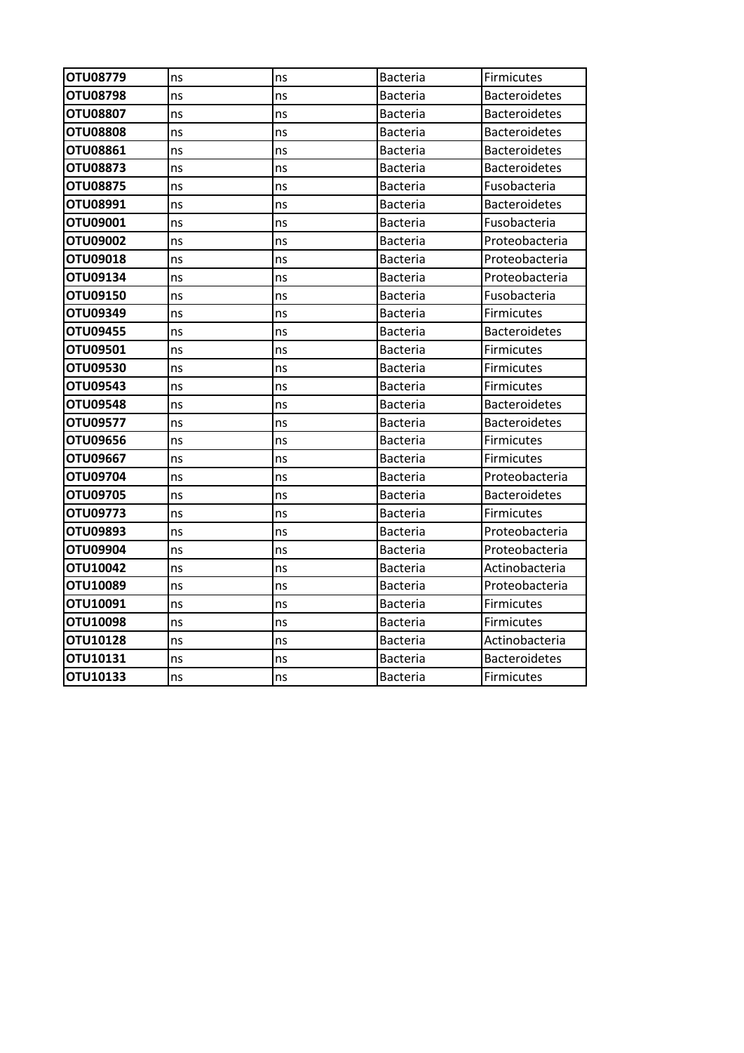| OTU08779 | ns | ns | Bacteria | Firmicutes |
|---|---|---|---|---|
| OTU08798 | ns | ns | Bacteria | Bacteroidetes |
| OTU08807 | ns | ns | Bacteria | Bacteroidetes |
| OTU08808 | ns | ns | Bacteria | Bacteroidetes |
| OTU08861 | ns | ns | Bacteria | Bacteroidetes |
| OTU08873 | ns | ns | Bacteria | Bacteroidetes |
| OTU08875 | ns | ns | Bacteria | Fusobacteria |
| OTU08991 | ns | ns | Bacteria | Bacteroidetes |
| OTU09001 | ns | ns | Bacteria | Fusobacteria |
| OTU09002 | ns | ns | Bacteria | Proteobacteria |
| OTU09018 | ns | ns | Bacteria | Proteobacteria |
| OTU09134 | ns | ns | Bacteria | Proteobacteria |
| OTU09150 | ns | ns | Bacteria | Fusobacteria |
| OTU09349 | ns | ns | Bacteria | Firmicutes |
| OTU09455 | ns | ns | Bacteria | Bacteroidetes |
| OTU09501 | ns | ns | Bacteria | Firmicutes |
| OTU09530 | ns | ns | Bacteria | Firmicutes |
| OTU09543 | ns | ns | Bacteria | Firmicutes |
| OTU09548 | ns | ns | Bacteria | Bacteroidetes |
| OTU09577 | ns | ns | Bacteria | Bacteroidetes |
| OTU09656 | ns | ns | Bacteria | Firmicutes |
| OTU09667 | ns | ns | Bacteria | Firmicutes |
| OTU09704 | ns | ns | Bacteria | Proteobacteria |
| OTU09705 | ns | ns | Bacteria | Bacteroidetes |
| OTU09773 | ns | ns | Bacteria | Firmicutes |
| OTU09893 | ns | ns | Bacteria | Proteobacteria |
| OTU09904 | ns | ns | Bacteria | Proteobacteria |
| OTU10042 | ns | ns | Bacteria | Actinobacteria |
| OTU10089 | ns | ns | Bacteria | Proteobacteria |
| OTU10091 | ns | ns | Bacteria | Firmicutes |
| OTU10098 | ns | ns | Bacteria | Firmicutes |
| OTU10128 | ns | ns | Bacteria | Actinobacteria |
| OTU10131 | ns | ns | Bacteria | Bacteroidetes |
| OTU10133 | ns | ns | Bacteria | Firmicutes |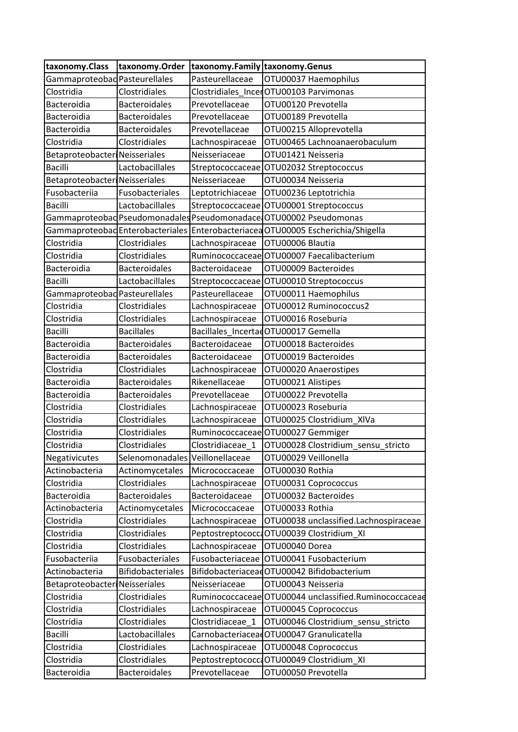| taxonomy.Class | taxonomy.Order | taxonomy.Family | taxonomy.Genus |
|---|---|---|---|
| Gammaproteobac | Pasteurellales | Pasteurellaceae | OTU00037 Haemophilus |
| Clostridia | Clostridiales | Clostridiales_Incer | OTU00103 Parvimonas |
| Bacteroidia | Bacteroidales | Prevotellaceae | OTU00120 Prevotella |
| Bacteroidia | Bacteroidales | Prevotellaceae | OTU00189 Prevotella |
| Bacteroidia | Bacteroidales | Prevotellaceae | OTU00215 Alloprevotella |
| Clostridia | Clostridiales | Lachnospiraceae | OTU00465 Lachnoanaerobaculum |
| Betaproteobacter | Neisseriales | Neisseriaceae | OTU01421 Neisseria |
| Bacilli | Lactobacillales | Streptococcaceae | OTU02032 Streptococcus |
| Betaproteobacter | Neisseriales | Neisseriaceae | OTU00034 Neisseria |
| Fusobacteriia | Fusobacteriales | Leptotrichiaceae | OTU00236 Leptotrichia |
| Bacilli | Lactobacillales | Streptococcaceae | OTU00001 Streptococcus |
| Gammaproteobac | Pseudomonadales | Pseudomonadace | OTU00002 Pseudomonas |
| Gammaproteobac | Enterobacteriales | Enterobacteriacea | OTU00005 Escherichia/Shigella |
| Clostridia | Clostridiales | Lachnospiraceae | OTU00006 Blautia |
| Clostridia | Clostridiales | Ruminococcaceae | OTU00007 Faecalibacterium |
| Bacteroidia | Bacteroidales | Bacteroidaceae | OTU00009 Bacteroides |
| Bacilli | Lactobacillales | Streptococcaceae | OTU00010 Streptococcus |
| Gammaproteobac | Pasteurellales | Pasteurellaceae | OTU00011 Haemophilus |
| Clostridia | Clostridiales | Lachnospiraceae | OTU00012 Ruminococcus2 |
| Clostridia | Clostridiales | Lachnospiraceae | OTU00016 Roseburia |
| Bacilli | Bacillales | Bacillales_Incertae | OTU00017 Gemella |
| Bacteroidia | Bacteroidales | Bacteroidaceae | OTU00018 Bacteroides |
| Bacteroidia | Bacteroidales | Bacteroidaceae | OTU00019 Bacteroides |
| Clostridia | Clostridiales | Lachnospiraceae | OTU00020 Anaerostipes |
| Bacteroidia | Bacteroidales | Rikenellaceae | OTU00021 Alistipes |
| Bacteroidia | Bacteroidales | Prevotellaceae | OTU00022 Prevotella |
| Clostridia | Clostridiales | Lachnospiraceae | OTU00023 Roseburia |
| Clostridia | Clostridiales | Lachnospiraceae | OTU00025 Clostridium_XlVa |
| Clostridia | Clostridiales | Ruminococcaceae | OTU00027 Gemmiger |
| Clostridia | Clostridiales | Clostridiaceae_1 | OTU00028 Clostridium_sensu_stricto |
| Negativicutes | Selenomonadales | Veillonellaceae | OTU00029 Veillonella |
| Actinobacteria | Actinomycetales | Micrococcaceae | OTU00030 Rothia |
| Clostridia | Clostridiales | Lachnospiraceae | OTU00031 Coprococcus |
| Bacteroidia | Bacteroidales | Bacteroidaceae | OTU00032 Bacteroides |
| Actinobacteria | Actinomycetales | Micrococcaceae | OTU00033 Rothia |
| Clostridia | Clostridiales | Lachnospiraceae | OTU00038 unclassified.Lachnospiraceae |
| Clostridia | Clostridiales | Peptostreptococca | OTU00039 Clostridium_XI |
| Clostridia | Clostridiales | Lachnospiraceae | OTU00040 Dorea |
| Fusobacteriia | Fusobacteriales | Fusobacteriaceae | OTU00041 Fusobacterium |
| Actinobacteria | Bifidobacteriales | Bifidobacteriacea | OTU00042 Bifidobacterium |
| Betaproteobacter | Neisseriales | Neisseriaceae | OTU00043 Neisseria |
| Clostridia | Clostridiales | Ruminococcaceae | OTU00044 unclassified.Ruminococcaceae |
| Clostridia | Clostridiales | Lachnospiraceae | OTU00045 Coprococcus |
| Clostridia | Clostridiales | Clostridiaceae_1 | OTU00046 Clostridium_sensu_stricto |
| Bacilli | Lactobacillales | Carnobacteriaceae | OTU00047 Granulicatella |
| Clostridia | Clostridiales | Lachnospiraceae | OTU00048 Coprococcus |
| Clostridia | Clostridiales | Peptostreptococca | OTU00049 Clostridium_XI |
| Bacteroidia | Bacteroidales | Prevotellaceae | OTU00050 Prevotella |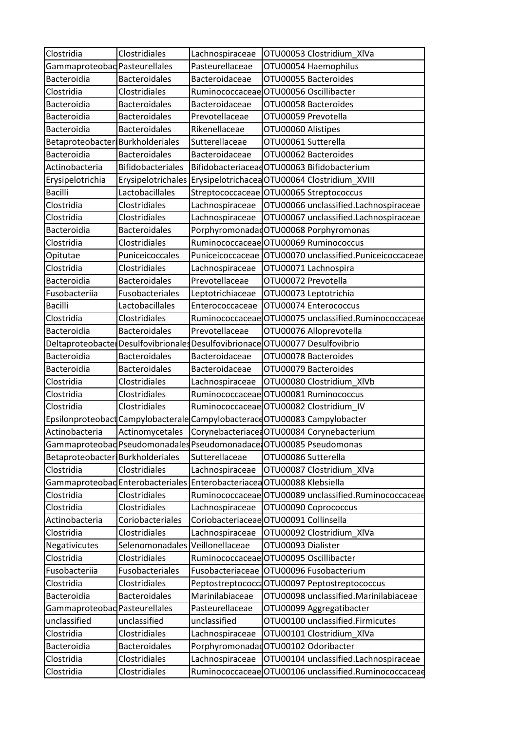| Clostridia | Clostridiales | Lachnospiraceae | OTU00053 Clostridium_XlVa |
|---|---|---|---|
| Gammaproteobac | Pasteurellales | Pasteurellaceae | OTU00054 Haemophilus |
| Bacteroidia | Bacteroidales | Bacteroidaceae | OTU00055 Bacteroides |
| Clostridia | Clostridiales | Ruminococcaceae | OTU00056 Oscillibacter |
| Bacteroidia | Bacteroidales | Bacteroidaceae | OTU00058 Bacteroides |
| Bacteroidia | Bacteroidales | Prevotellaceae | OTU00059 Prevotella |
| Bacteroidia | Bacteroidales | Rikenellaceae | OTU00060 Alistipes |
| Betaproteobacter | Burkholderiales | Sutterellaceae | OTU00061 Sutterella |
| Bacteroidia | Bacteroidales | Bacteroidaceae | OTU00062 Bacteroides |
| Actinobacteria | Bifidobacteriales | Bifidobacteriaceae | OTU00063 Bifidobacterium |
| Erysipelotrichia | Erysipelotrichales | Erysipelotrichacea | OTU00064 Clostridium_XVIII |
| Bacilli | Lactobacillales | Streptococcaceae | OTU00065 Streptococcus |
| Clostridia | Clostridiales | Lachnospiraceae | OTU00066 unclassified.Lachnospiraceae |
| Clostridia | Clostridiales | Lachnospiraceae | OTU00067 unclassified.Lachnospiraceae |
| Bacteroidia | Bacteroidales | Porphyromonadac | OTU00068 Porphyromonas |
| Clostridia | Clostridiales | Ruminococcaceae | OTU00069 Ruminococcus |
| Opitutae | Puniceicoccales | Puniceicoccaceae | OTU00070 unclassified.Puniceicoccaceae |
| Clostridia | Clostridiales | Lachnospiraceae | OTU00071 Lachnospira |
| Bacteroidia | Bacteroidales | Prevotellaceae | OTU00072 Prevotella |
| Fusobacteriia | Fusobacteriales | Leptotrichiaceae | OTU00073 Leptotrichia |
| Bacilli | Lactobacillales | Enterococcaceae | OTU00074 Enterococcus |
| Clostridia | Clostridiales | Ruminococcaceae | OTU00075 unclassified.Ruminococcaceae |
| Bacteroidia | Bacteroidales | Prevotellaceae | OTU00076 Alloprevotella |
| Deltaproteobacter | Desulfovibrionales | Desulfovibrionace | OTU00077 Desulfovibrio |
| Bacteroidia | Bacteroidales | Bacteroidaceae | OTU00078 Bacteroides |
| Bacteroidia | Bacteroidales | Bacteroidaceae | OTU00079 Bacteroides |
| Clostridia | Clostridiales | Lachnospiraceae | OTU00080 Clostridium_XlVb |
| Clostridia | Clostridiales | Ruminococcaceae | OTU00081 Ruminococcus |
| Clostridia | Clostridiales | Ruminococcaceae | OTU00082 Clostridium_IV |
| Epsilonproteobact | Campylobacterale | Campylobacterace | OTU00083 Campylobacter |
| Actinobacteria | Actinomycetales | Corynebacteriacea | OTU00084 Corynebacterium |
| Gammaproteobac | Pseudomonadales | Pseudomonadace | OTU00085 Pseudomonas |
| Betaproteobacter | Burkholderiales | Sutterellaceae | OTU00086 Sutterella |
| Clostridia | Clostridiales | Lachnospiraceae | OTU00087 Clostridium_XlVa |
| Gammaproteobac | Enterobacteriales | Enterobacteriacea | OTU00088 Klebsiella |
| Clostridia | Clostridiales | Ruminococcaceae | OTU00089 unclassified.Ruminococcaceae |
| Clostridia | Clostridiales | Lachnospiraceae | OTU00090 Coprococcus |
| Actinobacteria | Coriobacteriales | Coriobacteriaceae | OTU00091 Collinsella |
| Clostridia | Clostridiales | Lachnospiraceae | OTU00092 Clostridium_XlVa |
| Negativicutes | Selenomonadales | Veillonellaceae | OTU00093 Dialister |
| Clostridia | Clostridiales | Ruminococcaceae | OTU00095 Oscillibacter |
| Fusobacteriia | Fusobacteriales | Fusobacteriaceae | OTU00096 Fusobacterium |
| Clostridia | Clostridiales | Peptostreptococca | OTU00097 Peptostreptococcus |
| Bacteroidia | Bacteroidales | Marinilabiaceae | OTU00098 unclassified.Marinilabiaceae |
| Gammaproteobac | Pasteurellales | Pasteurellaceae | OTU00099 Aggregatibacter |
| unclassified | unclassified | unclassified | OTU00100 unclassified.Firmicutes |
| Clostridia | Clostridiales | Lachnospiraceae | OTU00101 Clostridium_XlVa |
| Bacteroidia | Bacteroidales | Porphyromonadac | OTU00102 Odoribacter |
| Clostridia | Clostridiales | Lachnospiraceae | OTU00104 unclassified.Lachnospiraceae |
| Clostridia | Clostridiales | Ruminococcaceae | OTU00106 unclassified.Ruminococcaceae |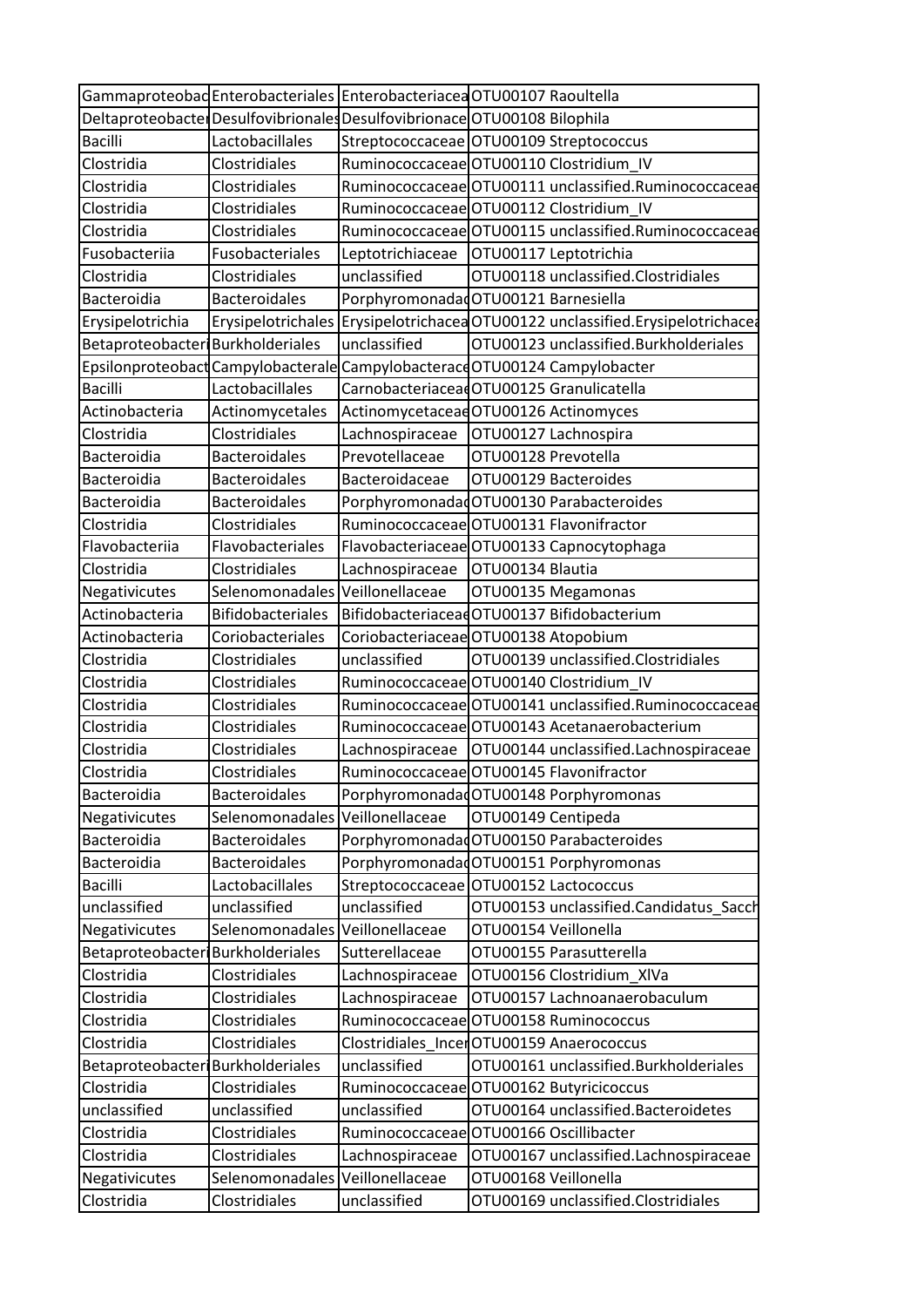| | | | |
|---|---|---|---|
| Gammaproteobac | Enterobacteriales | Enterobacteriacea | OTU00107 Raoultella |
| Deltaproteobacte | Desulfovibrionales | Desulfovibrionace | OTU00108 Bilophila |
| Bacilli | Lactobacillales | Streptococcaceae | OTU00109 Streptococcus |
| Clostridia | Clostridiales | Ruminococcaceae | OTU00110 Clostridium_IV |
| Clostridia | Clostridiales | Ruminococcaceae | OTU00111 unclassified.Ruminococcaceae |
| Clostridia | Clostridiales | Ruminococcaceae | OTU00112 Clostridium_IV |
| Clostridia | Clostridiales | Ruminococcaceae | OTU00115 unclassified.Ruminococcaceae |
| Fusobacteriia | Fusobacteriales | Leptotrichiaceae | OTU00117 Leptotrichia |
| Clostridia | Clostridiales | unclassified | OTU00118 unclassified.Clostridiales |
| Bacteroidia | Bacteroidales | Porphyromonada | OTU00121 Barnesiella |
| Erysipelotrichia | Erysipelotrichales | Erysipelotrichacea | OTU00122 unclassified.Erysipelotrichacea |
| Betaproteobacter | Burkholderiales | unclassified | OTU00123 unclassified.Burkholderiales |
| Epsilonproteobact | Campylobacterale | Campylobacterac | OTU00124 Campylobacter |
| Bacilli | Lactobacillales | Carnobacteriacea | OTU00125 Granulicatella |
| Actinobacteria | Actinomycetales | Actinomycetaceae | OTU00126 Actinomyces |
| Clostridia | Clostridiales | Lachnospiraceae | OTU00127 Lachnospira |
| Bacteroidia | Bacteroidales | Prevotellaceae | OTU00128 Prevotella |
| Bacteroidia | Bacteroidales | Bacteroidaceae | OTU00129 Bacteroides |
| Bacteroidia | Bacteroidales | Porphyromonada | OTU00130 Parabacteroides |
| Clostridia | Clostridiales | Ruminococcaceae | OTU00131 Flavonifractor |
| Flavobacteriia | Flavobacteriales | Flavobacteriaceae | OTU00133 Capnocytophaga |
| Clostridia | Clostridiales | Lachnospiraceae | OTU00134 Blautia |
| Negativicutes | Selenomonadales | Veillonellaceae | OTU00135 Megamonas |
| Actinobacteria | Bifidobacteriales | Bifidobacteriacea | OTU00137 Bifidobacterium |
| Actinobacteria | Coriobacteriales | Coriobacteriaceae | OTU00138 Atopobium |
| Clostridia | Clostridiales | unclassified | OTU00139 unclassified.Clostridiales |
| Clostridia | Clostridiales | Ruminococcaceae | OTU00140 Clostridium_IV |
| Clostridia | Clostridiales | Ruminococcaceae | OTU00141 unclassified.Ruminococcaceae |
| Clostridia | Clostridiales | Ruminococcaceae | OTU00143 Acetanaerobacterium |
| Clostridia | Clostridiales | Lachnospiraceae | OTU00144 unclassified.Lachnospiraceae |
| Clostridia | Clostridiales | Ruminococcaceae | OTU00145 Flavonifractor |
| Bacteroidia | Bacteroidales | Porphyromonada | OTU00148 Porphyromonas |
| Negativicutes | Selenomonadales | Veillonellaceae | OTU00149 Centipeda |
| Bacteroidia | Bacteroidales | Porphyromonada | OTU00150 Parabacteroides |
| Bacteroidia | Bacteroidales | Porphyromonada | OTU00151 Porphyromonas |
| Bacilli | Lactobacillales | Streptococcaceae | OTU00152 Lactococcus |
| unclassified | unclassified | unclassified | OTU00153 unclassified.Candidatus_Sacch |
| Negativicutes | Selenomonadales | Veillonellaceae | OTU00154 Veillonella |
| Betaproteobacter | Burkholderiales | Sutterellaceae | OTU00155 Parasutterella |
| Clostridia | Clostridiales | Lachnospiraceae | OTU00156 Clostridium_XlVa |
| Clostridia | Clostridiales | Lachnospiraceae | OTU00157 Lachnoanaerobaculum |
| Clostridia | Clostridiales | Ruminococcaceae | OTU00158 Ruminococcus |
| Clostridia | Clostridiales | Clostridiales_Incer | OTU00159 Anaerococcus |
| Betaproteobacter | Burkholderiales | unclassified | OTU00161 unclassified.Burkholderiales |
| Clostridia | Clostridiales | Ruminococcaceae | OTU00162 Butyricicoccus |
| unclassified | unclassified | unclassified | OTU00164 unclassified.Bacteroidetes |
| Clostridia | Clostridiales | Ruminococcaceae | OTU00166 Oscillibacter |
| Clostridia | Clostridiales | Lachnospiraceae | OTU00167 unclassified.Lachnospiraceae |
| Negativicutes | Selenomonadales | Veillonellaceae | OTU00168 Veillonella |
| Clostridia | Clostridiales | unclassified | OTU00169 unclassified.Clostridiales |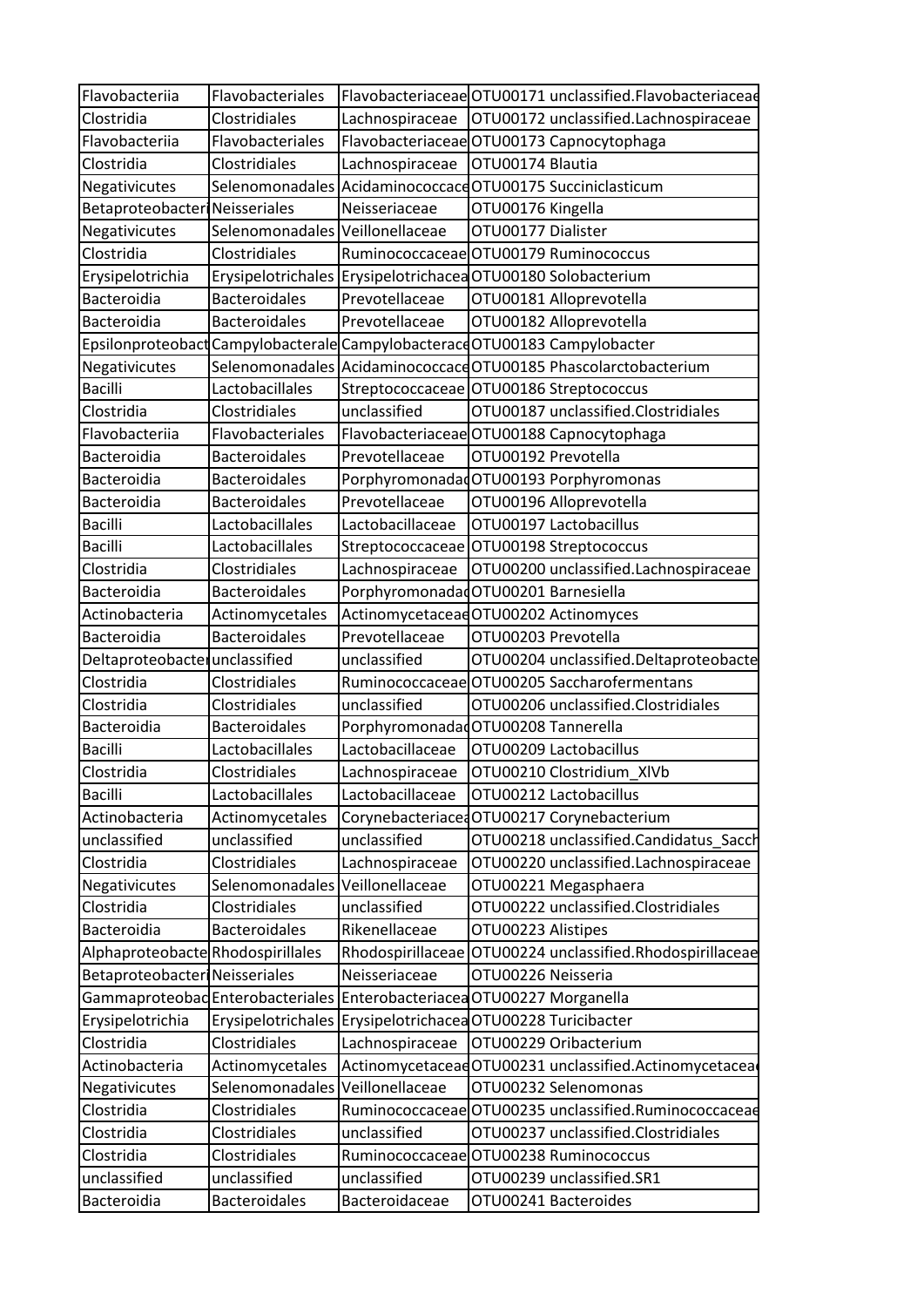| Flavobacteriia | Flavobacteriales | Flavobacteriaceae | OTU00171 unclassified.Flavobacteriaceae |
|---|---|---|---|
| Clostridia | Clostridiales | Lachnospiraceae | OTU00172 unclassified.Lachnospiraceae |
| Flavobacteriia | Flavobacteriales | Flavobacteriaceae | OTU00173 Capnocytophaga |
| Clostridia | Clostridiales | Lachnospiraceae | OTU00174 Blautia |
| Negativicutes | Selenomonadales | Acidaminococcace | OTU00175 Succiniclasticum |
| Betaproteobacteri | Neisseriales | Neisseriaceae | OTU00176 Kingella |
| Negativicutes | Selenomonadales | Veillonellaceae | OTU00177 Dialister |
| Clostridia | Clostridiales | Ruminococcaceae | OTU00179 Ruminococcus |
| Erysipelotrichia | Erysipelotrichales | Erysipelotrichacea | OTU00180 Solobacterium |
| Bacteroidia | Bacteroidales | Prevotellaceae | OTU00181 Alloprevotella |
| Bacteroidia | Bacteroidales | Prevotellaceae | OTU00182 Alloprevotella |
| Epsilonproteobact | Campylobacterale | Campylobacterace | OTU00183 Campylobacter |
| Negativicutes | Selenomonadales | Acidaminococcace | OTU00185 Phascolarctobacterium |
| Bacilli | Lactobacillales | Streptococcaceae | OTU00186 Streptococcus |
| Clostridia | Clostridiales | unclassified | OTU00187 unclassified.Clostridiales |
| Flavobacteriia | Flavobacteriales | Flavobacteriaceae | OTU00188 Capnocytophaga |
| Bacteroidia | Bacteroidales | Prevotellaceae | OTU00192 Prevotella |
| Bacteroidia | Bacteroidales | Porphyromonadad | OTU00193 Porphyromonas |
| Bacteroidia | Bacteroidales | Prevotellaceae | OTU00196 Alloprevotella |
| Bacilli | Lactobacillales | Lactobacillaceae | OTU00197 Lactobacillus |
| Bacilli | Lactobacillales | Streptococcaceae | OTU00198 Streptococcus |
| Clostridia | Clostridiales | Lachnospiraceae | OTU00200 unclassified.Lachnospiraceae |
| Bacteroidia | Bacteroidales | Porphyromonadad | OTU00201 Barnesiella |
| Actinobacteria | Actinomycetales | Actinomycetaceae | OTU00202 Actinomyces |
| Bacteroidia | Bacteroidales | Prevotellaceae | OTU00203 Prevotella |
| Deltaproteobacter | unclassified | unclassified | OTU00204 unclassified.Deltaproteobacte |
| Clostridia | Clostridiales | Ruminococcaceae | OTU00205 Saccharofermentans |
| Clostridia | Clostridiales | unclassified | OTU00206 unclassified.Clostridiales |
| Bacteroidia | Bacteroidales | Porphyromonadad | OTU00208 Tannerella |
| Bacilli | Lactobacillales | Lactobacillaceae | OTU00209 Lactobacillus |
| Clostridia | Clostridiales | Lachnospiraceae | OTU00210 Clostridium_XlVb |
| Bacilli | Lactobacillales | Lactobacillaceae | OTU00212 Lactobacillus |
| Actinobacteria | Actinomycetales | Corynebacteriacea | OTU00217 Corynebacterium |
| unclassified | unclassified | unclassified | OTU00218 unclassified.Candidatus_Sacch |
| Clostridia | Clostridiales | Lachnospiraceae | OTU00220 unclassified.Lachnospiraceae |
| Negativicutes | Selenomonadales | Veillonellaceae | OTU00221 Megasphaera |
| Clostridia | Clostridiales | unclassified | OTU00222 unclassified.Clostridiales |
| Bacteroidia | Bacteroidales | Rikenellaceae | OTU00223 Alistipes |
| Alphaproteobacte | Rhodospirillales | Rhodospirillaceae | OTU00224 unclassified.Rhodospirillaceae |
| Betaproteobacteri | Neisseriales | Neisseriaceae | OTU00226 Neisseria |
| Gammaproteobac | Enterobacteriales | Enterobacteriacea | OTU00227 Morganella |
| Erysipelotrichia | Erysipelotrichales | Erysipelotrichacea | OTU00228 Turicibacter |
| Clostridia | Clostridiales | Lachnospiraceae | OTU00229 Oribacterium |
| Actinobacteria | Actinomycetales | Actinomycetaceae | OTU00231 unclassified.Actinomycetacea |
| Negativicutes | Selenomonadales | Veillonellaceae | OTU00232 Selenomonas |
| Clostridia | Clostridiales | Ruminococcaceae | OTU00235 unclassified.Ruminococcaceae |
| Clostridia | Clostridiales | unclassified | OTU00237 unclassified.Clostridiales |
| Clostridia | Clostridiales | Ruminococcaceae | OTU00238 Ruminococcus |
| unclassified | unclassified | unclassified | OTU00239 unclassified.SR1 |
| Bacteroidia | Bacteroidales | Bacteroidaceae | OTU00241 Bacteroides |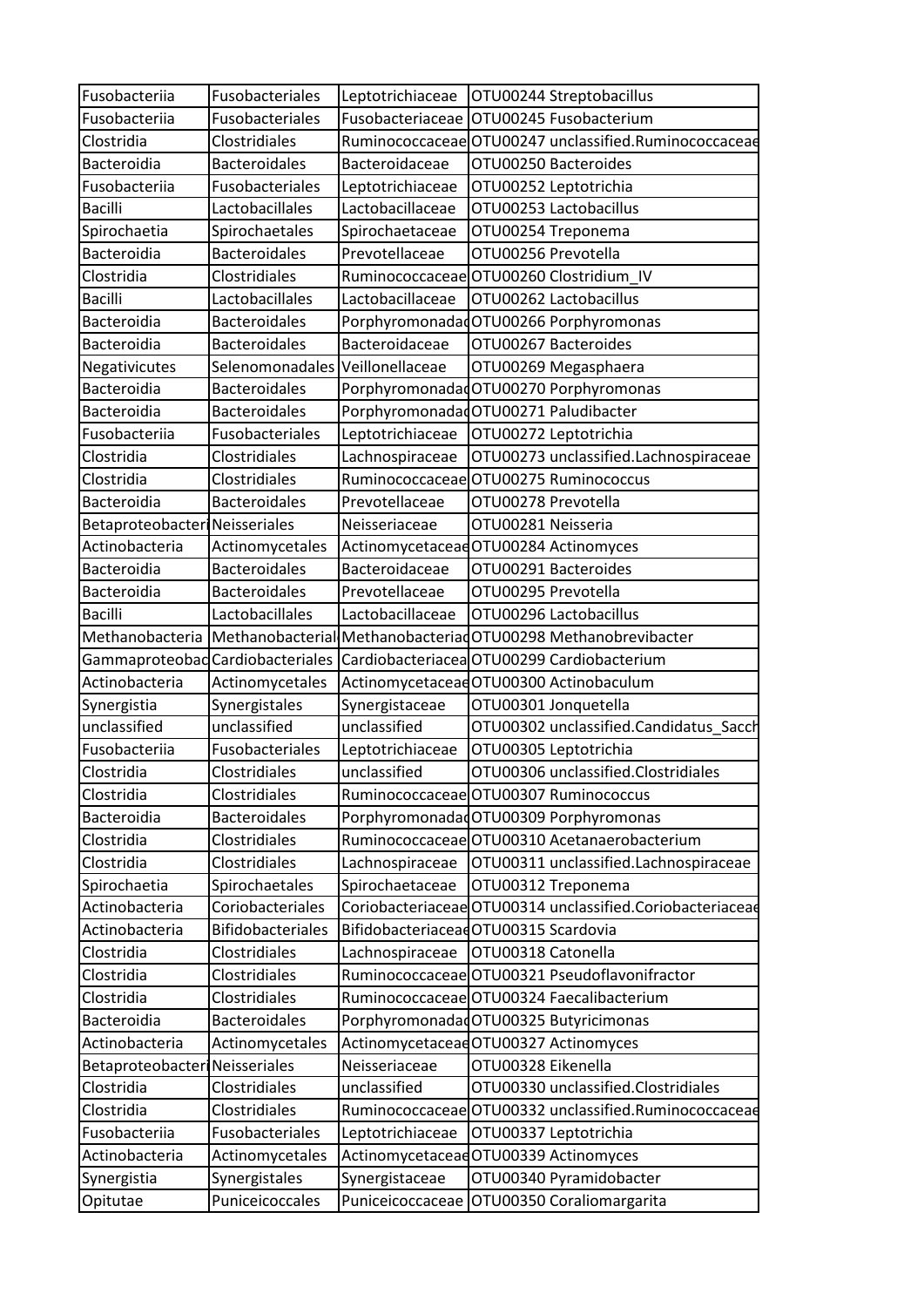| Fusobacteriia | Fusobacteriales | Leptotrichiaceae | OTU00244 Streptobacillus |
|---|---|---|---|
| Fusobacteriia | Fusobacteriales | Fusobacteriaceae | OTU00245 Fusobacterium |
| Clostridia | Clostridiales | Ruminococcaceae | OTU00247 unclassified.Ruminococcaceae |
| Bacteroidia | Bacteroidales | Bacteroidaceae | OTU00250 Bacteroides |
| Fusobacteriia | Fusobacteriales | Leptotrichiaceae | OTU00252 Leptotrichia |
| Bacilli | Lactobacillales | Lactobacillaceae | OTU00253 Lactobacillus |
| Spirochaetia | Spirochaetales | Spirochaetaceae | OTU00254 Treponema |
| Bacteroidia | Bacteroidales | Prevotellaceae | OTU00256 Prevotella |
| Clostridia | Clostridiales | Ruminococcaceae | OTU00260 Clostridium_IV |
| Bacilli | Lactobacillales | Lactobacillaceae | OTU00262 Lactobacillus |
| Bacteroidia | Bacteroidales | Porphyromonadac | OTU00266 Porphyromonas |
| Bacteroidia | Bacteroidales | Bacteroidaceae | OTU00267 Bacteroides |
| Negativicutes | Selenomonadales | Veillonellaceae | OTU00269 Megasphaera |
| Bacteroidia | Bacteroidales | Porphyromonadac | OTU00270 Porphyromonas |
| Bacteroidia | Bacteroidales | Porphyromonadac | OTU00271 Paludibacter |
| Fusobacteriia | Fusobacteriales | Leptotrichiaceae | OTU00272 Leptotrichia |
| Clostridia | Clostridiales | Lachnospiraceae | OTU00273 unclassified.Lachnospiraceae |
| Clostridia | Clostridiales | Ruminococcaceae | OTU00275 Ruminococcus |
| Bacteroidia | Bacteroidales | Prevotellaceae | OTU00278 Prevotella |
| Betaproteobacteri | Neisseriales | Neisseriaceae | OTU00281 Neisseria |
| Actinobacteria | Actinomycetales | Actinomycetaceae | OTU00284 Actinomyces |
| Bacteroidia | Bacteroidales | Bacteroidaceae | OTU00291 Bacteroides |
| Bacteroidia | Bacteroidales | Prevotellaceae | OTU00295 Prevotella |
| Bacilli | Lactobacillales | Lactobacillaceae | OTU00296 Lactobacillus |
| Methanobacteria | Methanobacterial | Methanobacteriac | OTU00298 Methanobrevibacter |
| Gammaproteobac | Cardiobacteriales | Cardiobacteriacea | OTU00299 Cardiobacterium |
| Actinobacteria | Actinomycetales | Actinomycetaceae | OTU00300 Actinobaculum |
| Synergistia | Synergistales | Synergistaceae | OTU00301 Jonquetella |
| unclassified | unclassified | unclassified | OTU00302 unclassified.Candidatus_Sacch |
| Fusobacteriia | Fusobacteriales | Leptotrichiaceae | OTU00305 Leptotrichia |
| Clostridia | Clostridiales | unclassified | OTU00306 unclassified.Clostridiales |
| Clostridia | Clostridiales | Ruminococcaceae | OTU00307 Ruminococcus |
| Bacteroidia | Bacteroidales | Porphyromonadac | OTU00309 Porphyromonas |
| Clostridia | Clostridiales | Ruminococcaceae | OTU00310 Acetanaerobacterium |
| Clostridia | Clostridiales | Lachnospiraceae | OTU00311 unclassified.Lachnospiraceae |
| Spirochaetia | Spirochaetales | Spirochaetaceae | OTU00312 Treponema |
| Actinobacteria | Coriobacteriales | Coriobacteriaceae | OTU00314 unclassified.Coriobacteriaceae |
| Actinobacteria | Bifidobacteriales | Bifidobacteriaceae | OTU00315 Scardovia |
| Clostridia | Clostridiales | Lachnospiraceae | OTU00318 Catonella |
| Clostridia | Clostridiales | Ruminococcaceae | OTU00321 Pseudoflavonifractor |
| Clostridia | Clostridiales | Ruminococcaceae | OTU00324 Faecalibacterium |
| Bacteroidia | Bacteroidales | Porphyromonadac | OTU00325 Butyricimonas |
| Actinobacteria | Actinomycetales | Actinomycetaceae | OTU00327 Actinomyces |
| Betaproteobacteri | Neisseriales | Neisseriaceae | OTU00328 Eikenella |
| Clostridia | Clostridiales | unclassified | OTU00330 unclassified.Clostridiales |
| Clostridia | Clostridiales | Ruminococcaceae | OTU00332 unclassified.Ruminococcaceae |
| Fusobacteriia | Fusobacteriales | Leptotrichiaceae | OTU00337 Leptotrichia |
| Actinobacteria | Actinomycetales | Actinomycetaceae | OTU00339 Actinomyces |
| Synergistia | Synergistales | Synergistaceae | OTU00340 Pyramidobacter |
| Opitutae | Puniceicoccales | Puniceicoccaceae | OTU00350 Coraliomargarita |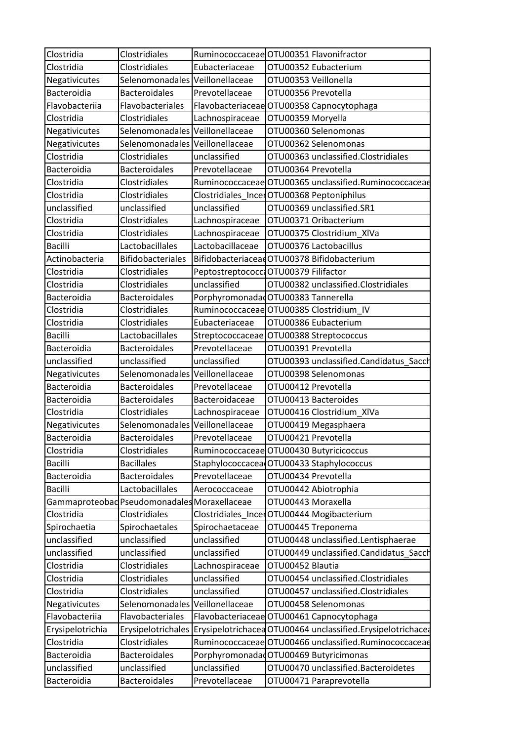| | | | |
|---|---|---|---|
| Clostridia | Clostridiales | Ruminococcaceae | OTU00351 Flavonifractor |
| Clostridia | Clostridiales | Eubacteriaceae | OTU00352 Eubacterium |
| Negativicutes | Selenomonadales | Veillonellaceae | OTU00353 Veillonella |
| Bacteroidia | Bacteroidales | Prevotellaceae | OTU00356 Prevotella |
| Flavobacteriia | Flavobacteriales | Flavobacteriaceae | OTU00358 Capnocytophaga |
| Clostridia | Clostridiales | Lachnospiraceae | OTU00359 Moryella |
| Negativicutes | Selenomonadales | Veillonellaceae | OTU00360 Selenomonas |
| Negativicutes | Selenomonadales | Veillonellaceae | OTU00362 Selenomonas |
| Clostridia | Clostridiales | unclassified | OTU00363 unclassified.Clostridiales |
| Bacteroidia | Bacteroidales | Prevotellaceae | OTU00364 Prevotella |
| Clostridia | Clostridiales | Ruminococcaceae | OTU00365 unclassified.Ruminococcaceae |
| Clostridia | Clostridiales | Clostridiales_Incer | OTU00368 Peptoniphilus |
| unclassified | unclassified | unclassified | OTU00369 unclassified.SR1 |
| Clostridia | Clostridiales | Lachnospiraceae | OTU00371 Oribacterium |
| Clostridia | Clostridiales | Lachnospiraceae | OTU00375 Clostridium_XlVa |
| Bacilli | Lactobacillales | Lactobacillaceae | OTU00376 Lactobacillus |
| Actinobacteria | Bifidobacteriales | Bifidobacteriaceae | OTU00378 Bifidobacterium |
| Clostridia | Clostridiales | Peptostreptococca | OTU00379 Filifactor |
| Clostridia | Clostridiales | unclassified | OTU00382 unclassified.Clostridiales |
| Bacteroidia | Bacteroidales | Porphyromonadac | OTU00383 Tannerella |
| Clostridia | Clostridiales | Ruminococcaceae | OTU00385 Clostridium_IV |
| Clostridia | Clostridiales | Eubacteriaceae | OTU00386 Eubacterium |
| Bacilli | Lactobacillales | Streptococcaceae | OTU00388 Streptococcus |
| Bacteroidia | Bacteroidales | Prevotellaceae | OTU00391 Prevotella |
| unclassified | unclassified | unclassified | OTU00393 unclassified.Candidatus_Sacch |
| Negativicutes | Selenomonadales | Veillonellaceae | OTU00398 Selenomonas |
| Bacteroidia | Bacteroidales | Prevotellaceae | OTU00412 Prevotella |
| Bacteroidia | Bacteroidales | Bacteroidaceae | OTU00413 Bacteroides |
| Clostridia | Clostridiales | Lachnospiraceae | OTU00416 Clostridium_XlVa |
| Negativicutes | Selenomonadales | Veillonellaceae | OTU00419 Megasphaera |
| Bacteroidia | Bacteroidales | Prevotellaceae | OTU00421 Prevotella |
| Clostridia | Clostridiales | Ruminococcaceae | OTU00430 Butyricicoccus |
| Bacilli | Bacillales | Staphylococcacea | OTU00433 Staphylococcus |
| Bacteroidia | Bacteroidales | Prevotellaceae | OTU00434 Prevotella |
| Bacilli | Lactobacillales | Aerococcaceae | OTU00442 Abiotrophia |
| Gammaproteobac | Pseudomonadales | Moraxellaceae | OTU00443 Moraxella |
| Clostridia | Clostridiales | Clostridiales_Incer | OTU00444 Mogibacterium |
| Spirochaetia | Spirochaetales | Spirochaetaceae | OTU00445 Treponema |
| unclassified | unclassified | unclassified | OTU00448 unclassified.Lentisphaerae |
| unclassified | unclassified | unclassified | OTU00449 unclassified.Candidatus_Sacch |
| Clostridia | Clostridiales | Lachnospiraceae | OTU00452 Blautia |
| Clostridia | Clostridiales | unclassified | OTU00454 unclassified.Clostridiales |
| Clostridia | Clostridiales | unclassified | OTU00457 unclassified.Clostridiales |
| Negativicutes | Selenomonadales | Veillonellaceae | OTU00458 Selenomonas |
| Flavobacteriia | Flavobacteriales | Flavobacteriaceae | OTU00461 Capnocytophaga |
| Erysipelotrichia | Erysipelotrichales | Erysipelotrichacea | OTU00464 unclassified.Erysipelotrichacea |
| Clostridia | Clostridiales | Ruminococcaceae | OTU00466 unclassified.Ruminococcaceae |
| Bacteroidia | Bacteroidales | Porphyromonadac | OTU00469 Butyricimonas |
| unclassified | unclassified | unclassified | OTU00470 unclassified.Bacteroidetes |
| Bacteroidia | Bacteroidales | Prevotellaceae | OTU00471 Paraprevotella |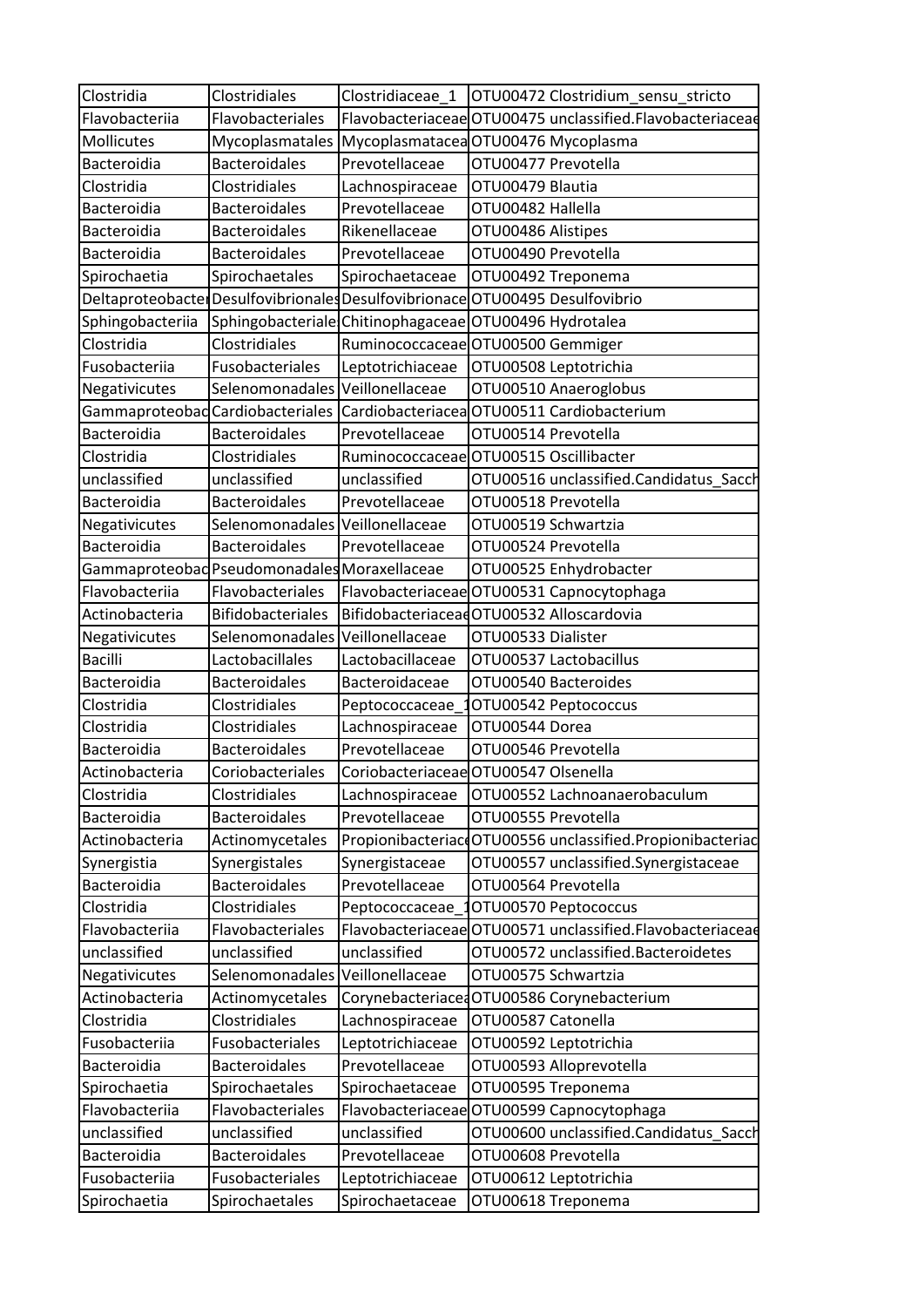| Clostridia | Clostridiales | Clostridiaceae_1 | OTU00472 Clostridium_sensu_stricto |
|---|---|---|---|
| Flavobacteriia | Flavobacteriales | Flavobacteriaceae | OTU00475 unclassified.Flavobacteriaceae |
| Mollicutes | Mycoplasmatales | Mycoplasmatacea | OTU00476 Mycoplasma |
| Bacteroidia | Bacteroidales | Prevotellaceae | OTU00477 Prevotella |
| Clostridia | Clostridiales | Lachnospiraceae | OTU00479 Blautia |
| Bacteroidia | Bacteroidales | Prevotellaceae | OTU00482 Hallella |
| Bacteroidia | Bacteroidales | Rikenellaceae | OTU00486 Alistipes |
| Bacteroidia | Bacteroidales | Prevotellaceae | OTU00490 Prevotella |
| Spirochaetia | Spirochaetales | Spirochaetaceae | OTU00492 Treponema |
| Deltaproteobacter | Desulfovibrionales | Desulfovibrionace | OTU00495 Desulfovibrio |
| Sphingobacteriia | Sphingobacteriale | Chitinophagaceae | OTU00496 Hydrotalea |
| Clostridia | Clostridiales | Ruminococcaceae | OTU00500 Gemmiger |
| Fusobacteriia | Fusobacteriales | Leptotrichiaceae | OTU00508 Leptotrichia |
| Negativicutes | Selenomonadales | Veillonellaceae | OTU00510 Anaeroglobus |
| Gammaproteobac | Cardiobacteriales | Cardiobacteriacea | OTU00511 Cardiobacterium |
| Bacteroidia | Bacteroidales | Prevotellaceae | OTU00514 Prevotella |
| Clostridia | Clostridiales | Ruminococcaceae | OTU00515 Oscillibacter |
| unclassified | unclassified | unclassified | OTU00516 unclassified.Candidatus_Sacch |
| Bacteroidia | Bacteroidales | Prevotellaceae | OTU00518 Prevotella |
| Negativicutes | Selenomonadales | Veillonellaceae | OTU00519 Schwartzia |
| Bacteroidia | Bacteroidales | Prevotellaceae | OTU00524 Prevotella |
| Gammaproteobac | Pseudomonadales | Moraxellaceae | OTU00525 Enhydrobacter |
| Flavobacteriia | Flavobacteriales | Flavobacteriaceae | OTU00531 Capnocytophaga |
| Actinobacteria | Bifidobacteriales | Bifidobacteriaceae | OTU00532 Alloscardovia |
| Negativicutes | Selenomonadales | Veillonellaceae | OTU00533 Dialister |
| Bacilli | Lactobacillales | Lactobacillaceae | OTU00537 Lactobacillus |
| Bacteroidia | Bacteroidales | Bacteroidaceae | OTU00540 Bacteroides |
| Clostridia | Clostridiales | Peptococcaceae_1 | OTU00542 Peptococcus |
| Clostridia | Clostridiales | Lachnospiraceae | OTU00544 Dorea |
| Bacteroidia | Bacteroidales | Prevotellaceae | OTU00546 Prevotella |
| Actinobacteria | Coriobacteriales | Coriobacteriaceae | OTU00547 Olsenella |
| Clostridia | Clostridiales | Lachnospiraceae | OTU00552 Lachnoanaerobaculum |
| Bacteroidia | Bacteroidales | Prevotellaceae | OTU00555 Prevotella |
| Actinobacteria | Actinomycetales | Propionibacteriac | OTU00556 unclassified.Propionibacteriac |
| Synergistia | Synergistales | Synergistaceae | OTU00557 unclassified.Synergistaceae |
| Bacteroidia | Bacteroidales | Prevotellaceae | OTU00564 Prevotella |
| Clostridia | Clostridiales | Peptococcaceae_1 | OTU00570 Peptococcus |
| Flavobacteriia | Flavobacteriales | Flavobacteriaceae | OTU00571 unclassified.Flavobacteriaceae |
| unclassified | unclassified | unclassified | OTU00572 unclassified.Bacteroidetes |
| Negativicutes | Selenomonadales | Veillonellaceae | OTU00575 Schwartzia |
| Actinobacteria | Actinomycetales | Corynebacteriacea | OTU00586 Corynebacterium |
| Clostridia | Clostridiales | Lachnospiraceae | OTU00587 Catonella |
| Fusobacteriia | Fusobacteriales | Leptotrichiaceae | OTU00592 Leptotrichia |
| Bacteroidia | Bacteroidales | Prevotellaceae | OTU00593 Alloprevotella |
| Spirochaetia | Spirochaetales | Spirochaetaceae | OTU00595 Treponema |
| Flavobacteriia | Flavobacteriales | Flavobacteriaceae | OTU00599 Capnocytophaga |
| unclassified | unclassified | unclassified | OTU00600 unclassified.Candidatus_Sacch |
| Bacteroidia | Bacteroidales | Prevotellaceae | OTU00608 Prevotella |
| Fusobacteriia | Fusobacteriales | Leptotrichiaceae | OTU00612 Leptotrichia |
| Spirochaetia | Spirochaetales | Spirochaetaceae | OTU00618 Treponema |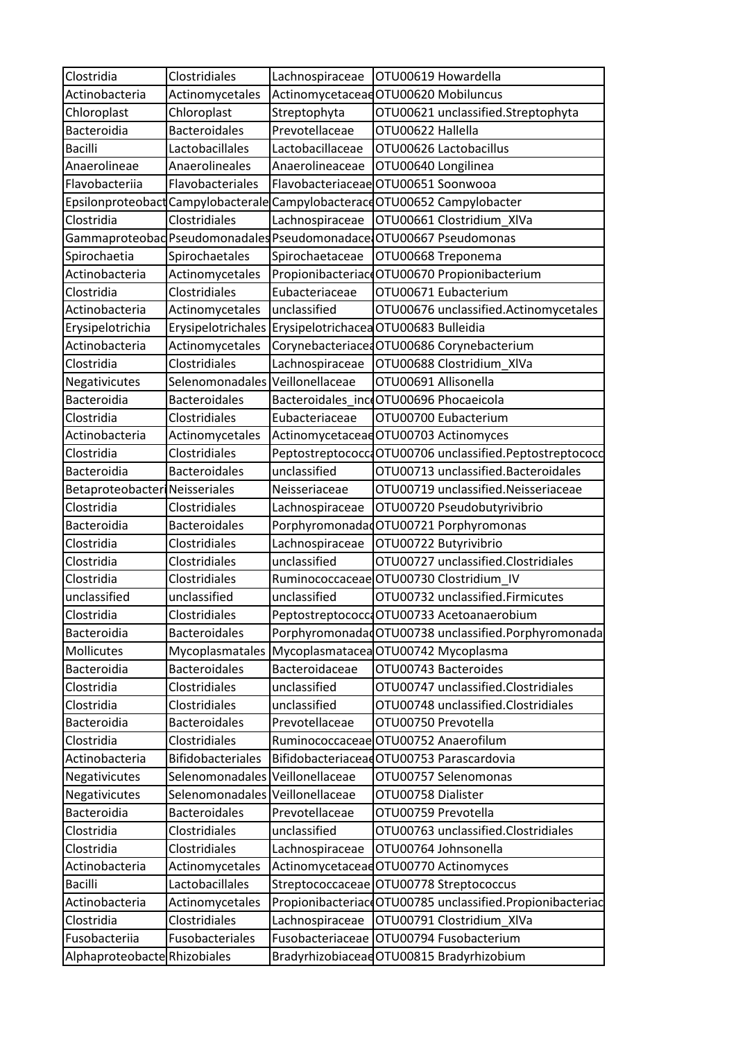| | | | |
|---|---|---|---|
| Clostridia | Clostridiales | Lachnospiraceae | OTU00619 Howardella |
| Actinobacteria | Actinomycetales | Actinomycetaceae | OTU00620 Mobiluncus |
| Chloroplast | Chloroplast | Streptophyta | OTU00621 unclassified.Streptophyta |
| Bacteroidia | Bacteroidales | Prevotellaceae | OTU00622 Hallella |
| Bacilli | Lactobacillales | Lactobacillaceae | OTU00626 Lactobacillus |
| Anaerolineae | Anaerolineales | Anaerolineaceae | OTU00640 Longilinea |
| Flavobacteriia | Flavobacteriales | Flavobacteriaceae | OTU00651 Soonwooa |
| Epsilonproteobact | Campylobacterale | Campylobacterace | OTU00652 Campylobacter |
| Clostridia | Clostridiales | Lachnospiraceae | OTU00661 Clostridium_XlVa |
| Gammaproteobac | Pseudomonadales | Pseudomonadace | OTU00667 Pseudomonas |
| Spirochaetia | Spirochaetales | Spirochaetaceae | OTU00668 Treponema |
| Actinobacteria | Actinomycetales | Propionibacteriac | OTU00670 Propionibacterium |
| Clostridia | Clostridiales | Eubacteriaceae | OTU00671 Eubacterium |
| Actinobacteria | Actinomycetales | unclassified | OTU00676 unclassified.Actinomycetales |
| Erysipelotrichia | Erysipelotrichales | Erysipelotrichacea | OTU00683 Bulleidia |
| Actinobacteria | Actinomycetales | Corynebacteriacea | OTU00686 Corynebacterium |
| Clostridia | Clostridiales | Lachnospiraceae | OTU00688 Clostridium_XlVa |
| Negativicutes | Selenomonadales | Veillonellaceae | OTU00691 Allisonella |
| Bacteroidia | Bacteroidales | Bacteroidales_inc | OTU00696 Phocaeicola |
| Clostridia | Clostridiales | Eubacteriaceae | OTU00700 Eubacterium |
| Actinobacteria | Actinomycetales | Actinomycetaceae | OTU00703 Actinomyces |
| Clostridia | Clostridiales | Peptostreptococca | OTU00706 unclassified.Peptostreptococc |
| Bacteroidia | Bacteroidales | unclassified | OTU00713 unclassified.Bacteroidales |
| Betaproteobacter | Neisseriales | Neisseriaceae | OTU00719 unclassified.Neisseriaceae |
| Clostridia | Clostridiales | Lachnospiraceae | OTU00720 Pseudobutyrivibrio |
| Bacteroidia | Bacteroidales | Porphyromonadac | OTU00721 Porphyromonas |
| Clostridia | Clostridiales | Lachnospiraceae | OTU00722 Butyrivibrio |
| Clostridia | Clostridiales | unclassified | OTU00727 unclassified.Clostridiales |
| Clostridia | Clostridiales | Ruminococcaceae | OTU00730 Clostridium_IV |
| unclassified | unclassified | unclassified | OTU00732 unclassified.Firmicutes |
| Clostridia | Clostridiales | Peptostreptococca | OTU00733 Acetoanaerobium |
| Bacteroidia | Bacteroidales | Porphyromonadac | OTU00738 unclassified.Porphyromonada |
| Mollicutes | Mycoplasmatales | Mycoplasmatacea | OTU00742 Mycoplasma |
| Bacteroidia | Bacteroidales | Bacteroidaceae | OTU00743 Bacteroides |
| Clostridia | Clostridiales | unclassified | OTU00747 unclassified.Clostridiales |
| Clostridia | Clostridiales | unclassified | OTU00748 unclassified.Clostridiales |
| Bacteroidia | Bacteroidales | Prevotellaceae | OTU00750 Prevotella |
| Clostridia | Clostridiales | Ruminococcaceae | OTU00752 Anaerofilum |
| Actinobacteria | Bifidobacteriales | Bifidobacteriaceae | OTU00753 Parascardovia |
| Negativicutes | Selenomonadales | Veillonellaceae | OTU00757 Selenomonas |
| Negativicutes | Selenomonadales | Veillonellaceae | OTU00758 Dialister |
| Bacteroidia | Bacteroidales | Prevotellaceae | OTU00759 Prevotella |
| Clostridia | Clostridiales | unclassified | OTU00763 unclassified.Clostridiales |
| Clostridia | Clostridiales | Lachnospiraceae | OTU00764 Johnsonella |
| Actinobacteria | Actinomycetales | Actinomycetaceae | OTU00770 Actinomyces |
| Bacilli | Lactobacillales | Streptococcaceae | OTU00778 Streptococcus |
| Actinobacteria | Actinomycetales | Propionibacteriac | OTU00785 unclassified.Propionibacteriac |
| Clostridia | Clostridiales | Lachnospiraceae | OTU00791 Clostridium_XlVa |
| Fusobacteriia | Fusobacteriales | Fusobacteriaceae | OTU00794 Fusobacterium |
| Alphaproteobacte | Rhizobiales | Bradyrhizobiaceae | OTU00815 Bradyrhizobium |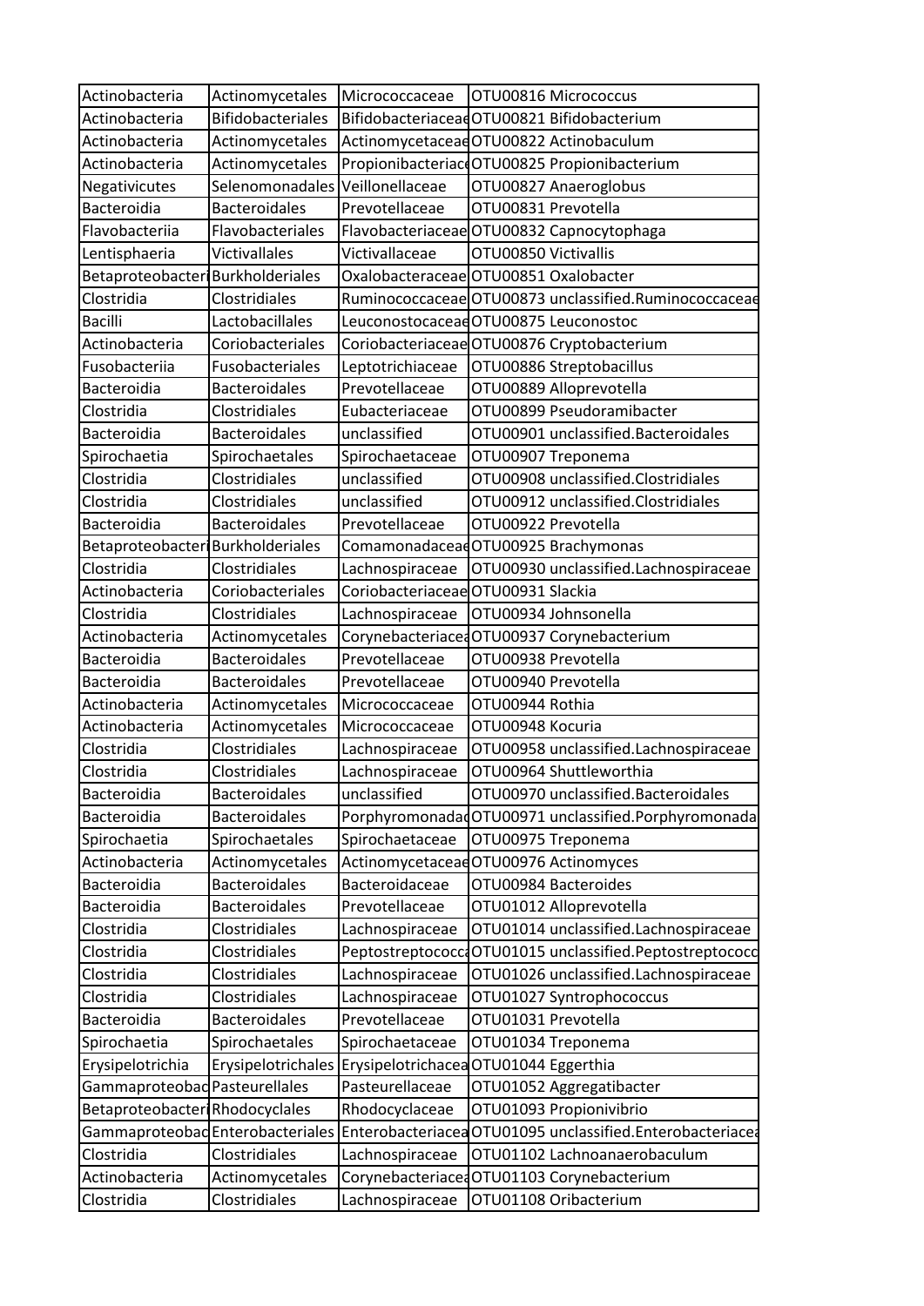| Actinobacteria | Actinomycetales | Micrococcaceae | OTU00816 Micrococcus |
|---|---|---|---|
| Actinobacteria | Bifidobacteriales | Bifidobacteriaceae | OTU00821 Bifidobacterium |
| Actinobacteria | Actinomycetales | Actinomycetaceae | OTU00822 Actinobaculum |
| Actinobacteria | Actinomycetales | Propionibacteriac | OTU00825 Propionibacterium |
| Negativicutes | Selenomonadales | Veillonellaceae | OTU00827 Anaeroglobus |
| Bacteroidia | Bacteroidales | Prevotellaceae | OTU00831 Prevotella |
| Flavobacteriia | Flavobacteriales | Flavobacteriaceae | OTU00832 Capnocytophaga |
| Lentisphaeria | Victivallales | Victivallaceae | OTU00850 Victivallis |
| Betaproteobacteri | Burkholderiales | Oxalobacteraceae | OTU00851 Oxalobacter |
| Clostridia | Clostridiales | Ruminococcaceae | OTU00873 unclassified.Ruminococcaceae |
| Bacilli | Lactobacillales | Leuconostocaceae | OTU00875 Leuconostoc |
| Actinobacteria | Coriobacteriales | Coriobacteriaceae | OTU00876 Cryptobacterium |
| Fusobacteriia | Fusobacteriales | Leptotrichiaceae | OTU00886 Streptobacillus |
| Bacteroidia | Bacteroidales | Prevotellaceae | OTU00889 Alloprevotella |
| Clostridia | Clostridiales | Eubacteriaceae | OTU00899 Pseudoramibacter |
| Bacteroidia | Bacteroidales | unclassified | OTU00901 unclassified.Bacteroidales |
| Spirochaetia | Spirochaetales | Spirochaetaceae | OTU00907 Treponema |
| Clostridia | Clostridiales | unclassified | OTU00908 unclassified.Clostridiales |
| Clostridia | Clostridiales | unclassified | OTU00912 unclassified.Clostridiales |
| Bacteroidia | Bacteroidales | Prevotellaceae | OTU00922 Prevotella |
| Betaproteobacteri | Burkholderiales | Comamonadaceae | OTU00925 Brachymonas |
| Clostridia | Clostridiales | Lachnospiraceae | OTU00930 unclassified.Lachnospiraceae |
| Actinobacteria | Coriobacteriales | Coriobacteriaceae | OTU00931 Slackia |
| Clostridia | Clostridiales | Lachnospiraceae | OTU00934 Johnsonella |
| Actinobacteria | Actinomycetales | Corynebacteriacea | OTU00937 Corynebacterium |
| Bacteroidia | Bacteroidales | Prevotellaceae | OTU00938 Prevotella |
| Bacteroidia | Bacteroidales | Prevotellaceae | OTU00940 Prevotella |
| Actinobacteria | Actinomycetales | Micrococcaceae | OTU00944 Rothia |
| Actinobacteria | Actinomycetales | Micrococcaceae | OTU00948 Kocuria |
| Clostridia | Clostridiales | Lachnospiraceae | OTU00958 unclassified.Lachnospiraceae |
| Clostridia | Clostridiales | Lachnospiraceae | OTU00964 Shuttleworthia |
| Bacteroidia | Bacteroidales | unclassified | OTU00970 unclassified.Bacteroidales |
| Bacteroidia | Bacteroidales | Porphyromonada | OTU00971 unclassified.Porphyromonada |
| Spirochaetia | Spirochaetales | Spirochaetaceae | OTU00975 Treponema |
| Actinobacteria | Actinomycetales | Actinomycetaceae | OTU00976 Actinomyces |
| Bacteroidia | Bacteroidales | Bacteroidaceae | OTU00984 Bacteroides |
| Bacteroidia | Bacteroidales | Prevotellaceae | OTU01012 Alloprevotella |
| Clostridia | Clostridiales | Lachnospiraceae | OTU01014 unclassified.Lachnospiraceae |
| Clostridia | Clostridiales | Peptostreptococca | OTU01015 unclassified.Peptostreptococc |
| Clostridia | Clostridiales | Lachnospiraceae | OTU01026 unclassified.Lachnospiraceae |
| Clostridia | Clostridiales | Lachnospiraceae | OTU01027 Syntrophococcus |
| Bacteroidia | Bacteroidales | Prevotellaceae | OTU01031 Prevotella |
| Spirochaetia | Spirochaetales | Spirochaetaceae | OTU01034 Treponema |
| Erysipelotrichia | Erysipelotrichales | Erysipelotrichacea | OTU01044 Eggerthia |
| Gammaproteobac | Pasteurellales | Pasteurellaceae | OTU01052 Aggregatibacter |
| Betaproteobacteri | Rhodocyclales | Rhodocyclaceae | OTU01093 Propionivibrio |
| Gammaproteobac | Enterobacteriales | Enterobacteriacea | OTU01095 unclassified.Enterobacteriacea |
| Clostridia | Clostridiales | Lachnospiraceae | OTU01102 Lachnoanaerobaculum |
| Actinobacteria | Actinomycetales | Corynebacteriacea | OTU01103 Corynebacterium |
| Clostridia | Clostridiales | Lachnospiraceae | OTU01108 Oribacterium |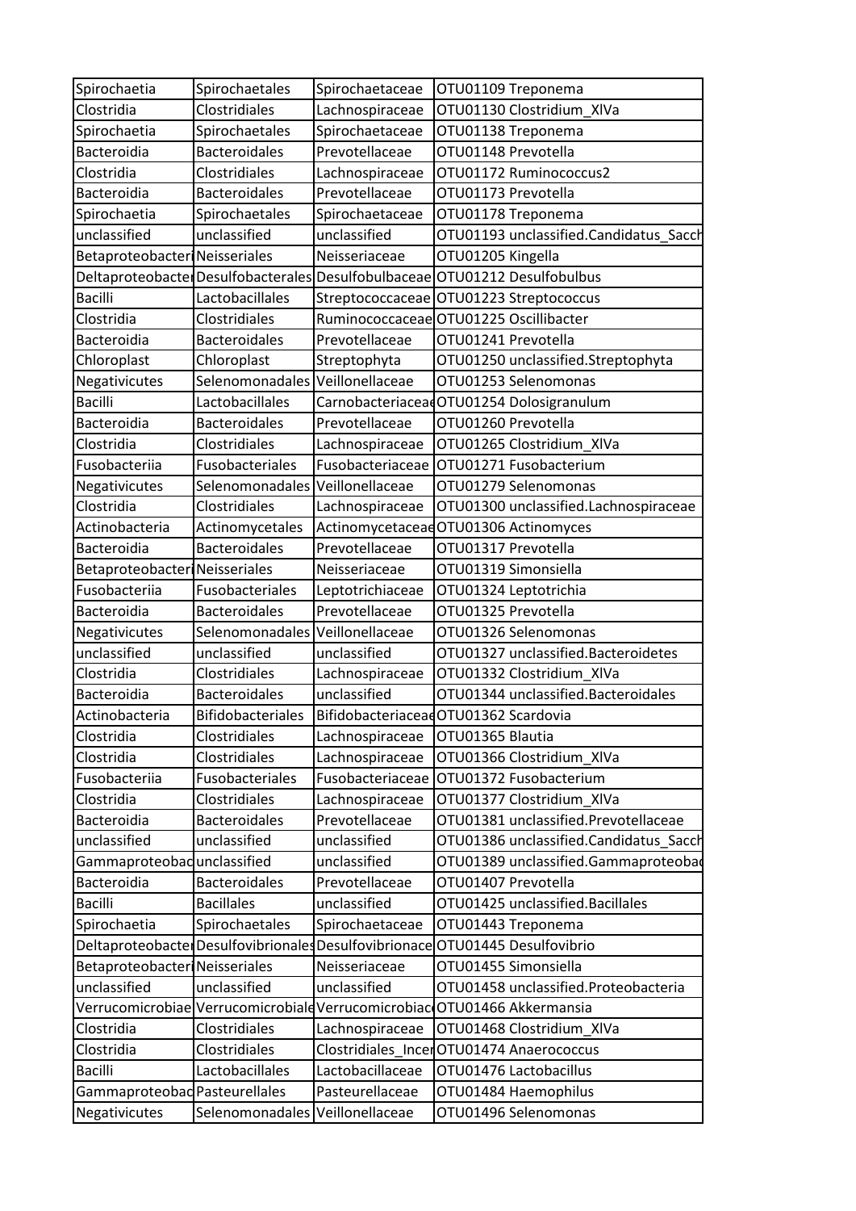| Spirochaetia | Spirochaetales | Spirochaetaceae | OTU01109 Treponema |
|---|---|---|---|
| Clostridia | Clostridiales | Lachnospiraceae | OTU01130 Clostridium_XlVa |
| Spirochaetia | Spirochaetales | Spirochaetaceae | OTU01138 Treponema |
| Bacteroidia | Bacteroidales | Prevotellaceae | OTU01148 Prevotella |
| Clostridia | Clostridiales | Lachnospiraceae | OTU01172 Ruminococcus2 |
| Bacteroidia | Bacteroidales | Prevotellaceae | OTU01173 Prevotella |
| Spirochaetia | Spirochaetales | Spirochaetaceae | OTU01178 Treponema |
| unclassified | unclassified | unclassified | OTU01193 unclassified.Candidatus_Sacch |
| Betaproteobacteri | Neisseriales | Neisseriaceae | OTU01205 Kingella |
| Deltaproteobacter | Desulfobacterales | Desulfobulbaceae | OTU01212 Desulfobulbus |
| Bacilli | Lactobacillales | Streptococcaceae | OTU01223 Streptococcus |
| Clostridia | Clostridiales | Ruminococcaceae | OTU01225 Oscillibacter |
| Bacteroidia | Bacteroidales | Prevotellaceae | OTU01241 Prevotella |
| Chloroplast | Chloroplast | Streptophyta | OTU01250 unclassified.Streptophyta |
| Negativicutes | Selenomonadales | Veillonellaceae | OTU01253 Selenomonas |
| Bacilli | Lactobacillales | Carnobacteriacea | OTU01254 Dolosigranulum |
| Bacteroidia | Bacteroidales | Prevotellaceae | OTU01260 Prevotella |
| Clostridia | Clostridiales | Lachnospiraceae | OTU01265 Clostridium_XlVa |
| Fusobacteriia | Fusobacteriales | Fusobacteriaceae | OTU01271 Fusobacterium |
| Negativicutes | Selenomonadales | Veillonellaceae | OTU01279 Selenomonas |
| Clostridia | Clostridiales | Lachnospiraceae | OTU01300 unclassified.Lachnospiraceae |
| Actinobacteria | Actinomycetales | Actinomycetacea | OTU01306 Actinomyces |
| Bacteroidia | Bacteroidales | Prevotellaceae | OTU01317 Prevotella |
| Betaproteobacteri | Neisseriales | Neisseriaceae | OTU01319 Simonsiella |
| Fusobacteriia | Fusobacteriales | Leptotrichiaceae | OTU01324 Leptotrichia |
| Bacteroidia | Bacteroidales | Prevotellaceae | OTU01325 Prevotella |
| Negativicutes | Selenomonadales | Veillonellaceae | OTU01326 Selenomonas |
| unclassified | unclassified | unclassified | OTU01327 unclassified.Bacteroidetes |
| Clostridia | Clostridiales | Lachnospiraceae | OTU01332 Clostridium_XlVa |
| Bacteroidia | Bacteroidales | unclassified | OTU01344 unclassified.Bacteroidales |
| Actinobacteria | Bifidobacteriales | Bifidobacteriacea | OTU01362 Scardovia |
| Clostridia | Clostridiales | Lachnospiraceae | OTU01365 Blautia |
| Clostridia | Clostridiales | Lachnospiraceae | OTU01366 Clostridium_XlVa |
| Fusobacteriia | Fusobacteriales | Fusobacteriaceae | OTU01372 Fusobacterium |
| Clostridia | Clostridiales | Lachnospiraceae | OTU01377 Clostridium_XlVa |
| Bacteroidia | Bacteroidales | Prevotellaceae | OTU01381 unclassified.Prevotellaceae |
| unclassified | unclassified | unclassified | OTU01386 unclassified.Candidatus_Sacch |
| Gammaproteobac | unclassified | unclassified | OTU01389 unclassified.Gammaproteobac |
| Bacteroidia | Bacteroidales | Prevotellaceae | OTU01407 Prevotella |
| Bacilli | Bacillales | unclassified | OTU01425 unclassified.Bacillales |
| Spirochaetia | Spirochaetales | Spirochaetaceae | OTU01443 Treponema |
| Deltaproteobacter | Desulfovibrionales | Desulfovibrionace | OTU01445 Desulfovibrio |
| Betaproteobacteri | Neisseriales | Neisseriaceae | OTU01455 Simonsiella |
| unclassified | unclassified | unclassified | OTU01458 unclassified.Proteobacteria |
| Verrucomicrobiae | Verrucomicrobiale | Verrucomicrobiac | OTU01466 Akkermansia |
| Clostridia | Clostridiales | Lachnospiraceae | OTU01468 Clostridium_XlVa |
| Clostridia | Clostridiales | Clostridiales_Incer | OTU01474 Anaerococcus |
| Bacilli | Lactobacillales | Lactobacillaceae | OTU01476 Lactobacillus |
| Gammaproteobac | Pasteurellales | Pasteurellaceae | OTU01484 Haemophilus |
| Negativicutes | Selenomonadales | Veillonellaceae | OTU01496 Selenomonas |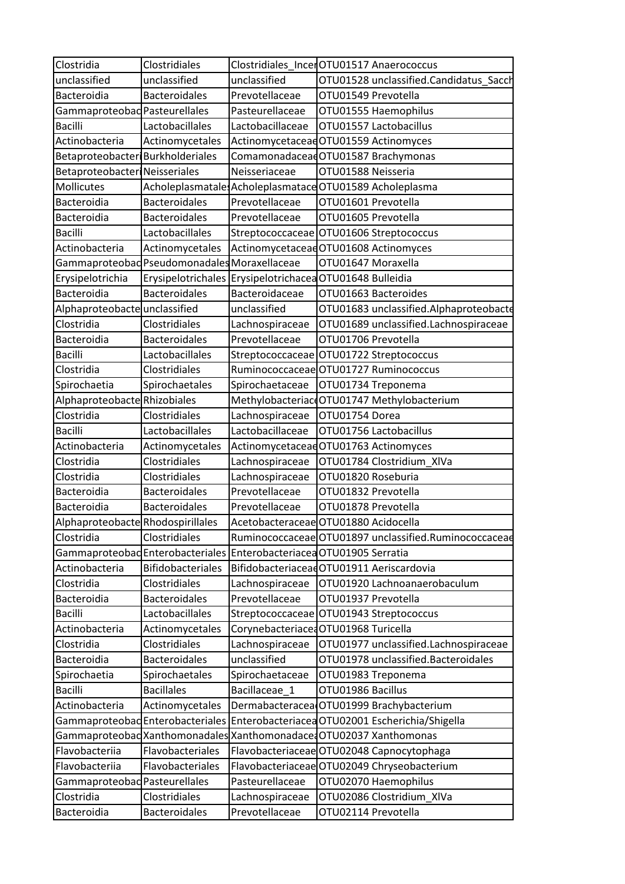| Clostridia | Clostridiales | Clostridiales_Incer | OTU01517 Anaerococcus |
|---|---|---|---|
| unclassified | unclassified | unclassified | OTU01528 unclassified.Candidatus_Sacch |
| Bacteroidia | Bacteroidales | Prevotellaceae | OTU01549 Prevotella |
| Gammaproteobac | Pasteurellales | Pasteurellaceae | OTU01555 Haemophilus |
| Bacilli | Lactobacillales | Lactobacillaceae | OTU01557 Lactobacillus |
| Actinobacteria | Actinomycetales | Actinomycetaceae | OTU01559 Actinomyces |
| Betaproteobacteri | Burkholderiales | Comamonadaceae | OTU01587 Brachymonas |
| Betaproteobacteri | Neisseriales | Neisseriaceae | OTU01588 Neisseria |
| Mollicutes | Acholeplasmatales | Acholeplasmatace | OTU01589 Acholeplasma |
| Bacteroidia | Bacteroidales | Prevotellaceae | OTU01601 Prevotella |
| Bacteroidia | Bacteroidales | Prevotellaceae | OTU01605 Prevotella |
| Bacilli | Lactobacillales | Streptococcaceae | OTU01606 Streptococcus |
| Actinobacteria | Actinomycetales | Actinomycetaceae | OTU01608 Actinomyces |
| Gammaproteobac | Pseudomonadales | Moraxellaceae | OTU01647 Moraxella |
| Erysipelotrichia | Erysipelotrichales | Erysipelotrichacea | OTU01648 Bulleidia |
| Bacteroidia | Bacteroidales | Bacteroidaceae | OTU01663 Bacteroides |
| Alphaproteobacte | unclassified | unclassified | OTU01683 unclassified.Alphaproteobacte |
| Clostridia | Clostridiales | Lachnospiraceae | OTU01689 unclassified.Lachnospiraceae |
| Bacteroidia | Bacteroidales | Prevotellaceae | OTU01706 Prevotella |
| Bacilli | Lactobacillales | Streptococcaceae | OTU01722 Streptococcus |
| Clostridia | Clostridiales | Ruminococcaceae | OTU01727 Ruminococcus |
| Spirochaetia | Spirochaetales | Spirochaetaceae | OTU01734 Treponema |
| Alphaproteobacte | Rhizobiales | Methylobacteriac | OTU01747 Methylobacterium |
| Clostridia | Clostridiales | Lachnospiraceae | OTU01754 Dorea |
| Bacilli | Lactobacillales | Lactobacillaceae | OTU01756 Lactobacillus |
| Actinobacteria | Actinomycetales | Actinomycetaceae | OTU01763 Actinomyces |
| Clostridia | Clostridiales | Lachnospiraceae | OTU01784 Clostridium_XlVa |
| Clostridia | Clostridiales | Lachnospiraceae | OTU01820 Roseburia |
| Bacteroidia | Bacteroidales | Prevotellaceae | OTU01832 Prevotella |
| Bacteroidia | Bacteroidales | Prevotellaceae | OTU01878 Prevotella |
| Alphaproteobacte | Rhodospirillales | Acetobacteraceae | OTU01880 Acidocella |
| Clostridia | Clostridiales | Ruminococcaceae | OTU01897 unclassified.Ruminococcaceae |
| Gammaproteobac | Enterobacteriales | Enterobacteriacea | OTU01905 Serratia |
| Actinobacteria | Bifidobacteriales | Bifidobacteriaceae | OTU01911 Aeriscardovia |
| Clostridia | Clostridiales | Lachnospiraceae | OTU01920 Lachnoanaerobaculum |
| Bacteroidia | Bacteroidales | Prevotellaceae | OTU01937 Prevotella |
| Bacilli | Lactobacillales | Streptococcaceae | OTU01943 Streptococcus |
| Actinobacteria | Actinomycetales | Corynebacteriacea | OTU01968 Turicella |
| Clostridia | Clostridiales | Lachnospiraceae | OTU01977 unclassified.Lachnospiraceae |
| Bacteroidia | Bacteroidales | unclassified | OTU01978 unclassified.Bacteroidales |
| Spirochaetia | Spirochaetales | Spirochaetaceae | OTU01983 Treponema |
| Bacilli | Bacillales | Bacillaceae_1 | OTU01986 Bacillus |
| Actinobacteria | Actinomycetales | Dermabacteracea | OTU01999 Brachybacterium |
| Gammaproteobac | Enterobacteriales | Enterobacteriacea | OTU02001 Escherichia/Shigella |
| Gammaproteobac | Xanthomonadales | Xanthomonadace | OTU02037 Xanthomonas |
| Flavobacteriia | Flavobacteriales | Flavobacteriaceae | OTU02048 Capnocytophaga |
| Flavobacteriia | Flavobacteriales | Flavobacteriaceae | OTU02049 Chryseobacterium |
| Gammaproteobac | Pasteurellales | Pasteurellaceae | OTU02070 Haemophilus |
| Clostridia | Clostridiales | Lachnospiraceae | OTU02086 Clostridium_XlVa |
| Bacteroidia | Bacteroidales | Prevotellaceae | OTU02114 Prevotella |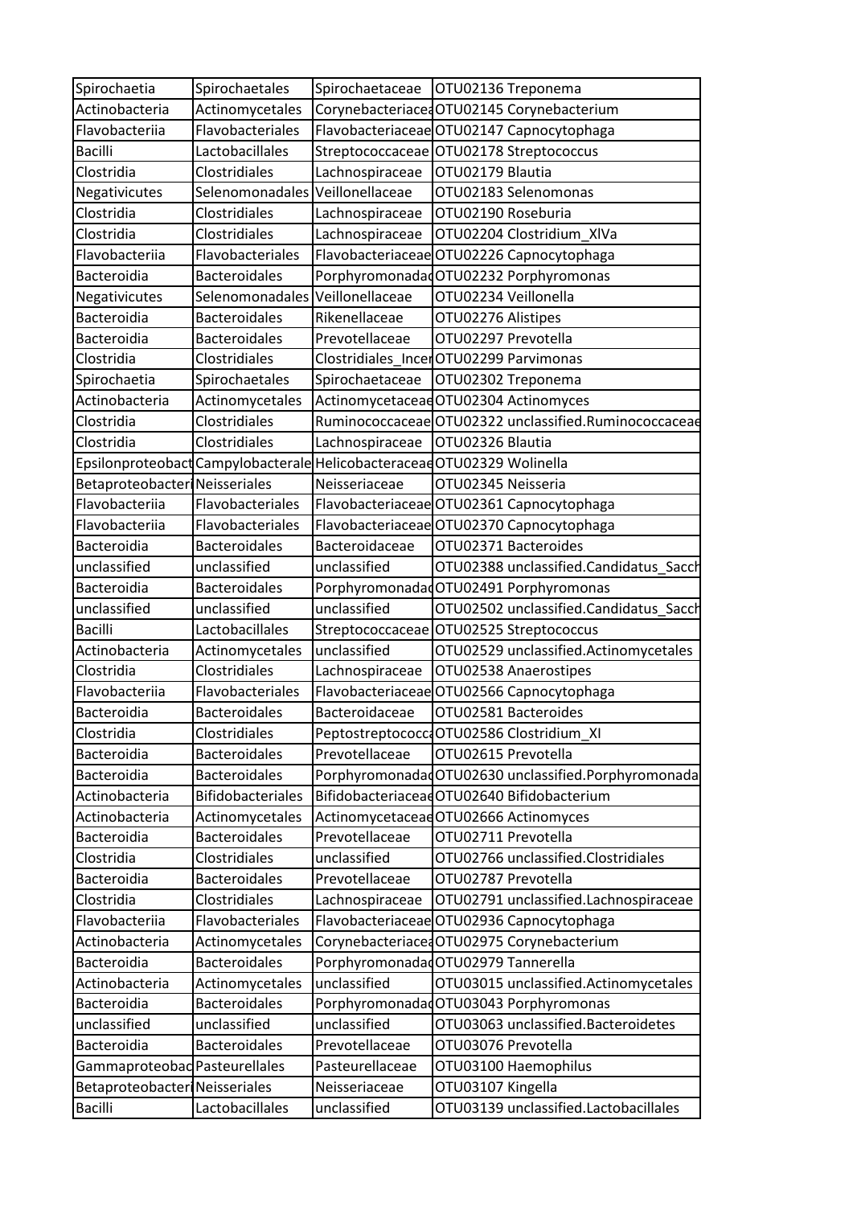| Spirochaetia | Spirochaetales | Spirochaetaceae | OTU02136 Treponema |
|---|---|---|---|
| Actinobacteria | Actinomycetales | Corynebacteriacea | OTU02145 Corynebacterium |
| Flavobacteriia | Flavobacteriales | Flavobacteriaceae | OTU02147 Capnocytophaga |
| Bacilli | Lactobacillales | Streptococcaceae | OTU02178 Streptococcus |
| Clostridia | Clostridiales | Lachnospiraceae | OTU02179 Blautia |
| Negativicutes | Selenomonadales | Veillonellaceae | OTU02183 Selenomonas |
| Clostridia | Clostridiales | Lachnospiraceae | OTU02190 Roseburia |
| Clostridia | Clostridiales | Lachnospiraceae | OTU02204 Clostridium_XlVa |
| Flavobacteriia | Flavobacteriales | Flavobacteriaceae | OTU02226 Capnocytophaga |
| Bacteroidia | Bacteroidales | Porphyromonadad | OTU02232 Porphyromonas |
| Negativicutes | Selenomonadales | Veillonellaceae | OTU02234 Veillonella |
| Bacteroidia | Bacteroidales | Rikenellaceae | OTU02276 Alistipes |
| Bacteroidia | Bacteroidales | Prevotellaceae | OTU02297 Prevotella |
| Clostridia | Clostridiales | Clostridiales_Incer | OTU02299 Parvimonas |
| Spirochaetia | Spirochaetales | Spirochaetaceae | OTU02302 Treponema |
| Actinobacteria | Actinomycetales | Actinomycetaceae | OTU02304 Actinomyces |
| Clostridia | Clostridiales | Ruminococcaceae | OTU02322 unclassified.Ruminococcaceae |
| Clostridia | Clostridiales | Lachnospiraceae | OTU02326 Blautia |
| Epsilonproteobact | Campylobacterale | Helicobacteraceae | OTU02329 Wolinella |
| Betaproteobacteri | Neisseriales | Neisseriaceae | OTU02345 Neisseria |
| Flavobacteriia | Flavobacteriales | Flavobacteriaceae | OTU02361 Capnocytophaga |
| Flavobacteriia | Flavobacteriales | Flavobacteriaceae | OTU02370 Capnocytophaga |
| Bacteroidia | Bacteroidales | Bacteroidaceae | OTU02371 Bacteroides |
| unclassified | unclassified | unclassified | OTU02388 unclassified.Candidatus_Sacch |
| Bacteroidia | Bacteroidales | Porphyromonadad | OTU02491 Porphyromonas |
| unclassified | unclassified | unclassified | OTU02502 unclassified.Candidatus_Sacch |
| Bacilli | Lactobacillales | Streptococcaceae | OTU02525 Streptococcus |
| Actinobacteria | Actinomycetales | unclassified | OTU02529 unclassified.Actinomycetales |
| Clostridia | Clostridiales | Lachnospiraceae | OTU02538 Anaerostipes |
| Flavobacteriia | Flavobacteriales | Flavobacteriaceae | OTU02566 Capnocytophaga |
| Bacteroidia | Bacteroidales | Bacteroidaceae | OTU02581 Bacteroides |
| Clostridia | Clostridiales | Peptostreptococca | OTU02586 Clostridium_XI |
| Bacteroidia | Bacteroidales | Prevotellaceae | OTU02615 Prevotella |
| Bacteroidia | Bacteroidales | Porphyromonadad | OTU02630 unclassified.Porphyromonada |
| Actinobacteria | Bifidobacteriales | Bifidobacteriaceae | OTU02640 Bifidobacterium |
| Actinobacteria | Actinomycetales | Actinomycetaceae | OTU02666 Actinomyces |
| Bacteroidia | Bacteroidales | Prevotellaceae | OTU02711 Prevotella |
| Clostridia | Clostridiales | unclassified | OTU02766 unclassified.Clostridiales |
| Bacteroidia | Bacteroidales | Prevotellaceae | OTU02787 Prevotella |
| Clostridia | Clostridiales | Lachnospiraceae | OTU02791 unclassified.Lachnospiraceae |
| Flavobacteriia | Flavobacteriales | Flavobacteriaceae | OTU02936 Capnocytophaga |
| Actinobacteria | Actinomycetales | Corynebacteriacea | OTU02975 Corynebacterium |
| Bacteroidia | Bacteroidales | Porphyromonadad | OTU02979 Tannerella |
| Actinobacteria | Actinomycetales | unclassified | OTU03015 unclassified.Actinomycetales |
| Bacteroidia | Bacteroidales | Porphyromonadad | OTU03043 Porphyromonas |
| unclassified | unclassified | unclassified | OTU03063 unclassified.Bacteroidetes |
| Bacteroidia | Bacteroidales | Prevotellaceae | OTU03076 Prevotella |
| Gammaproteobac | Pasteurellales | Pasteurellaceae | OTU03100 Haemophilus |
| Betaproteobacteri | Neisseriales | Neisseriaceae | OTU03107 Kingella |
| Bacilli | Lactobacillales | unclassified | OTU03139 unclassified.Lactobacillales |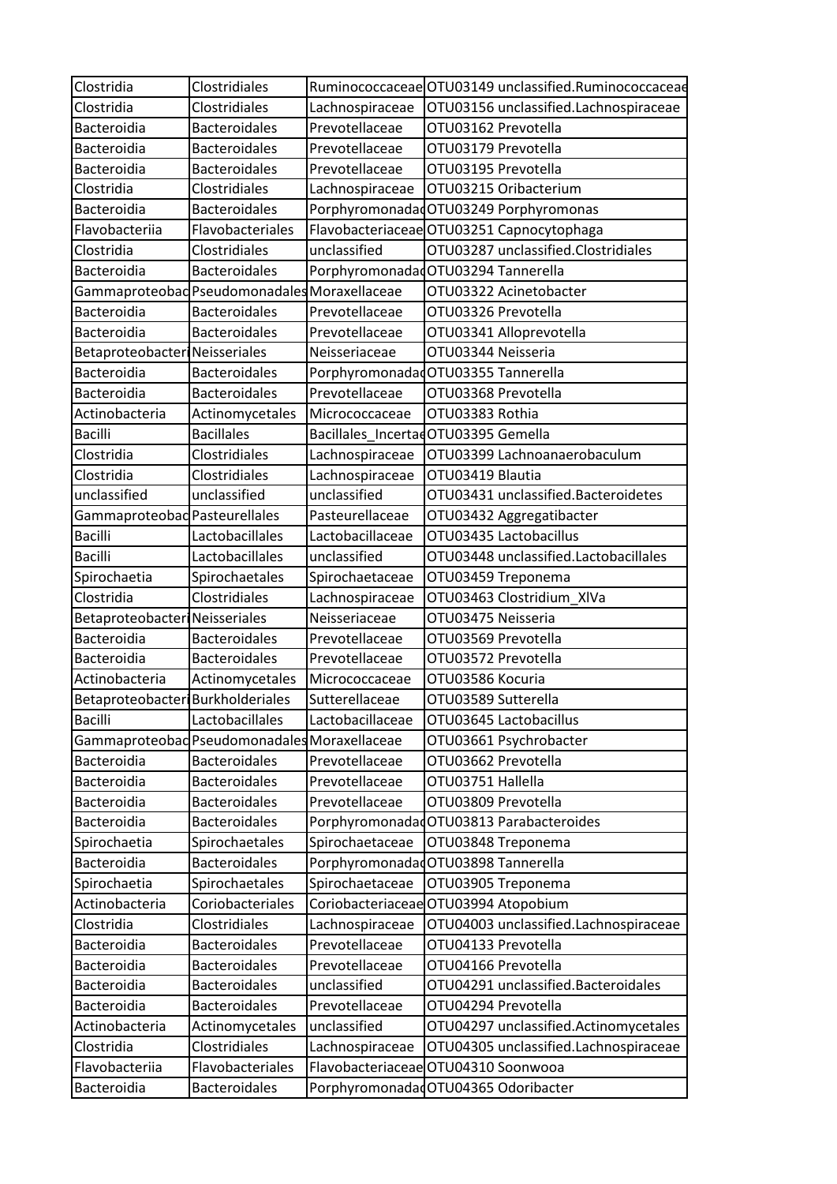| | | | |
|---|---|---|---|
| Clostridia | Clostridiales | Ruminococcaceae | OTU03149 unclassified.Ruminococcaceae |
| Clostridia | Clostridiales | Lachnospiraceae | OTU03156 unclassified.Lachnospiraceae |
| Bacteroidia | Bacteroidales | Prevotellaceae | OTU03162 Prevotella |
| Bacteroidia | Bacteroidales | Prevotellaceae | OTU03179 Prevotella |
| Bacteroidia | Bacteroidales | Prevotellaceae | OTU03195 Prevotella |
| Clostridia | Clostridiales | Lachnospiraceae | OTU03215 Oribacterium |
| Bacteroidia | Bacteroidales | Porphyromonadac | OTU03249 Porphyromonas |
| Flavobacteriia | Flavobacteriales | Flavobacteriaceae | OTU03251 Capnocytophaga |
| Clostridia | Clostridiales | unclassified | OTU03287 unclassified.Clostridiales |
| Bacteroidia | Bacteroidales | Porphyromonadac | OTU03294 Tannerella |
| Gammaproteobac | Pseudomonadales | Moraxellaceae | OTU03322 Acinetobacter |
| Bacteroidia | Bacteroidales | Prevotellaceae | OTU03326 Prevotella |
| Bacteroidia | Bacteroidales | Prevotellaceae | OTU03341 Alloprevotella |
| Betaproteobacteri | Neisseriales | Neisseriaceae | OTU03344 Neisseria |
| Bacteroidia | Bacteroidales | Porphyromonadac | OTU03355 Tannerella |
| Bacteroidia | Bacteroidales | Prevotellaceae | OTU03368 Prevotella |
| Actinobacteria | Actinomycetales | Micrococcaceae | OTU03383 Rothia |
| Bacilli | Bacillales | Bacillales_Incertae | OTU03395 Gemella |
| Clostridia | Clostridiales | Lachnospiraceae | OTU03399 Lachnoanaerobaculum |
| Clostridia | Clostridiales | Lachnospiraceae | OTU03419 Blautia |
| unclassified | unclassified | unclassified | OTU03431 unclassified.Bacteroidetes |
| Gammaproteobac | Pasteurellales | Pasteurellaceae | OTU03432 Aggregatibacter |
| Bacilli | Lactobacillales | Lactobacillaceae | OTU03435 Lactobacillus |
| Bacilli | Lactobacillales | unclassified | OTU03448 unclassified.Lactobacillales |
| Spirochaetia | Spirochaetales | Spirochaetaceae | OTU03459 Treponema |
| Clostridia | Clostridiales | Lachnospiraceae | OTU03463 Clostridium_XlVa |
| Betaproteobacteri | Neisseriales | Neisseriaceae | OTU03475 Neisseria |
| Bacteroidia | Bacteroidales | Prevotellaceae | OTU03569 Prevotella |
| Bacteroidia | Bacteroidales | Prevotellaceae | OTU03572 Prevotella |
| Actinobacteria | Actinomycetales | Micrococcaceae | OTU03586 Kocuria |
| Betaproteobacteri | Burkholderiales | Sutterellaceae | OTU03589 Sutterella |
| Bacilli | Lactobacillales | Lactobacillaceae | OTU03645 Lactobacillus |
| Gammaproteobac | Pseudomonadales | Moraxellaceae | OTU03661 Psychrobacter |
| Bacteroidia | Bacteroidales | Prevotellaceae | OTU03662 Prevotella |
| Bacteroidia | Bacteroidales | Prevotellaceae | OTU03751 Hallella |
| Bacteroidia | Bacteroidales | Prevotellaceae | OTU03809 Prevotella |
| Bacteroidia | Bacteroidales | Porphyromonadac | OTU03813 Parabacteroides |
| Spirochaetia | Spirochaetales | Spirochaetaceae | OTU03848 Treponema |
| Bacteroidia | Bacteroidales | Porphyromonadac | OTU03898 Tannerella |
| Spirochaetia | Spirochaetales | Spirochaetaceae | OTU03905 Treponema |
| Actinobacteria | Coriobacteriales | Coriobacteriaceae | OTU03994 Atopobium |
| Clostridia | Clostridiales | Lachnospiraceae | OTU04003 unclassified.Lachnospiraceae |
| Bacteroidia | Bacteroidales | Prevotellaceae | OTU04133 Prevotella |
| Bacteroidia | Bacteroidales | Prevotellaceae | OTU04166 Prevotella |
| Bacteroidia | Bacteroidales | unclassified | OTU04291 unclassified.Bacteroidales |
| Bacteroidia | Bacteroidales | Prevotellaceae | OTU04294 Prevotella |
| Actinobacteria | Actinomycetales | unclassified | OTU04297 unclassified.Actinomycetales |
| Clostridia | Clostridiales | Lachnospiraceae | OTU04305 unclassified.Lachnospiraceae |
| Flavobacteriia | Flavobacteriales | Flavobacteriaceae | OTU04310 Soonwooa |
| Bacteroidia | Bacteroidales | Porphyromonadac | OTU04365 Odoribacter |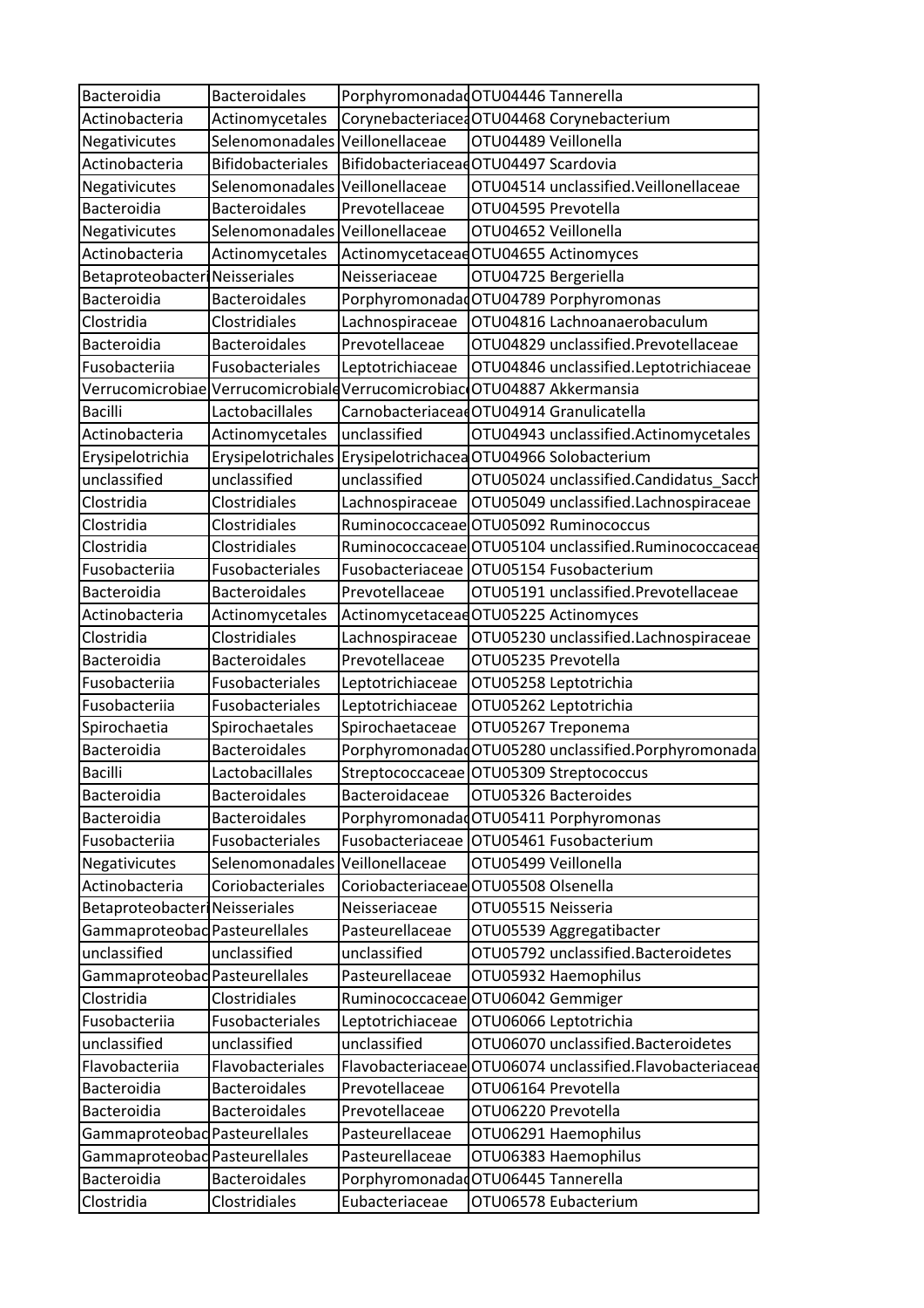| | | | |
|---|---|---|---|
| Bacteroidia | Bacteroidales | Porphyromonadac | OTU04446 Tannerella |
| Actinobacteria | Actinomycetales | Corynebacteriace | OTU04468 Corynebacterium |
| Negativicutes | Selenomonadales | Veillonellaceae | OTU04489 Veillonella |
| Actinobacteria | Bifidobacteriales | Bifidobacteriaceae | OTU04497 Scardovia |
| Negativicutes | Selenomonadales | Veillonellaceae | OTU04514 unclassified.Veillonellaceae |
| Bacteroidia | Bacteroidales | Prevotellaceae | OTU04595 Prevotella |
| Negativicutes | Selenomonadales | Veillonellaceae | OTU04652 Veillonella |
| Actinobacteria | Actinomycetales | Actinomycetaceae | OTU04655 Actinomyces |
| Betaproteobacteri | Neisseriales | Neisseriaceae | OTU04725 Bergeriella |
| Bacteroidia | Bacteroidales | Porphyromonadac | OTU04789 Porphyromonas |
| Clostridia | Clostridiales | Lachnospiraceae | OTU04816 Lachnoanaerobaculum |
| Bacteroidia | Bacteroidales | Prevotellaceae | OTU04829 unclassified.Prevotellaceae |
| Fusobacteriia | Fusobacteriales | Leptotrichiaceae | OTU04846 unclassified.Leptotrichiaceae |
| Verrucomicrobiae | Verrucomicrobiale | Verrucomicrobiac | OTU04887 Akkermansia |
| Bacilli | Lactobacillales | Carnobacteriaceae | OTU04914 Granulicatella |
| Actinobacteria | Actinomycetales | unclassified | OTU04943 unclassified.Actinomycetales |
| Erysipelotrichia | Erysipelotrichales | Erysipelotrichacea | OTU04966 Solobacterium |
| unclassified | unclassified | unclassified | OTU05024 unclassified.Candidatus_Sacch |
| Clostridia | Clostridiales | Lachnospiraceae | OTU05049 unclassified.Lachnospiraceae |
| Clostridia | Clostridiales | Ruminococcaceae | OTU05092 Ruminococcus |
| Clostridia | Clostridiales | Ruminococcaceae | OTU05104 unclassified.Ruminococcaceae |
| Fusobacteriia | Fusobacteriales | Fusobacteriaceae | OTU05154 Fusobacterium |
| Bacteroidia | Bacteroidales | Prevotellaceae | OTU05191 unclassified.Prevotellaceae |
| Actinobacteria | Actinomycetales | Actinomycetaceae | OTU05225 Actinomyces |
| Clostridia | Clostridiales | Lachnospiraceae | OTU05230 unclassified.Lachnospiraceae |
| Bacteroidia | Bacteroidales | Prevotellaceae | OTU05235 Prevotella |
| Fusobacteriia | Fusobacteriales | Leptotrichiaceae | OTU05258 Leptotrichia |
| Fusobacteriia | Fusobacteriales | Leptotrichiaceae | OTU05262 Leptotrichia |
| Spirochaetia | Spirochaetales | Spirochaetaceae | OTU05267 Treponema |
| Bacteroidia | Bacteroidales | Porphyromonadac | OTU05280 unclassified.Porphyromonada |
| Bacilli | Lactobacillales | Streptococcaceae | OTU05309 Streptococcus |
| Bacteroidia | Bacteroidales | Bacteroidaceae | OTU05326 Bacteroides |
| Bacteroidia | Bacteroidales | Porphyromonadac | OTU05411 Porphyromonas |
| Fusobacteriia | Fusobacteriales | Fusobacteriaceae | OTU05461 Fusobacterium |
| Negativicutes | Selenomonadales | Veillonellaceae | OTU05499 Veillonella |
| Actinobacteria | Coriobacteriales | Coriobacteriaceae | OTU05508 Olsenella |
| Betaproteobacteri | Neisseriales | Neisseriaceae | OTU05515 Neisseria |
| Gammaproteobac | Pasteurellales | Pasteurellaceae | OTU05539 Aggregatibacter |
| unclassified | unclassified | unclassified | OTU05792 unclassified.Bacteroidetes |
| Gammaproteobac | Pasteurellales | Pasteurellaceae | OTU05932 Haemophilus |
| Clostridia | Clostridiales | Ruminococcaceae | OTU06042 Gemmiger |
| Fusobacteriia | Fusobacteriales | Leptotrichiaceae | OTU06066 Leptotrichia |
| unclassified | unclassified | unclassified | OTU06070 unclassified.Bacteroidetes |
| Flavobacteriia | Flavobacteriales | Flavobacteriaceae | OTU06074 unclassified.Flavobacteriaceae |
| Bacteroidia | Bacteroidales | Prevotellaceae | OTU06164 Prevotella |
| Bacteroidia | Bacteroidales | Prevotellaceae | OTU06220 Prevotella |
| Gammaproteobac | Pasteurellales | Pasteurellaceae | OTU06291 Haemophilus |
| Gammaproteobac | Pasteurellales | Pasteurellaceae | OTU06383 Haemophilus |
| Bacteroidia | Bacteroidales | Porphyromonadac | OTU06445 Tannerella |
| Clostridia | Clostridiales | Eubacteriaceae | OTU06578 Eubacterium |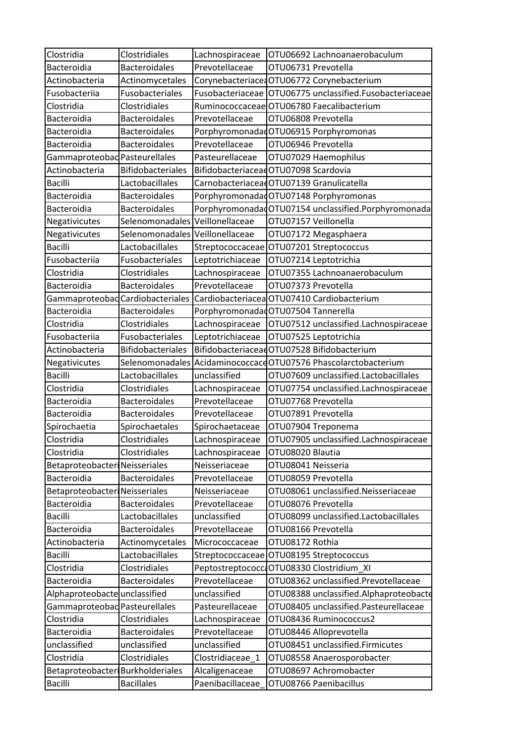| Clostridia | Clostridiales | Lachnospiraceae | OTU06692 Lachnoanaerobaculum |
|---|---|---|---|
| Bacteroidia | Bacteroidales | Prevotellaceae | OTU06731 Prevotella |
| Actinobacteria | Actinomycetales | Corynebacteriacea | OTU06772 Corynebacterium |
| Fusobacteriia | Fusobacteriales | Fusobacteriaceae | OTU06775 unclassified.Fusobacteriaceae |
| Clostridia | Clostridiales | Ruminococcaceae | OTU06780 Faecalibacterium |
| Bacteroidia | Bacteroidales | Prevotellaceae | OTU06808 Prevotella |
| Bacteroidia | Bacteroidales | Porphyromonadad | OTU06915 Porphyromonas |
| Bacteroidia | Bacteroidales | Prevotellaceae | OTU06946 Prevotella |
| Gammaproteobac | Pasteurellales | Pasteurellaceae | OTU07029 Haemophilus |
| Actinobacteria | Bifidobacteriales | Bifidobacteriacea | OTU07098 Scardovia |
| Bacilli | Lactobacillales | Carnobacteriacea | OTU07139 Granulicatella |
| Bacteroidia | Bacteroidales | Porphyromonadad | OTU07148 Porphyromonas |
| Bacteroidia | Bacteroidales | Porphyromonadad | OTU07154 unclassified.Porphyromonada |
| Negativicutes | Selenomonadales | Veillonellaceae | OTU07157 Veillonella |
| Negativicutes | Selenomonadales | Veillonellaceae | OTU07172 Megasphaera |
| Bacilli | Lactobacillales | Streptococcaceae | OTU07201 Streptococcus |
| Fusobacteriia | Fusobacteriales | Leptotrichiaceae | OTU07214 Leptotrichia |
| Clostridia | Clostridiales | Lachnospiraceae | OTU07355 Lachnoanaerobaculum |
| Bacteroidia | Bacteroidales | Prevotellaceae | OTU07373 Prevotella |
| Gammaproteobac | Cardiobacteriales | Cardiobacteriacea | OTU07410 Cardiobacterium |
| Bacteroidia | Bacteroidales | Porphyromonadad | OTU07504 Tannerella |
| Clostridia | Clostridiales | Lachnospiraceae | OTU07512 unclassified.Lachnospiraceae |
| Fusobacteriia | Fusobacteriales | Leptotrichiaceae | OTU07525 Leptotrichia |
| Actinobacteria | Bifidobacteriales | Bifidobacteriacea | OTU07528 Bifidobacterium |
| Negativicutes | Selenomonadales | Acidaminococcace | OTU07576 Phascolarctobacterium |
| Bacilli | Lactobacillales | unclassified | OTU07609 unclassified.Lactobacillales |
| Clostridia | Clostridiales | Lachnospiraceae | OTU07754 unclassified.Lachnospiraceae |
| Bacteroidia | Bacteroidales | Prevotellaceae | OTU07768 Prevotella |
| Bacteroidia | Bacteroidales | Prevotellaceae | OTU07891 Prevotella |
| Spirochaetia | Spirochaetales | Spirochaetaceae | OTU07904 Treponema |
| Clostridia | Clostridiales | Lachnospiraceae | OTU07905 unclassified.Lachnospiraceae |
| Clostridia | Clostridiales | Lachnospiraceae | OTU08020 Blautia |
| Betaproteobacter | Neisseriales | Neisseriaceae | OTU08041 Neisseria |
| Bacteroidia | Bacteroidales | Prevotellaceae | OTU08059 Prevotella |
| Betaproteobacter | Neisseriales | Neisseriaceae | OTU08061 unclassified.Neisseriaceae |
| Bacteroidia | Bacteroidales | Prevotellaceae | OTU08076 Prevotella |
| Bacilli | Lactobacillales | unclassified | OTU08099 unclassified.Lactobacillales |
| Bacteroidia | Bacteroidales | Prevotellaceae | OTU08166 Prevotella |
| Actinobacteria | Actinomycetales | Micrococcaceae | OTU08172 Rothia |
| Bacilli | Lactobacillales | Streptococcaceae | OTU08195 Streptococcus |
| Clostridia | Clostridiales | Peptostreptococca | OTU08330 Clostridium_XI |
| Bacteroidia | Bacteroidales | Prevotellaceae | OTU08362 unclassified.Prevotellaceae |
| Alphaproteobacte | unclassified | unclassified | OTU08388 unclassified.Alphaproteobacte |
| Gammaproteobac | Pasteurellales | Pasteurellaceae | OTU08405 unclassified.Pasteurellaceae |
| Clostridia | Clostridiales | Lachnospiraceae | OTU08436 Ruminococcus2 |
| Bacteroidia | Bacteroidales | Prevotellaceae | OTU08446 Alloprevotella |
| unclassified | unclassified | unclassified | OTU08451 unclassified.Firmicutes |
| Clostridia | Clostridiales | Clostridiaceae_1 | OTU08558 Anaerosporobacter |
| Betaproteobacter | Burkholderiales | Alcaligenaceae | OTU08697 Achromobacter |
| Bacilli | Bacillales | Paenibacillaceae_ | OTU08766 Paenibacillus |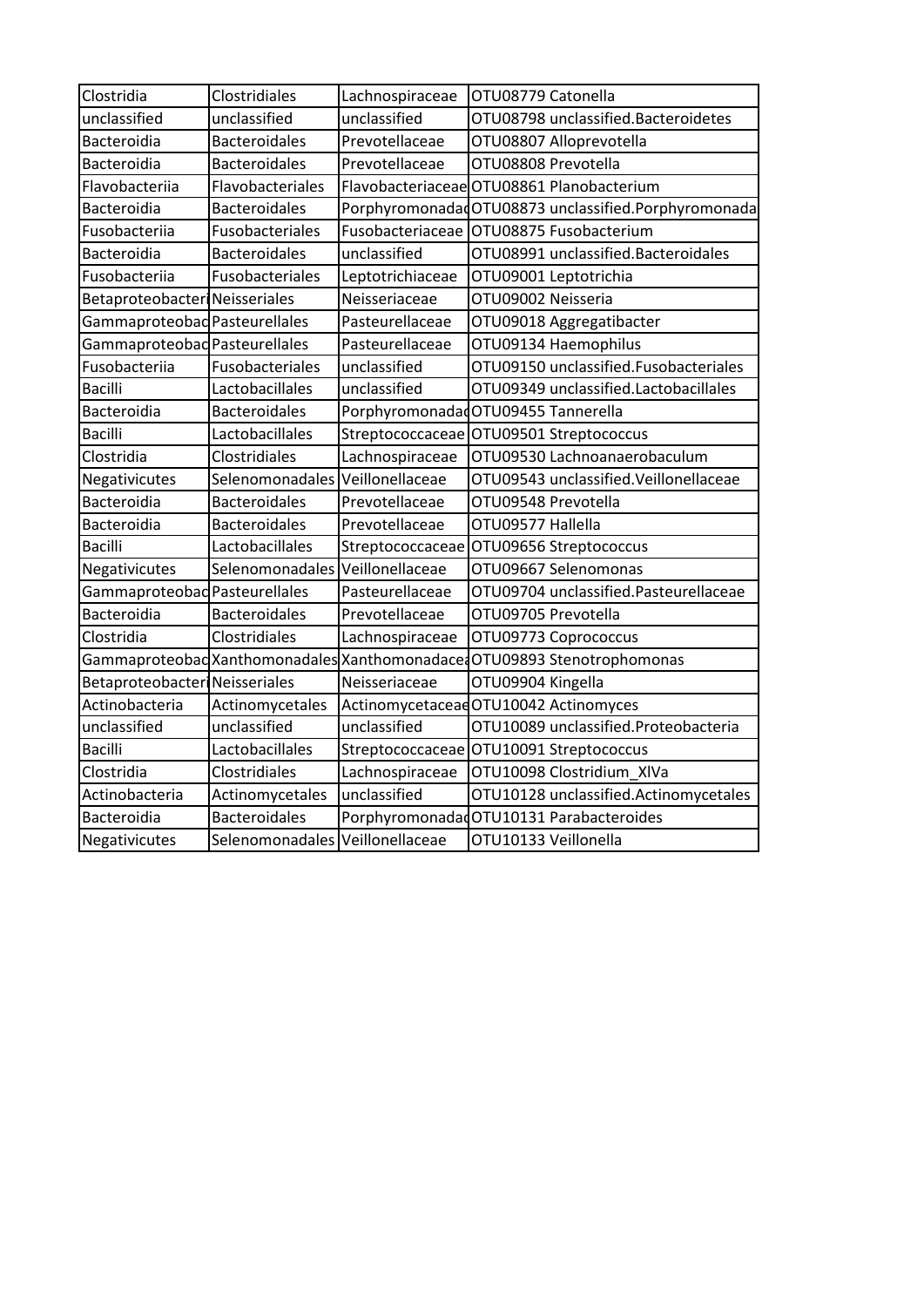| Clostridia | Clostridiales | Lachnospiraceae | OTU08779 Catonella |
|---|---|---|---|
| unclassified | unclassified | unclassified | OTU08798 unclassified.Bacteroidetes |
| Bacteroidia | Bacteroidales | Prevotellaceae | OTU08807 Alloprevotella |
| Bacteroidia | Bacteroidales | Prevotellaceae | OTU08808 Prevotella |
| Flavobacteriia | Flavobacteriales | Flavobacteriaceae | OTU08861 Planobacterium |
| Bacteroidia | Bacteroidales | Porphyromonadac | OTU08873 unclassified.Porphyromonada |
| Fusobacteriia | Fusobacteriales | Fusobacteriaceae | OTU08875 Fusobacterium |
| Bacteroidia | Bacteroidales | unclassified | OTU08991 unclassified.Bacteroidales |
| Fusobacteriia | Fusobacteriales | Leptotrichiaceae | OTU09001 Leptotrichia |
| Betaproteobacteri | Neisseriales | Neisseriaceae | OTU09002 Neisseria |
| Gammaproteobac | Pasteurellales | Pasteurellaceae | OTU09018 Aggregatibacter |
| Gammaproteobac | Pasteurellales | Pasteurellaceae | OTU09134 Haemophilus |
| Fusobacteriia | Fusobacteriales | unclassified | OTU09150 unclassified.Fusobacteriales |
| Bacilli | Lactobacillales | unclassified | OTU09349 unclassified.Lactobacillales |
| Bacteroidia | Bacteroidales | Porphyromonadac | OTU09455 Tannerella |
| Bacilli | Lactobacillales | Streptococcaceae | OTU09501 Streptococcus |
| Clostridia | Clostridiales | Lachnospiraceae | OTU09530 Lachnoanaerobaculum |
| Negativicutes | Selenomonadales | Veillonellaceae | OTU09543 unclassified.Veillonellaceae |
| Bacteroidia | Bacteroidales | Prevotellaceae | OTU09548 Prevotella |
| Bacteroidia | Bacteroidales | Prevotellaceae | OTU09577 Hallella |
| Bacilli | Lactobacillales | Streptococcaceae | OTU09656 Streptococcus |
| Negativicutes | Selenomonadales | Veillonellaceae | OTU09667 Selenomonas |
| Gammaproteobac | Pasteurellales | Pasteurellaceae | OTU09704 unclassified.Pasteurellaceae |
| Bacteroidia | Bacteroidales | Prevotellaceae | OTU09705 Prevotella |
| Clostridia | Clostridiales | Lachnospiraceae | OTU09773 Coprococcus |
| Gammaproteobac | Xanthomonadales | Xanthomonadacea | OTU09893 Stenotrophomonas |
| Betaproteobacteri | Neisseriales | Neisseriaceae | OTU09904 Kingella |
| Actinobacteria | Actinomycetales | Actinomycetaceae | OTU10042 Actinomyces |
| unclassified | unclassified | unclassified | OTU10089 unclassified.Proteobacteria |
| Bacilli | Lactobacillales | Streptococcaceae | OTU10091 Streptococcus |
| Clostridia | Clostridiales | Lachnospiraceae | OTU10098 Clostridium_XlVa |
| Actinobacteria | Actinomycetales | unclassified | OTU10128 unclassified.Actinomycetales |
| Bacteroidia | Bacteroidales | Porphyromonadac | OTU10131 Parabacteroides |
| Negativicutes | Selenomonadales | Veillonellaceae | OTU10133 Veillonella |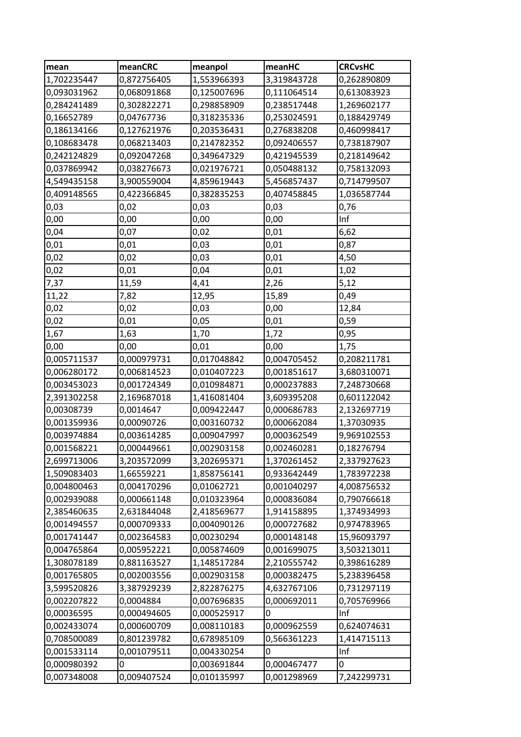| mean | meanCRC | meanpol | meanHC | CRCvsHC |
|---|---|---|---|---|
| 1,702235447 | 0,872756405 | 1,553966393 | 3,319843728 | 0,262890809 |
| 0,093031962 | 0,068091868 | 0,125007696 | 0,111064514 | 0,613083923 |
| 0,284241489 | 0,302822271 | 0,298858909 | 0,238517448 | 1,269602177 |
| 0,16652789 | 0,04767736 | 0,318235336 | 0,253024591 | 0,188429749 |
| 0,186134166 | 0,127621976 | 0,203536431 | 0,276838208 | 0,460998417 |
| 0,108683478 | 0,068213403 | 0,214782352 | 0,092406557 | 0,738187907 |
| 0,242124829 | 0,092047268 | 0,349647329 | 0,421945539 | 0,218149642 |
| 0,037869942 | 0,038276673 | 0,021976721 | 0,050488132 | 0,758132093 |
| 4,549435158 | 3,900559004 | 4,859619443 | 5,456857437 | 0,714799507 |
| 0,409148565 | 0,422366845 | 0,382835253 | 0,407458845 | 1,036587744 |
| 0,03 | 0,02 | 0,03 | 0,03 | 0,76 |
| 0,00 | 0,00 | 0,00 | 0,00 | Inf |
| 0,04 | 0,07 | 0,02 | 0,01 | 6,62 |
| 0,01 | 0,01 | 0,03 | 0,01 | 0,87 |
| 0,02 | 0,02 | 0,03 | 0,01 | 4,50 |
| 0,02 | 0,01 | 0,04 | 0,01 | 1,02 |
| 7,37 | 11,59 | 4,41 | 2,26 | 5,12 |
| 11,22 | 7,82 | 12,95 | 15,89 | 0,49 |
| 0,02 | 0,02 | 0,03 | 0,00 | 12,84 |
| 0,02 | 0,01 | 0,05 | 0,01 | 0,59 |
| 1,67 | 1,63 | 1,70 | 1,72 | 0,95 |
| 0,00 | 0,00 | 0,01 | 0,00 | 1,75 |
| 0,005711537 | 0,000979731 | 0,017048842 | 0,004705452 | 0,208211781 |
| 0,006280172 | 0,006814523 | 0,010407223 | 0,001851617 | 3,680310071 |
| 0,003453023 | 0,001724349 | 0,010984871 | 0,000237883 | 7,248730668 |
| 2,391302258 | 2,169687018 | 1,416081404 | 3,609395208 | 0,601122042 |
| 0,00308739 | 0,0014647 | 0,009422447 | 0,000686783 | 2,132697719 |
| 0,001359936 | 0,00090726 | 0,003160732 | 0,000662084 | 1,37030935 |
| 0,003974884 | 0,003614285 | 0,009047997 | 0,000362549 | 9,969102553 |
| 0,001568221 | 0,000449661 | 0,002903158 | 0,002460281 | 0,18276794 |
| 2,699713006 | 3,203572099 | 3,202695371 | 1,370261452 | 2,337927623 |
| 1,509083403 | 1,66559221 | 1,858756141 | 0,933642449 | 1,783972238 |
| 0,004800463 | 0,004170296 | 0,01062721 | 0,001040297 | 4,008756532 |
| 0,002939088 | 0,000661148 | 0,010323964 | 0,000836084 | 0,790766618 |
| 2,385460635 | 2,631844048 | 2,418569677 | 1,914158895 | 1,374934993 |
| 0,001494557 | 0,000709333 | 0,004090126 | 0,000727682 | 0,974783965 |
| 0,001741447 | 0,002364583 | 0,00230294 | 0,000148148 | 15,96093797 |
| 0,004765864 | 0,005952221 | 0,005874609 | 0,001699075 | 3,503213011 |
| 1,308078189 | 0,881163527 | 1,148517284 | 2,210555742 | 0,398616289 |
| 0,001765805 | 0,002003556 | 0,002903158 | 0,000382475 | 5,238396458 |
| 3,599520826 | 3,387929239 | 2,822876275 | 4,632767106 | 0,731297119 |
| 0,002207822 | 0,0004884 | 0,007696835 | 0,000692011 | 0,705769966 |
| 0,00036595 | 0,000494605 | 0,000525917 | 0 | Inf |
| 0,002433074 | 0,000600709 | 0,008110183 | 0,000962559 | 0,624074631 |
| 0,708500089 | 0,801239782 | 0,678985109 | 0,566361223 | 1,414715113 |
| 0,001533114 | 0,001079511 | 0,004330254 | 0 | Inf |
| 0,000980392 | 0 | 0,003691844 | 0,000467477 | 0 |
| 0,007348008 | 0,009407524 | 0,010135997 | 0,001298969 | 7,242299731 |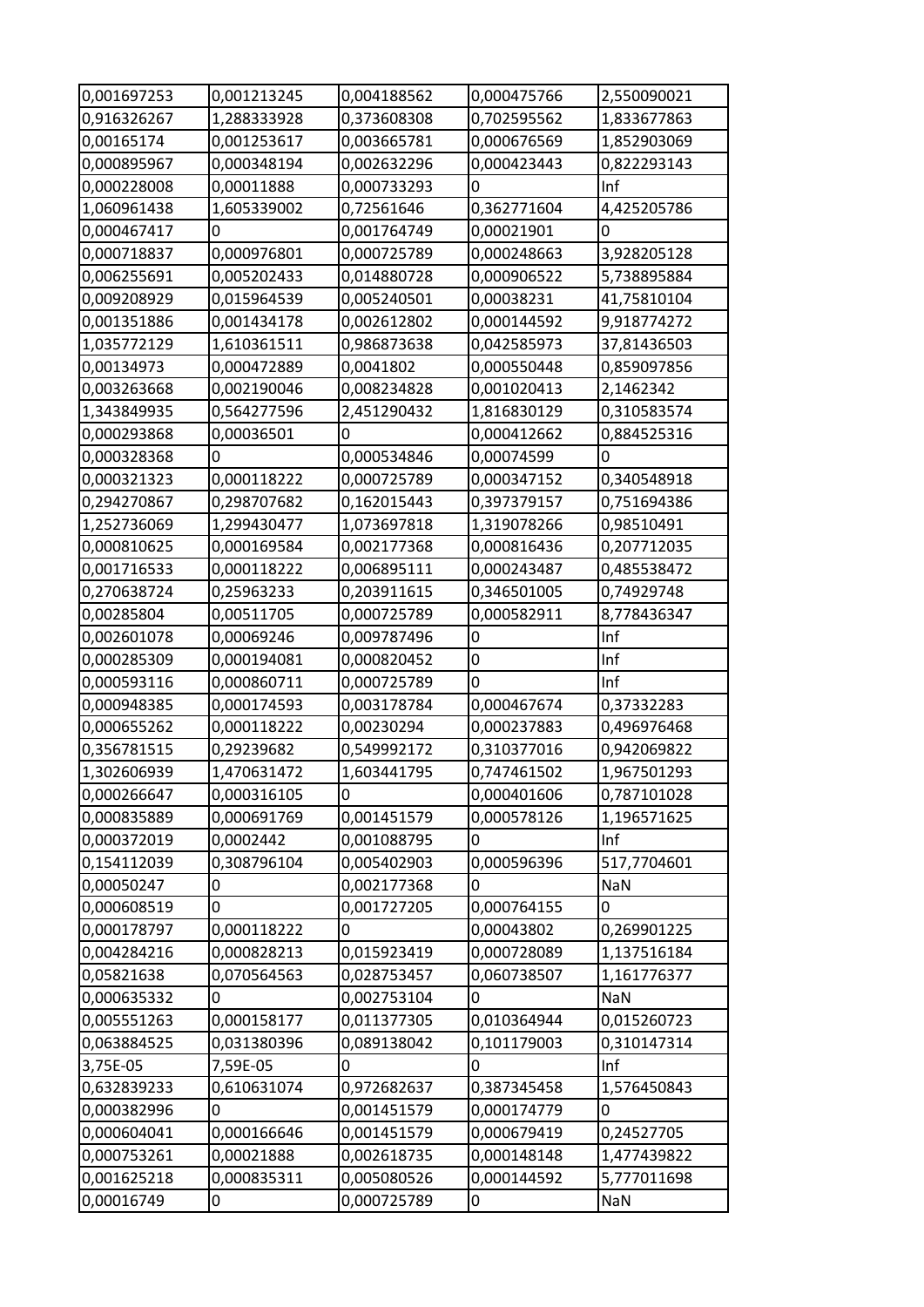| 0,001697253 | 0,001213245 | 0,004188562 | 0,000475766 | 2,550090021 |
|---|---|---|---|---|
| 0,916326267 | 1,288333928 | 0,373608308 | 0,702595562 | 1,833677863 |
| 0,00165174 | 0,001253617 | 0,003665781 | 0,000676569 | 1,852903069 |
| 0,000895967 | 0,000348194 | 0,002632296 | 0,000423443 | 0,822293143 |
| 0,000228008 | 0,00011888 | 0,000733293 | 0 | Inf |
| 1,060961438 | 1,605339002 | 0,72561646 | 0,362771604 | 4,425205786 |
| 0,000467417 | 0 | 0,001764749 | 0,00021901 | 0 |
| 0,000718837 | 0,000976801 | 0,000725789 | 0,000248663 | 3,928205128 |
| 0,006255691 | 0,005202433 | 0,014880728 | 0,000906522 | 5,738895884 |
| 0,009208929 | 0,015964539 | 0,005240501 | 0,00038231 | 41,75810104 |
| 0,001351886 | 0,001434178 | 0,002612802 | 0,000144592 | 9,918774272 |
| 1,035772129 | 1,610361511 | 0,986873638 | 0,042585973 | 37,81436503 |
| 0,00134973 | 0,000472889 | 0,0041802 | 0,000550448 | 0,859097856 |
| 0,003263668 | 0,002190046 | 0,008234828 | 0,001020413 | 2,1462342 |
| 1,343849935 | 0,564277596 | 2,451290432 | 1,816830129 | 0,310583574 |
| 0,000293868 | 0,00036501 | 0 | 0,000412662 | 0,884525316 |
| 0,000328368 | 0 | 0,000534846 | 0,00074599 | 0 |
| 0,000321323 | 0,000118222 | 0,000725789 | 0,000347152 | 0,340548918 |
| 0,294270867 | 0,298707682 | 0,162015443 | 0,397379157 | 0,751694386 |
| 1,252736069 | 1,299430477 | 1,073697818 | 1,319078266 | 0,98510491 |
| 0,000810625 | 0,000169584 | 0,002177368 | 0,000816436 | 0,207712035 |
| 0,001716533 | 0,000118222 | 0,006895111 | 0,000243487 | 0,485538472 |
| 0,270638724 | 0,25963233 | 0,203911615 | 0,346501005 | 0,74929748 |
| 0,00285804 | 0,00511705 | 0,000725789 | 0,000582911 | 8,778436347 |
| 0,002601078 | 0,00069246 | 0,009787496 | 0 | Inf |
| 0,000285309 | 0,000194081 | 0,000820452 | 0 | Inf |
| 0,000593116 | 0,000860711 | 0,000725789 | 0 | Inf |
| 0,000948385 | 0,000174593 | 0,003178784 | 0,000467674 | 0,37332283 |
| 0,000655262 | 0,000118222 | 0,00230294 | 0,000237883 | 0,496976468 |
| 0,356781515 | 0,29239682 | 0,549992172 | 0,310377016 | 0,942069822 |
| 1,302606939 | 1,470631472 | 1,603441795 | 0,747461502 | 1,967501293 |
| 0,000266647 | 0,000316105 | 0 | 0,000401606 | 0,787101028 |
| 0,000835889 | 0,000691769 | 0,001451579 | 0,000578126 | 1,196571625 |
| 0,000372019 | 0,0002442 | 0,001088795 | 0 | Inf |
| 0,154112039 | 0,308796104 | 0,005402903 | 0,000596396 | 517,7704601 |
| 0,00050247 | 0 | 0,002177368 | 0 | NaN |
| 0,000608519 | 0 | 0,001727205 | 0,000764155 | 0 |
| 0,000178797 | 0,000118222 | 0 | 0,00043802 | 0,269901225 |
| 0,004284216 | 0,000828213 | 0,015923419 | 0,000728089 | 1,137516184 |
| 0,05821638 | 0,070564563 | 0,028753457 | 0,060738507 | 1,161776377 |
| 0,000635332 | 0 | 0,002753104 | 0 | NaN |
| 0,005551263 | 0,000158177 | 0,011377305 | 0,010364944 | 0,015260723 |
| 0,063884525 | 0,031380396 | 0,089138042 | 0,101179003 | 0,310147314 |
| 3,75E-05 | 7,59E-05 | 0 | 0 | Inf |
| 0,632839233 | 0,610631074 | 0,972682637 | 0,387345458 | 1,576450843 |
| 0,000382996 | 0 | 0,001451579 | 0,000174779 | 0 |
| 0,000604041 | 0,000166646 | 0,001451579 | 0,000679419 | 0,24527705 |
| 0,000753261 | 0,00021888 | 0,002618735 | 0,000148148 | 1,477439822 |
| 0,001625218 | 0,000835311 | 0,005080526 | 0,000144592 | 5,777011698 |
| 0,00016749 | 0 | 0,000725789 | 0 | NaN |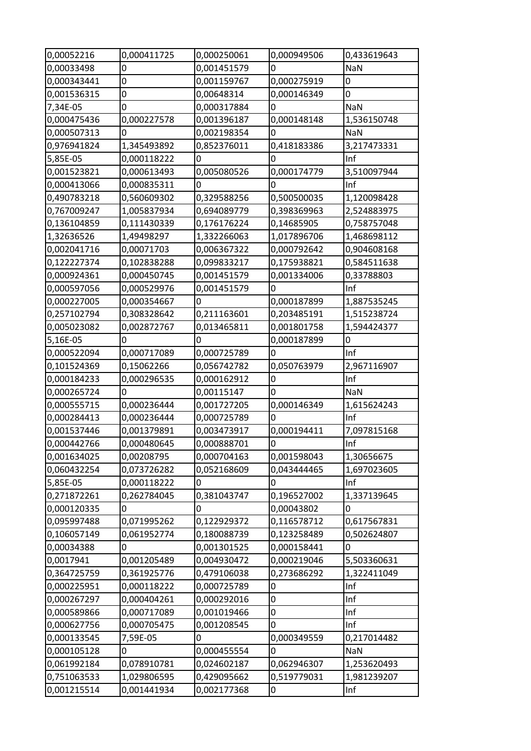| 0,00052216 | 0,000411725 | 0,000250061 | 0,000949506 | 0,433619643 |
|---|---|---|---|---|
| 0,00033498 | 0 | 0,001451579 | 0 | NaN |
| 0,000343441 | 0 | 0,001159767 | 0,000275919 | 0 |
| 0,001536315 | 0 | 0,00648314 | 0,000146349 | 0 |
| 7,34E-05 | 0 | 0,000317884 | 0 | NaN |
| 0,000475436 | 0,000227578 | 0,001396187 | 0,000148148 | 1,536150748 |
| 0,000507313 | 0 | 0,002198354 | 0 | NaN |
| 0,976941824 | 1,345493892 | 0,852376011 | 0,418183386 | 3,217473331 |
| 5,85E-05 | 0,000118222 | 0 | 0 | Inf |
| 0,001523821 | 0,000613493 | 0,005080526 | 0,000174779 | 3,510097944 |
| 0,000413066 | 0,000835311 | 0 | 0 | Inf |
| 0,490783218 | 0,560609302 | 0,329588256 | 0,500500035 | 1,120098428 |
| 0,767009247 | 1,005837934 | 0,694089779 | 0,398369963 | 2,524883975 |
| 0,136104859 | 0,111430339 | 0,176176224 | 0,14685905 | 0,758757048 |
| 1,32636526 | 1,49498297 | 1,332266063 | 1,017896706 | 1,468698112 |
| 0,002041716 | 0,00071703 | 0,006367322 | 0,000792642 | 0,904608168 |
| 0,122227374 | 0,102838288 | 0,099833217 | 0,175938821 | 0,584511638 |
| 0,000924361 | 0,000450745 | 0,001451579 | 0,001334006 | 0,33788803 |
| 0,000597056 | 0,000529976 | 0,001451579 | 0 | Inf |
| 0,000227005 | 0,000354667 | 0 | 0,000187899 | 1,887535245 |
| 0,257102794 | 0,308328642 | 0,211163601 | 0,203485191 | 1,515238724 |
| 0,005023082 | 0,002872767 | 0,013465811 | 0,001801758 | 1,594424377 |
| 5,16E-05 | 0 | 0 | 0,000187899 | 0 |
| 0,000522094 | 0,000717089 | 0,000725789 | 0 | Inf |
| 0,101524369 | 0,15062266 | 0,056742782 | 0,050763979 | 2,967116907 |
| 0,000184233 | 0,000296535 | 0,000162912 | 0 | Inf |
| 0,000265724 | 0 | 0,00115147 | 0 | NaN |
| 0,000555715 | 0,000236444 | 0,001727205 | 0,000146349 | 1,615624243 |
| 0,000284413 | 0,000236444 | 0,000725789 | 0 | Inf |
| 0,001537446 | 0,001379891 | 0,003473917 | 0,000194411 | 7,097815168 |
| 0,000442766 | 0,000480645 | 0,000888701 | 0 | Inf |
| 0,001634025 | 0,00208795 | 0,000704163 | 0,001598043 | 1,30656675 |
| 0,060432254 | 0,073726282 | 0,052168609 | 0,043444465 | 1,697023605 |
| 5,85E-05 | 0,000118222 | 0 | 0 | Inf |
| 0,271872261 | 0,262784045 | 0,381043747 | 0,196527002 | 1,337139645 |
| 0,000120335 | 0 | 0 | 0,00043802 | 0 |
| 0,095997488 | 0,071995262 | 0,122929372 | 0,116578712 | 0,617567831 |
| 0,106057149 | 0,061952774 | 0,180088739 | 0,123258489 | 0,502624807 |
| 0,00034388 | 0 | 0,001301525 | 0,000158441 | 0 |
| 0,0017941 | 0,001205489 | 0,004930472 | 0,000219046 | 5,503360631 |
| 0,364725759 | 0,361925776 | 0,479106038 | 0,273686292 | 1,322411049 |
| 0,000225951 | 0,000118222 | 0,000725789 | 0 | Inf |
| 0,000267297 | 0,000404261 | 0,000292016 | 0 | Inf |
| 0,000589866 | 0,000717089 | 0,001019466 | 0 | Inf |
| 0,000627756 | 0,000705475 | 0,001208545 | 0 | Inf |
| 0,000133545 | 7,59E-05 | 0 | 0,000349559 | 0,217014482 |
| 0,000105128 | 0 | 0,000455554 | 0 | NaN |
| 0,061992184 | 0,078910781 | 0,024602187 | 0,062946307 | 1,253620493 |
| 0,751063533 | 1,029806595 | 0,429095662 | 0,519779031 | 1,981239207 |
| 0,001215514 | 0,001441934 | 0,002177368 | 0 | Inf |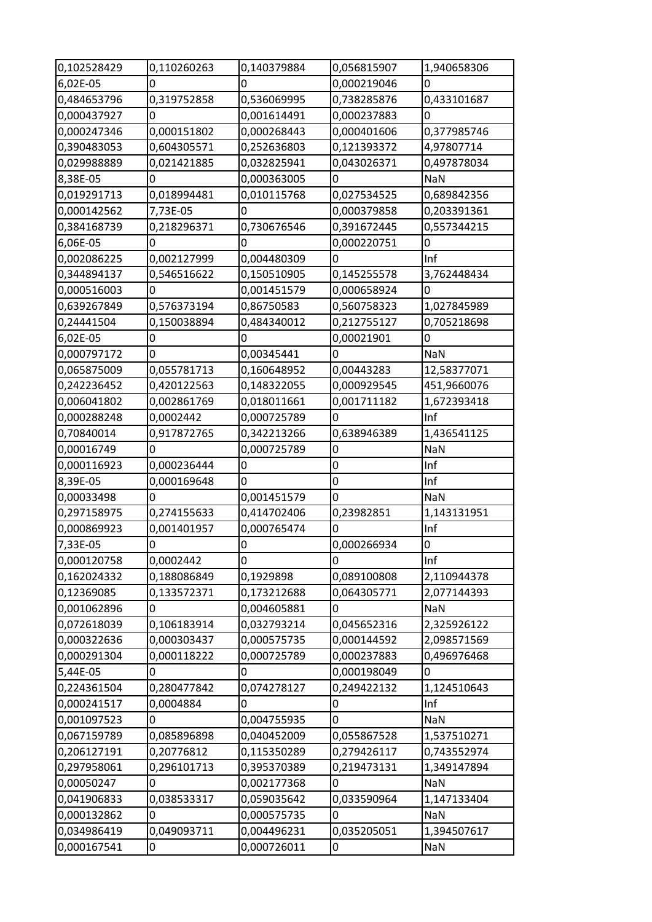| 0,102528429 | 0,110260263 | 0,140379884 | 0,056815907 | 1,940658306 |
|---|---|---|---|---|
| 6,02E-05 | 0 | 0 | 0,000219046 | 0 |
| 0,484653796 | 0,319752858 | 0,536069995 | 0,738285876 | 0,433101687 |
| 0,000437927 | 0 | 0,001614491 | 0,000237883 | 0 |
| 0,000247346 | 0,000151802 | 0,000268443 | 0,000401606 | 0,377985746 |
| 0,390483053 | 0,604305571 | 0,252636803 | 0,121393372 | 4,97807714 |
| 0,029988889 | 0,021421885 | 0,032825941 | 0,043026371 | 0,497878034 |
| 8,38E-05 | 0 | 0,000363005 | 0 | NaN |
| 0,019291713 | 0,018994481 | 0,010115768 | 0,027534525 | 0,689842356 |
| 0,000142562 | 7,73E-05 | 0 | 0,000379858 | 0,203391361 |
| 0,384168739 | 0,218296371 | 0,730676546 | 0,391672445 | 0,557344215 |
| 6,06E-05 | 0 | 0 | 0,000220751 | 0 |
| 0,002086225 | 0,002127999 | 0,004480309 | 0 | Inf |
| 0,344894137 | 0,546516622 | 0,150510905 | 0,145255578 | 3,762448434 |
| 0,000516003 | 0 | 0,001451579 | 0,000658924 | 0 |
| 0,639267849 | 0,576373194 | 0,86750583 | 0,560758323 | 1,027845989 |
| 0,24441504 | 0,150038894 | 0,484340012 | 0,212755127 | 0,705218698 |
| 6,02E-05 | 0 | 0 | 0,00021901 | 0 |
| 0,000797172 | 0 | 0,00345441 | 0 | NaN |
| 0,065875009 | 0,055781713 | 0,160648952 | 0,00443283 | 12,58377071 |
| 0,242236452 | 0,420122563 | 0,148322055 | 0,000929545 | 451,9660076 |
| 0,006041802 | 0,002861769 | 0,018011661 | 0,001711182 | 1,672393418 |
| 0,000288248 | 0,0002442 | 0,000725789 | 0 | Inf |
| 0,70840014 | 0,917872765 | 0,342213266 | 0,638946389 | 1,436541125 |
| 0,00016749 | 0 | 0,000725789 | 0 | NaN |
| 0,000116923 | 0,000236444 | 0 | 0 | Inf |
| 8,39E-05 | 0,000169648 | 0 | 0 | Inf |
| 0,00033498 | 0 | 0,001451579 | 0 | NaN |
| 0,297158975 | 0,274155633 | 0,414702406 | 0,23982851 | 1,143131951 |
| 0,000869923 | 0,001401957 | 0,000765474 | 0 | Inf |
| 7,33E-05 | 0 | 0 | 0,000266934 | 0 |
| 0,000120758 | 0,0002442 | 0 | 0 | Inf |
| 0,162024332 | 0,188086849 | 0,1929898 | 0,089100808 | 2,110944378 |
| 0,12369085 | 0,133572371 | 0,173212688 | 0,064305771 | 2,077144393 |
| 0,001062896 | 0 | 0,004605881 | 0 | NaN |
| 0,072618039 | 0,106183914 | 0,032793214 | 0,045652316 | 2,325926122 |
| 0,000322636 | 0,000303437 | 0,000575735 | 0,000144592 | 2,098571569 |
| 0,000291304 | 0,000118222 | 0,000725789 | 0,000237883 | 0,496976468 |
| 5,44E-05 | 0 | 0 | 0,000198049 | 0 |
| 0,224361504 | 0,280477842 | 0,074278127 | 0,249422132 | 1,124510643 |
| 0,000241517 | 0,0004884 | 0 | 0 | Inf |
| 0,001097523 | 0 | 0,004755935 | 0 | NaN |
| 0,067159789 | 0,085896898 | 0,040452009 | 0,055867528 | 1,537510271 |
| 0,206127191 | 0,20776812 | 0,115350289 | 0,279426117 | 0,743552974 |
| 0,297958061 | 0,296101713 | 0,395370389 | 0,219473131 | 1,349147894 |
| 0,00050247 | 0 | 0,002177368 | 0 | NaN |
| 0,041906833 | 0,038533317 | 0,059035642 | 0,033590964 | 1,147133404 |
| 0,000132862 | 0 | 0,000575735 | 0 | NaN |
| 0,034986419 | 0,049093711 | 0,004496231 | 0,035205051 | 1,394507617 |
| 0,000167541 | 0 | 0,000726011 | 0 | NaN |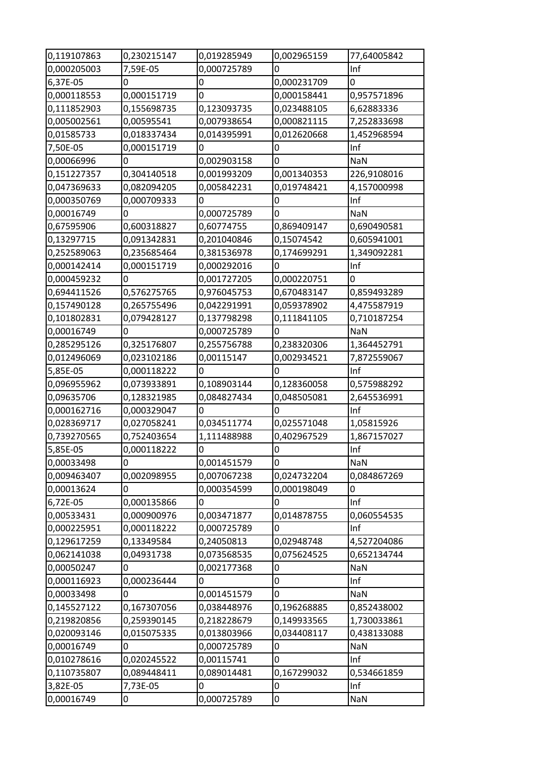| | | | | |
|---|---|---|---|---|
| 0,119107863 | 0,230215147 | 0,019285949 | 0,002965159 | 77,64005842 |
| 0,000205003 | 7,59E-05 | 0,000725789 | 0 | Inf |
| 6,37E-05 | 0 | 0 | 0,000231709 | 0 |
| 0,000118553 | 0,000151719 | 0 | 0,000158441 | 0,957571896 |
| 0,111852903 | 0,155698735 | 0,123093735 | 0,023488105 | 6,62883336 |
| 0,005002561 | 0,00595541 | 0,007938654 | 0,000821115 | 7,252833698 |
| 0,01585733 | 0,018337434 | 0,014395991 | 0,012620668 | 1,452968594 |
| 7,50E-05 | 0,000151719 | 0 | 0 | Inf |
| 0,00066996 | 0 | 0,002903158 | 0 | NaN |
| 0,151227357 | 0,304140518 | 0,001993209 | 0,001340353 | 226,9108016 |
| 0,047369633 | 0,082094205 | 0,005842231 | 0,019748421 | 4,157000998 |
| 0,000350769 | 0,000709333 | 0 | 0 | Inf |
| 0,00016749 | 0 | 0,000725789 | 0 | NaN |
| 0,67595906 | 0,600318827 | 0,60774755 | 0,869409147 | 0,690490581 |
| 0,13297715 | 0,091342831 | 0,201040846 | 0,15074542 | 0,605941001 |
| 0,252589063 | 0,235685464 | 0,381536978 | 0,174699291 | 1,349092281 |
| 0,000142414 | 0,000151719 | 0,000292016 | 0 | Inf |
| 0,000459232 | 0 | 0,001727205 | 0,000220751 | 0 |
| 0,694411526 | 0,576275765 | 0,976045753 | 0,670483147 | 0,859493289 |
| 0,157490128 | 0,265755496 | 0,042291991 | 0,059378902 | 4,475587919 |
| 0,101802831 | 0,079428127 | 0,137798298 | 0,111841105 | 0,710187254 |
| 0,00016749 | 0 | 0,000725789 | 0 | NaN |
| 0,285295126 | 0,325176807 | 0,255756788 | 0,238320306 | 1,364452791 |
| 0,012496069 | 0,023102186 | 0,00115147 | 0,002934521 | 7,872559067 |
| 5,85E-05 | 0,000118222 | 0 | 0 | Inf |
| 0,096955962 | 0,073933891 | 0,108903144 | 0,128360058 | 0,575988292 |
| 0,09635706 | 0,128321985 | 0,084827434 | 0,048505081 | 2,645536991 |
| 0,000162716 | 0,000329047 | 0 | 0 | Inf |
| 0,028369717 | 0,027058241 | 0,034511774 | 0,025571048 | 1,05815926 |
| 0,739270565 | 0,752403654 | 1,111488988 | 0,402967529 | 1,867157027 |
| 5,85E-05 | 0,000118222 | 0 | 0 | Inf |
| 0,00033498 | 0 | 0,001451579 | 0 | NaN |
| 0,009463407 | 0,002098955 | 0,007067238 | 0,024732204 | 0,084867269 |
| 0,00013624 | 0 | 0,000354599 | 0,000198049 | 0 |
| 6,72E-05 | 0,000135866 | 0 | 0 | Inf |
| 0,00533431 | 0,000900976 | 0,003471877 | 0,014878755 | 0,060554535 |
| 0,000225951 | 0,000118222 | 0,000725789 | 0 | Inf |
| 0,129617259 | 0,13349584 | 0,24050813 | 0,02948748 | 4,527204086 |
| 0,062141038 | 0,04931738 | 0,073568535 | 0,075624525 | 0,652134744 |
| 0,00050247 | 0 | 0,002177368 | 0 | NaN |
| 0,000116923 | 0,000236444 | 0 | 0 | Inf |
| 0,00033498 | 0 | 0,001451579 | 0 | NaN |
| 0,145527122 | 0,167307056 | 0,038448976 | 0,196268885 | 0,852438002 |
| 0,219820856 | 0,259390145 | 0,218228679 | 0,149933565 | 1,730033861 |
| 0,020093146 | 0,015075335 | 0,013803966 | 0,034408117 | 0,438133088 |
| 0,00016749 | 0 | 0,000725789 | 0 | NaN |
| 0,010278616 | 0,020245522 | 0,00115741 | 0 | Inf |
| 0,110735807 | 0,089448411 | 0,089014481 | 0,167299032 | 0,534661859 |
| 3,82E-05 | 7,73E-05 | 0 | 0 | Inf |
| 0,00016749 | 0 | 0,000725789 | 0 | NaN |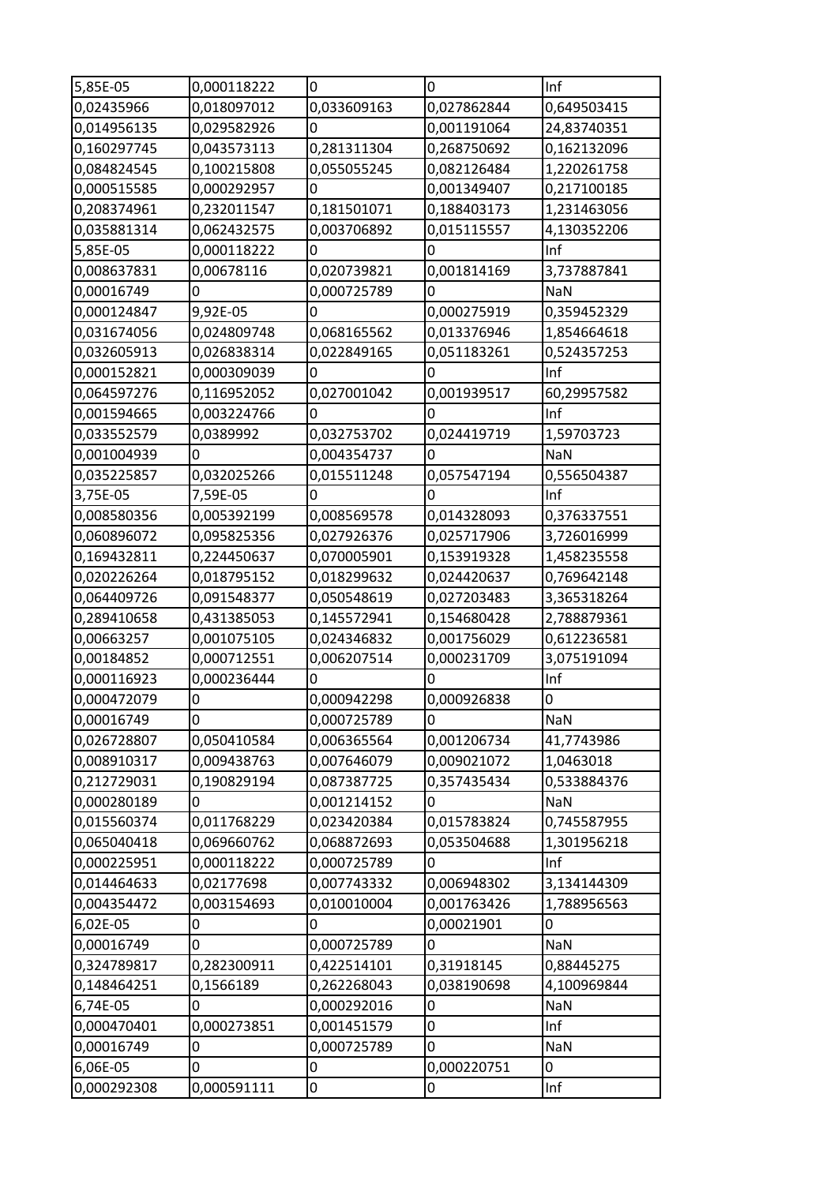| 5,85E-05 | 0,000118222 | 0 | 0 | Inf |
|---|---|---|---|---|
| 0,02435966 | 0,018097012 | 0,033609163 | 0,027862844 | 0,649503415 |
| 0,014956135 | 0,029582926 | 0 | 0,001191064 | 24,83740351 |
| 0,160297745 | 0,043573113 | 0,281311304 | 0,268750692 | 0,162132096 |
| 0,084824545 | 0,100215808 | 0,055055245 | 0,082126484 | 1,220261758 |
| 0,000515585 | 0,000292957 | 0 | 0,001349407 | 0,217100185 |
| 0,208374961 | 0,232011547 | 0,181501071 | 0,188403173 | 1,231463056 |
| 0,035881314 | 0,062432575 | 0,003706892 | 0,015115557 | 4,130352206 |
| 5,85E-05 | 0,000118222 | 0 | 0 | Inf |
| 0,008637831 | 0,00678116 | 0,020739821 | 0,001814169 | 3,737887841 |
| 0,00016749 | 0 | 0,000725789 | 0 | NaN |
| 0,000124847 | 9,92E-05 | 0 | 0,000275919 | 0,359452329 |
| 0,031674056 | 0,024809748 | 0,068165562 | 0,013376946 | 1,854664618 |
| 0,032605913 | 0,026838314 | 0,022849165 | 0,051183261 | 0,524357253 |
| 0,000152821 | 0,000309039 | 0 | 0 | Inf |
| 0,064597276 | 0,116952052 | 0,027001042 | 0,001939517 | 60,29957582 |
| 0,001594665 | 0,003224766 | 0 | 0 | Inf |
| 0,033552579 | 0,0389992 | 0,032753702 | 0,024419719 | 1,59703723 |
| 0,001004939 | 0 | 0,004354737 | 0 | NaN |
| 0,035225857 | 0,032025266 | 0,015511248 | 0,057547194 | 0,556504387 |
| 3,75E-05 | 7,59E-05 | 0 | 0 | Inf |
| 0,008580356 | 0,005392199 | 0,008569578 | 0,014328093 | 0,376337551 |
| 0,060896072 | 0,095825356 | 0,027926376 | 0,025717906 | 3,726016999 |
| 0,169432811 | 0,224450637 | 0,070005901 | 0,153919328 | 1,458235558 |
| 0,020226264 | 0,018795152 | 0,018299632 | 0,024420637 | 0,769642148 |
| 0,064409726 | 0,091548377 | 0,050548619 | 0,027203483 | 3,365318264 |
| 0,289410658 | 0,431385053 | 0,145572941 | 0,154680428 | 2,788879361 |
| 0,00663257 | 0,001075105 | 0,024346832 | 0,001756029 | 0,612236581 |
| 0,00184852 | 0,000712551 | 0,006207514 | 0,000231709 | 3,075191094 |
| 0,000116923 | 0,000236444 | 0 | 0 | Inf |
| 0,000472079 | 0 | 0,000942298 | 0,000926838 | 0 |
| 0,00016749 | 0 | 0,000725789 | 0 | NaN |
| 0,026728807 | 0,050410584 | 0,006365564 | 0,001206734 | 41,7743986 |
| 0,008910317 | 0,009438763 | 0,007646079 | 0,009021072 | 1,0463018 |
| 0,212729031 | 0,190829194 | 0,087387725 | 0,357435434 | 0,533884376 |
| 0,000280189 | 0 | 0,001214152 | 0 | NaN |
| 0,015560374 | 0,011768229 | 0,023420384 | 0,015783824 | 0,745587955 |
| 0,065040418 | 0,069660762 | 0,068872693 | 0,053504688 | 1,301956218 |
| 0,000225951 | 0,000118222 | 0,000725789 | 0 | Inf |
| 0,014464633 | 0,02177698 | 0,007743332 | 0,006948302 | 3,134144309 |
| 0,004354472 | 0,003154693 | 0,010010004 | 0,001763426 | 1,788956563 |
| 6,02E-05 | 0 | 0 | 0,00021901 | 0 |
| 0,00016749 | 0 | 0,000725789 | 0 | NaN |
| 0,324789817 | 0,282300911 | 0,422514101 | 0,31918145 | 0,88445275 |
| 0,148464251 | 0,1566189 | 0,262268043 | 0,038190698 | 4,100969844 |
| 6,74E-05 | 0 | 0,000292016 | 0 | NaN |
| 0,000470401 | 0,000273851 | 0,001451579 | 0 | Inf |
| 0,00016749 | 0 | 0,000725789 | 0 | NaN |
| 6,06E-05 | 0 | 0 | 0,000220751 | 0 |
| 0,000292308 | 0,000591111 | 0 | 0 | Inf |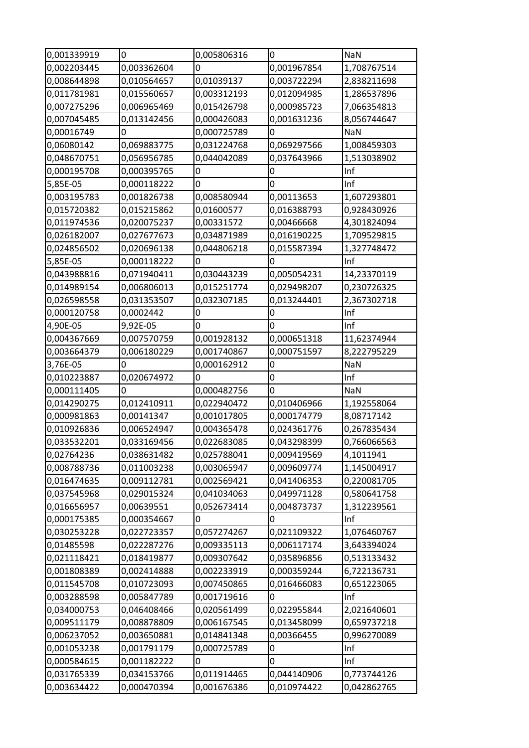| 0,001339919 | 0 | 0,005806316 | 0 | NaN |
|---|---|---|---|---|
| 0,002203445 | 0,003362604 | 0 | 0,001967854 | 1,708767514 |
| 0,008644898 | 0,010564657 | 0,01039137 | 0,003722294 | 2,838211698 |
| 0,011781981 | 0,015560657 | 0,003312193 | 0,012094985 | 1,286537896 |
| 0,007275296 | 0,006965469 | 0,015426798 | 0,000985723 | 7,066354813 |
| 0,007045485 | 0,013142456 | 0,000426083 | 0,001631236 | 8,056744647 |
| 0,00016749 | 0 | 0,000725789 | 0 | NaN |
| 0,06080142 | 0,069883775 | 0,031224768 | 0,069297566 | 1,008459303 |
| 0,048670751 | 0,056956785 | 0,044042089 | 0,037643966 | 1,513038902 |
| 0,000195708 | 0,000395765 | 0 | 0 | Inf |
| 5,85E-05 | 0,000118222 | 0 | 0 | Inf |
| 0,003195783 | 0,001826738 | 0,008580944 | 0,00113653 | 1,607293801 |
| 0,015720382 | 0,015215862 | 0,01600577 | 0,016388793 | 0,928430926 |
| 0,011974536 | 0,020075237 | 0,00331572 | 0,00466668 | 4,301824094 |
| 0,026182007 | 0,027677673 | 0,034871989 | 0,016190225 | 1,709529815 |
| 0,024856502 | 0,020696138 | 0,044806218 | 0,015587394 | 1,327748472 |
| 5,85E-05 | 0,000118222 | 0 | 0 | Inf |
| 0,043988816 | 0,071940411 | 0,030443239 | 0,005054231 | 14,23370119 |
| 0,014989154 | 0,006806013 | 0,015251774 | 0,029498207 | 0,230726325 |
| 0,026598558 | 0,031353507 | 0,032307185 | 0,013244401 | 2,367302718 |
| 0,000120758 | 0,0002442 | 0 | 0 | Inf |
| 4,90E-05 | 9,92E-05 | 0 | 0 | Inf |
| 0,004367669 | 0,007570759 | 0,001928132 | 0,000651318 | 11,62374944 |
| 0,003664379 | 0,006180229 | 0,001740867 | 0,000751597 | 8,222795229 |
| 3,76E-05 | 0 | 0,000162912 | 0 | NaN |
| 0,010223887 | 0,020674972 | 0 | 0 | Inf |
| 0,000111405 | 0 | 0,000482756 | 0 | NaN |
| 0,014290275 | 0,012410911 | 0,022940472 | 0,010406966 | 1,192558064 |
| 0,000981863 | 0,00141347 | 0,001017805 | 0,000174779 | 8,08717142 |
| 0,010926836 | 0,006524947 | 0,004365478 | 0,024361776 | 0,267835434 |
| 0,033532201 | 0,033169456 | 0,022683085 | 0,043298399 | 0,766066563 |
| 0,02764236 | 0,038631482 | 0,025788041 | 0,009419569 | 4,1011941 |
| 0,008788736 | 0,011003238 | 0,003065947 | 0,009609774 | 1,145004917 |
| 0,016474635 | 0,009112781 | 0,002569421 | 0,041406353 | 0,220081705 |
| 0,037545968 | 0,029015324 | 0,041034063 | 0,049971128 | 0,580641758 |
| 0,016656957 | 0,00639551 | 0,052673414 | 0,004873737 | 1,312239561 |
| 0,000175385 | 0,000354667 | 0 | 0 | Inf |
| 0,030253228 | 0,022723357 | 0,057274267 | 0,021109322 | 1,076460767 |
| 0,01485598 | 0,022287276 | 0,009335113 | 0,006117174 | 3,643394024 |
| 0,021118421 | 0,018419877 | 0,009307642 | 0,035896856 | 0,513133432 |
| 0,001808389 | 0,002414888 | 0,002233919 | 0,000359244 | 6,722136731 |
| 0,011545708 | 0,010723093 | 0,007450865 | 0,016466083 | 0,651223065 |
| 0,003288598 | 0,005847789 | 0,001719616 | 0 | Inf |
| 0,034000753 | 0,046408466 | 0,020561499 | 0,022955844 | 2,021640601 |
| 0,009511179 | 0,008878809 | 0,006167545 | 0,013458099 | 0,659737218 |
| 0,006237052 | 0,003650881 | 0,014841348 | 0,00366455 | 0,996270089 |
| 0,001053238 | 0,001791179 | 0,000725789 | 0 | Inf |
| 0,000584615 | 0,001182222 | 0 | 0 | Inf |
| 0,031765339 | 0,034153766 | 0,011914465 | 0,044140906 | 0,773744126 |
| 0,003634422 | 0,000470394 | 0,001676386 | 0,010974422 | 0,042862765 |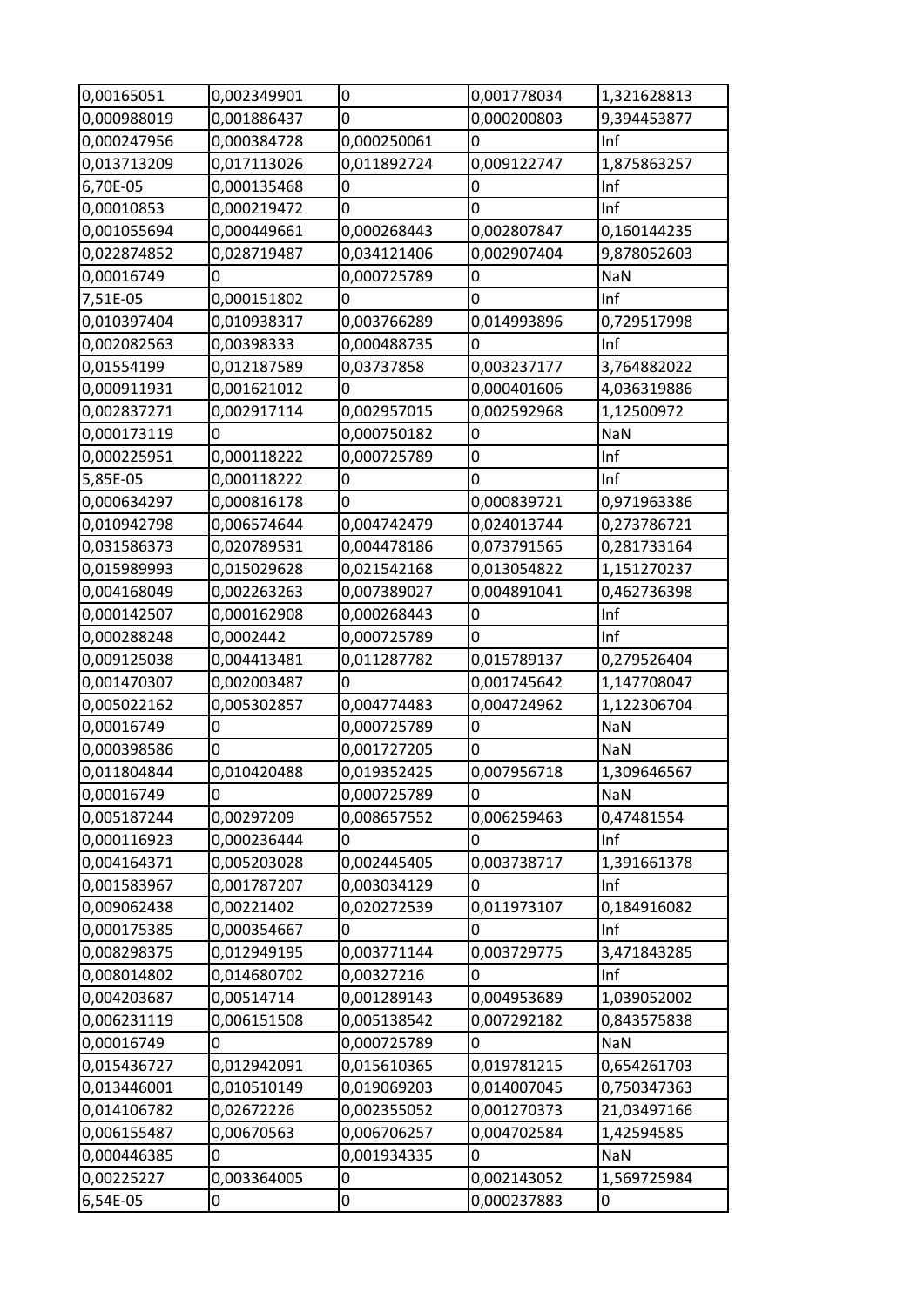| | | | | |
|---|---|---|---|---|
| 0,00165051 | 0,002349901 | 0 | 0,001778034 | 1,321628813 |
| 0,000988019 | 0,001886437 | 0 | 0,000200803 | 9,394453877 |
| 0,000247956 | 0,000384728 | 0,000250061 | 0 | Inf |
| 0,013713209 | 0,017113026 | 0,011892724 | 0,009122747 | 1,875863257 |
| 6,70E-05 | 0,000135468 | 0 | 0 | Inf |
| 0,00010853 | 0,000219472 | 0 | 0 | Inf |
| 0,001055694 | 0,000449661 | 0,000268443 | 0,002807847 | 0,160144235 |
| 0,022874852 | 0,028719487 | 0,034121406 | 0,002907404 | 9,878052603 |
| 0,00016749 | 0 | 0,000725789 | 0 | NaN |
| 7,51E-05 | 0,000151802 | 0 | 0 | Inf |
| 0,010397404 | 0,010938317 | 0,003766289 | 0,014993896 | 0,729517998 |
| 0,002082563 | 0,00398333 | 0,000488735 | 0 | Inf |
| 0,01554199 | 0,012187589 | 0,03737858 | 0,003237177 | 3,764882022 |
| 0,000911931 | 0,001621012 | 0 | 0,000401606 | 4,036319886 |
| 0,002837271 | 0,002917114 | 0,002957015 | 0,002592968 | 1,12500972 |
| 0,000173119 | 0 | 0,000750182 | 0 | NaN |
| 0,000225951 | 0,000118222 | 0,000725789 | 0 | Inf |
| 5,85E-05 | 0,000118222 | 0 | 0 | Inf |
| 0,000634297 | 0,000816178 | 0 | 0,000839721 | 0,971963386 |
| 0,010942798 | 0,006574644 | 0,004742479 | 0,024013744 | 0,273786721 |
| 0,031586373 | 0,020789531 | 0,004478186 | 0,073791565 | 0,281733164 |
| 0,015989993 | 0,015029628 | 0,021542168 | 0,013054822 | 1,151270237 |
| 0,004168049 | 0,002263263 | 0,007389027 | 0,004891041 | 0,462736398 |
| 0,000142507 | 0,000162908 | 0,000268443 | 0 | Inf |
| 0,000288248 | 0,0002442 | 0,000725789 | 0 | Inf |
| 0,009125038 | 0,004413481 | 0,011287782 | 0,015789137 | 0,279526404 |
| 0,001470307 | 0,002003487 | 0 | 0,001745642 | 1,147708047 |
| 0,005022162 | 0,005302857 | 0,004774483 | 0,004724962 | 1,122306704 |
| 0,00016749 | 0 | 0,000725789 | 0 | NaN |
| 0,000398586 | 0 | 0,001727205 | 0 | NaN |
| 0,011804844 | 0,010420488 | 0,019352425 | 0,007956718 | 1,309646567 |
| 0,00016749 | 0 | 0,000725789 | 0 | NaN |
| 0,005187244 | 0,00297209 | 0,008657552 | 0,006259463 | 0,47481554 |
| 0,000116923 | 0,000236444 | 0 | 0 | Inf |
| 0,004164371 | 0,005203028 | 0,002445405 | 0,003738717 | 1,391661378 |
| 0,001583967 | 0,001787207 | 0,003034129 | 0 | Inf |
| 0,009062438 | 0,00221402 | 0,020272539 | 0,011973107 | 0,184916082 |
| 0,000175385 | 0,000354667 | 0 | 0 | Inf |
| 0,008298375 | 0,012949195 | 0,003771144 | 0,003729775 | 3,471843285 |
| 0,008014802 | 0,014680702 | 0,00327216 | 0 | Inf |
| 0,004203687 | 0,00514714 | 0,001289143 | 0,004953689 | 1,039052002 |
| 0,006231119 | 0,006151508 | 0,005138542 | 0,007292182 | 0,843575838 |
| 0,00016749 | 0 | 0,000725789 | 0 | NaN |
| 0,015436727 | 0,012942091 | 0,015610365 | 0,019781215 | 0,654261703 |
| 0,013446001 | 0,010510149 | 0,019069203 | 0,014007045 | 0,750347363 |
| 0,014106782 | 0,02672226 | 0,002355052 | 0,001270373 | 21,03497166 |
| 0,006155487 | 0,00670563 | 0,006706257 | 0,004702584 | 1,42594585 |
| 0,000446385 | 0 | 0,001934335 | 0 | NaN |
| 0,00225227 | 0,003364005 | 0 | 0,002143052 | 1,569725984 |
| 6,54E-05 | 0 | 0 | 0,000237883 | 0 |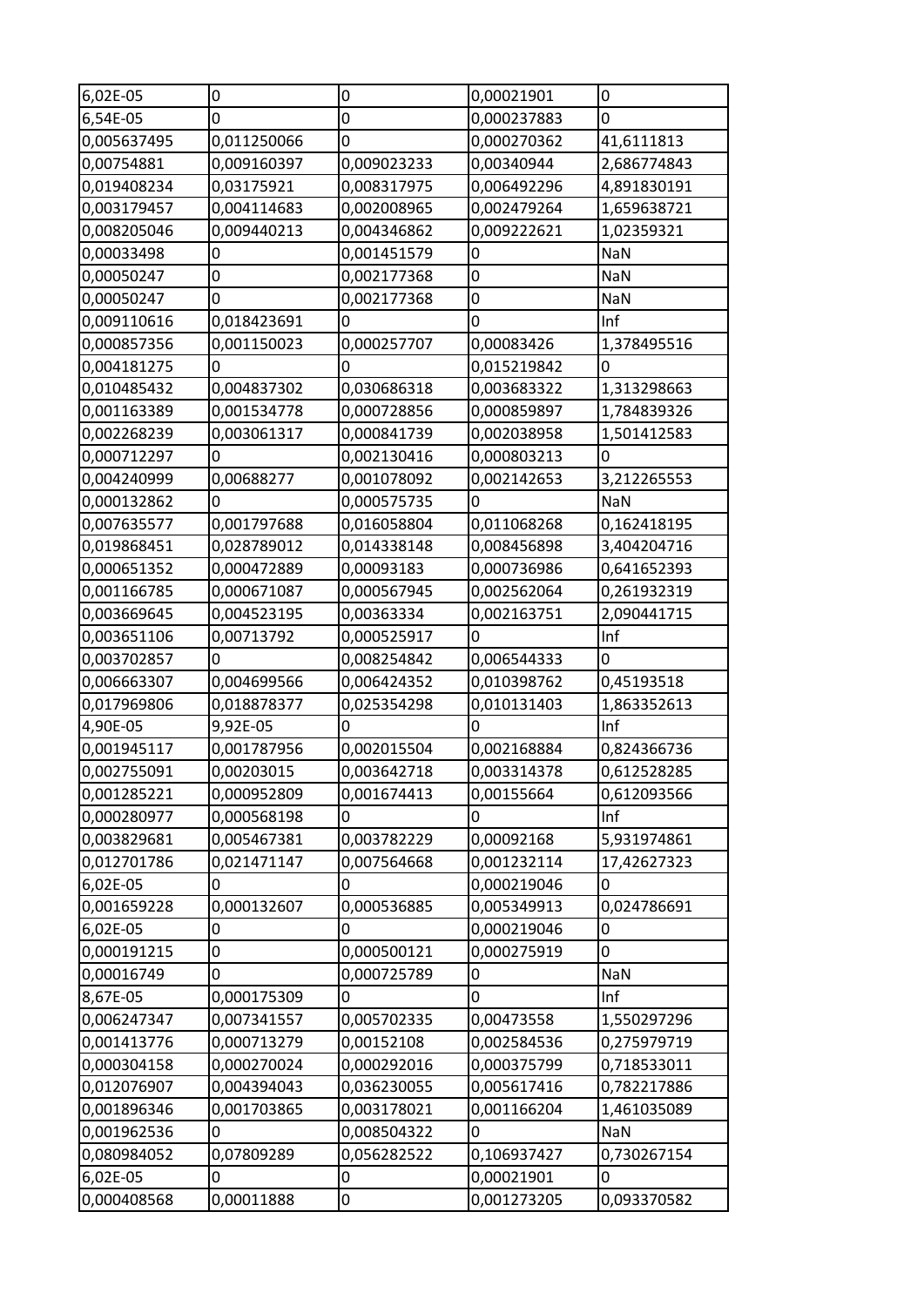| 6,02E-05 | 0 | 0 | 0,00021901 | 0 |
|---|---|---|---|---|
| 6,54E-05 | 0 | 0 | 0,000237883 | 0 |
| 0,005637495 | 0,011250066 | 0 | 0,000270362 | 41,6111813 |
| 0,00754881 | 0,009160397 | 0,009023233 | 0,00340944 | 2,686774843 |
| 0,019408234 | 0,03175921 | 0,008317975 | 0,006492296 | 4,891830191 |
| 0,003179457 | 0,004114683 | 0,002008965 | 0,002479264 | 1,659638721 |
| 0,008205046 | 0,009440213 | 0,004346862 | 0,009222621 | 1,02359321 |
| 0,00033498 | 0 | 0,001451579 | 0 | NaN |
| 0,00050247 | 0 | 0,002177368 | 0 | NaN |
| 0,00050247 | 0 | 0,002177368 | 0 | NaN |
| 0,009110616 | 0,018423691 | 0 | 0 | Inf |
| 0,000857356 | 0,001150023 | 0,000257707 | 0,00083426 | 1,378495516 |
| 0,004181275 | 0 | 0 | 0,015219842 | 0 |
| 0,010485432 | 0,004837302 | 0,030686318 | 0,003683322 | 1,313298663 |
| 0,001163389 | 0,001534778 | 0,000728856 | 0,000859897 | 1,784839326 |
| 0,002268239 | 0,003061317 | 0,000841739 | 0,002038958 | 1,501412583 |
| 0,000712297 | 0 | 0,002130416 | 0,000803213 | 0 |
| 0,004240999 | 0,00688277 | 0,001078092 | 0,002142653 | 3,212265553 |
| 0,000132862 | 0 | 0,000575735 | 0 | NaN |
| 0,007635577 | 0,001797688 | 0,016058804 | 0,011068268 | 0,162418195 |
| 0,019868451 | 0,028789012 | 0,014338148 | 0,008456898 | 3,404204716 |
| 0,000651352 | 0,000472889 | 0,00093183 | 0,000736986 | 0,641652393 |
| 0,001166785 | 0,000671087 | 0,000567945 | 0,002562064 | 0,261932319 |
| 0,003669645 | 0,004523195 | 0,00363334 | 0,002163751 | 2,090441715 |
| 0,003651106 | 0,00713792 | 0,000525917 | 0 | Inf |
| 0,003702857 | 0 | 0,008254842 | 0,006544333 | 0 |
| 0,006663307 | 0,004699566 | 0,006424352 | 0,010398762 | 0,45193518 |
| 0,017969806 | 0,018878377 | 0,025354298 | 0,010131403 | 1,863352613 |
| 4,90E-05 | 9,92E-05 | 0 | 0 | Inf |
| 0,001945117 | 0,001787956 | 0,002015504 | 0,002168884 | 0,824366736 |
| 0,002755091 | 0,00203015 | 0,003642718 | 0,003314378 | 0,612528285 |
| 0,001285221 | 0,000952809 | 0,001674413 | 0,00155664 | 0,612093566 |
| 0,000280977 | 0,000568198 | 0 | 0 | Inf |
| 0,003829681 | 0,005467381 | 0,003782229 | 0,00092168 | 5,931974861 |
| 0,012701786 | 0,021471147 | 0,007564668 | 0,001232114 | 17,42627323 |
| 6,02E-05 | 0 | 0 | 0,000219046 | 0 |
| 0,001659228 | 0,000132607 | 0,000536885 | 0,005349913 | 0,024786691 |
| 6,02E-05 | 0 | 0 | 0,000219046 | 0 |
| 0,000191215 | 0 | 0,000500121 | 0,000275919 | 0 |
| 0,00016749 | 0 | 0,000725789 | 0 | NaN |
| 8,67E-05 | 0,000175309 | 0 | 0 | Inf |
| 0,006247347 | 0,007341557 | 0,005702335 | 0,00473558 | 1,550297296 |
| 0,001413776 | 0,000713279 | 0,00152108 | 0,002584536 | 0,275979719 |
| 0,000304158 | 0,000270024 | 0,000292016 | 0,000375799 | 0,718533011 |
| 0,012076907 | 0,004394043 | 0,036230055 | 0,005617416 | 0,782217886 |
| 0,001896346 | 0,001703865 | 0,003178021 | 0,001166204 | 1,461035089 |
| 0,001962536 | 0 | 0,008504322 | 0 | NaN |
| 0,080984052 | 0,07809289 | 0,056282522 | 0,106937427 | 0,730267154 |
| 6,02E-05 | 0 | 0 | 0,00021901 | 0 |
| 0,000408568 | 0,00011888 | 0 | 0,001273205 | 0,093370582 |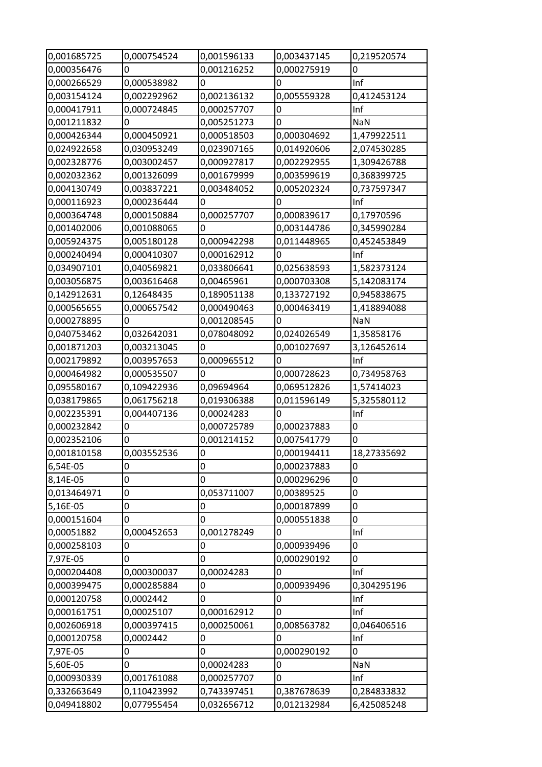| | | | | |
|---|---|---|---|---|
| 0,001685725 | 0,000754524 | 0,001596133 | 0,003437145 | 0,219520574 |
| 0,000356476 | 0 | 0,001216252 | 0,000275919 | 0 |
| 0,000266529 | 0,000538982 | 0 | 0 | Inf |
| 0,003154124 | 0,002292962 | 0,002136132 | 0,005559328 | 0,412453124 |
| 0,000417911 | 0,000724845 | 0,000257707 | 0 | Inf |
| 0,001211832 | 0 | 0,005251273 | 0 | NaN |
| 0,000426344 | 0,000450921 | 0,000518503 | 0,000304692 | 1,479922511 |
| 0,024922658 | 0,030953249 | 0,023907165 | 0,014920606 | 2,074530285 |
| 0,002328776 | 0,003002457 | 0,000927817 | 0,002292955 | 1,309426788 |
| 0,002032362 | 0,001326099 | 0,001679999 | 0,003599619 | 0,368399725 |
| 0,004130749 | 0,003837221 | 0,003484052 | 0,005202324 | 0,737597347 |
| 0,000116923 | 0,000236444 | 0 | 0 | Inf |
| 0,000364748 | 0,000150884 | 0,000257707 | 0,000839617 | 0,17970596 |
| 0,001402006 | 0,001088065 | 0 | 0,003144786 | 0,345990284 |
| 0,005924375 | 0,005180128 | 0,000942298 | 0,011448965 | 0,452453849 |
| 0,000240494 | 0,000410307 | 0,000162912 | 0 | Inf |
| 0,034907101 | 0,040569821 | 0,033806641 | 0,025638593 | 1,582373124 |
| 0,003056875 | 0,003616468 | 0,00465961 | 0,000703308 | 5,142083174 |
| 0,142912631 | 0,12648435 | 0,189051138 | 0,133727192 | 0,945838675 |
| 0,000565655 | 0,000657542 | 0,000490463 | 0,000463419 | 1,418894088 |
| 0,000278895 | 0 | 0,001208545 | 0 | NaN |
| 0,040753462 | 0,032642031 | 0,078048092 | 0,024026549 | 1,35858176 |
| 0,001871203 | 0,003213045 | 0 | 0,001027697 | 3,126452614 |
| 0,002179892 | 0,003957653 | 0,000965512 | 0 | Inf |
| 0,000464982 | 0,000535507 | 0 | 0,000728623 | 0,734958763 |
| 0,095580167 | 0,109422936 | 0,09694964 | 0,069512826 | 1,57414023 |
| 0,038179865 | 0,061756218 | 0,019306388 | 0,011596149 | 5,325580112 |
| 0,002235391 | 0,004407136 | 0,00024283 | 0 | Inf |
| 0,000232842 | 0 | 0,000725789 | 0,000237883 | 0 |
| 0,002352106 | 0 | 0,001214152 | 0,007541779 | 0 |
| 0,001810158 | 0,003552536 | 0 | 0,000194411 | 18,27335692 |
| 6,54E-05 | 0 | 0 | 0,000237883 | 0 |
| 8,14E-05 | 0 | 0 | 0,000296296 | 0 |
| 0,013464971 | 0 | 0,053711007 | 0,00389525 | 0 |
| 5,16E-05 | 0 | 0 | 0,000187899 | 0 |
| 0,000151604 | 0 | 0 | 0,000551838 | 0 |
| 0,00051882 | 0,000452653 | 0,001278249 | 0 | Inf |
| 0,000258103 | 0 | 0 | 0,000939496 | 0 |
| 7,97E-05 | 0 | 0 | 0,000290192 | 0 |
| 0,000204408 | 0,000300037 | 0,00024283 | 0 | Inf |
| 0,000399475 | 0,000285884 | 0 | 0,000939496 | 0,304295196 |
| 0,000120758 | 0,0002442 | 0 | 0 | Inf |
| 0,000161751 | 0,00025107 | 0,000162912 | 0 | Inf |
| 0,002606918 | 0,000397415 | 0,000250061 | 0,008563782 | 0,046406516 |
| 0,000120758 | 0,0002442 | 0 | 0 | Inf |
| 7,97E-05 | 0 | 0 | 0,000290192 | 0 |
| 5,60E-05 | 0 | 0,00024283 | 0 | NaN |
| 0,000930339 | 0,001761088 | 0,000257707 | 0 | Inf |
| 0,332663649 | 0,110423992 | 0,743397451 | 0,387678639 | 0,284833832 |
| 0,049418802 | 0,077955454 | 0,032656712 | 0,012132984 | 6,425085248 |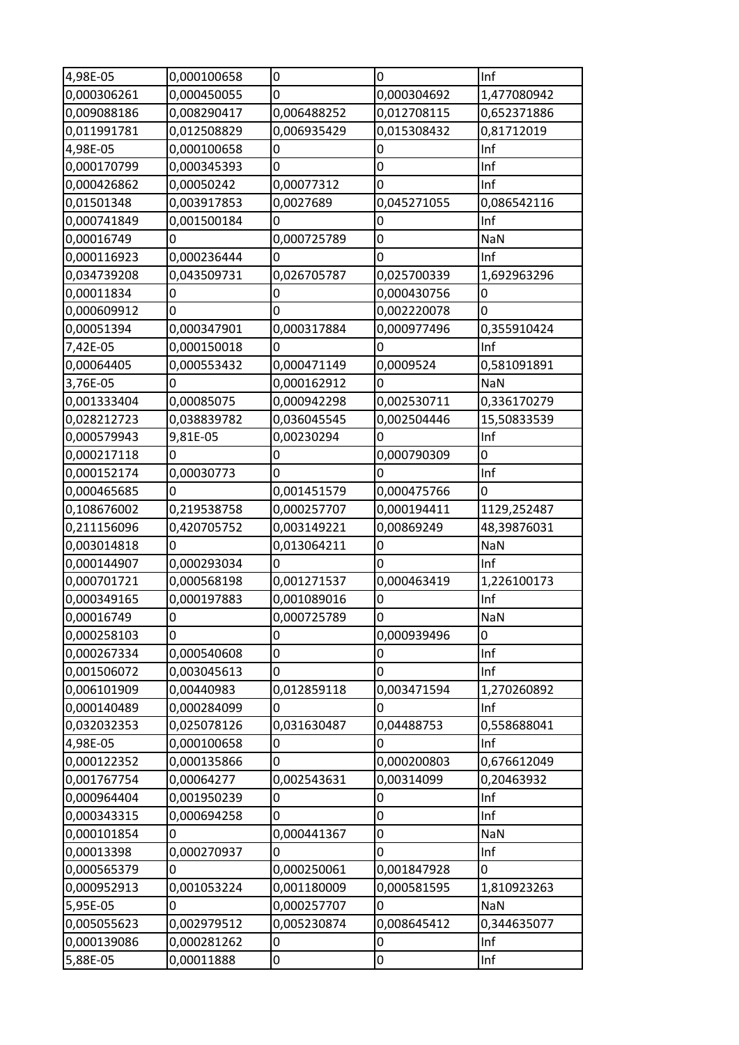| | | | | |
|---|---|---|---|---|
| 4,98E-05 | 0,000100658 | 0 | 0 | Inf |
| 0,000306261 | 0,000450055 | 0 | 0,000304692 | 1,477080942 |
| 0,009088186 | 0,008290417 | 0,006488252 | 0,012708115 | 0,652371886 |
| 0,011991781 | 0,012508829 | 0,006935429 | 0,015308432 | 0,81712019 |
| 4,98E-05 | 0,000100658 | 0 | 0 | Inf |
| 0,000170799 | 0,000345393 | 0 | 0 | Inf |
| 0,000426862 | 0,00050242 | 0,00077312 | 0 | Inf |
| 0,01501348 | 0,003917853 | 0,0027689 | 0,045271055 | 0,086542116 |
| 0,000741849 | 0,001500184 | 0 | 0 | Inf |
| 0,00016749 | 0 | 0,000725789 | 0 | NaN |
| 0,000116923 | 0,000236444 | 0 | 0 | Inf |
| 0,034739208 | 0,043509731 | 0,026705787 | 0,025700339 | 1,692963296 |
| 0,00011834 | 0 | 0 | 0,000430756 | 0 |
| 0,000609912 | 0 | 0 | 0,002220078 | 0 |
| 0,00051394 | 0,000347901 | 0,000317884 | 0,000977496 | 0,355910424 |
| 7,42E-05 | 0,000150018 | 0 | 0 | Inf |
| 0,00064405 | 0,000553432 | 0,000471149 | 0,0009524 | 0,581091891 |
| 3,76E-05 | 0 | 0,000162912 | 0 | NaN |
| 0,001333404 | 0,00085075 | 0,000942298 | 0,002530711 | 0,336170279 |
| 0,028212723 | 0,038839782 | 0,036045545 | 0,002504446 | 15,50833539 |
| 0,000579943 | 9,81E-05 | 0,00230294 | 0 | Inf |
| 0,000217118 | 0 | 0 | 0,000790309 | 0 |
| 0,000152174 | 0,00030773 | 0 | 0 | Inf |
| 0,000465685 | 0 | 0,001451579 | 0,000475766 | 0 |
| 0,108676002 | 0,219538758 | 0,000257707 | 0,000194411 | 1129,252487 |
| 0,211156096 | 0,420705752 | 0,003149221 | 0,00869249 | 48,39876031 |
| 0,003014818 | 0 | 0,013064211 | 0 | NaN |
| 0,000144907 | 0,000293034 | 0 | 0 | Inf |
| 0,000701721 | 0,000568198 | 0,001271537 | 0,000463419 | 1,226100173 |
| 0,000349165 | 0,000197883 | 0,001089016 | 0 | Inf |
| 0,00016749 | 0 | 0,000725789 | 0 | NaN |
| 0,000258103 | 0 | 0 | 0,000939496 | 0 |
| 0,000267334 | 0,000540608 | 0 | 0 | Inf |
| 0,001506072 | 0,003045613 | 0 | 0 | Inf |
| 0,006101909 | 0,00440983 | 0,012859118 | 0,003471594 | 1,270260892 |
| 0,000140489 | 0,000284099 | 0 | 0 | Inf |
| 0,032032353 | 0,025078126 | 0,031630487 | 0,04488753 | 0,558688041 |
| 4,98E-05 | 0,000100658 | 0 | 0 | Inf |
| 0,000122352 | 0,000135866 | 0 | 0,000200803 | 0,676612049 |
| 0,001767754 | 0,00064277 | 0,002543631 | 0,00314099 | 0,20463932 |
| 0,000964404 | 0,001950239 | 0 | 0 | Inf |
| 0,000343315 | 0,000694258 | 0 | 0 | Inf |
| 0,000101854 | 0 | 0,000441367 | 0 | NaN |
| 0,00013398 | 0,000270937 | 0 | 0 | Inf |
| 0,000565379 | 0 | 0,000250061 | 0,001847928 | 0 |
| 0,000952913 | 0,001053224 | 0,001180009 | 0,000581595 | 1,810923263 |
| 5,95E-05 | 0 | 0,000257707 | 0 | NaN |
| 0,005055623 | 0,002979512 | 0,005230874 | 0,008645412 | 0,344635077 |
| 0,000139086 | 0,000281262 | 0 | 0 | Inf |
| 5,88E-05 | 0,00011888 | 0 | 0 | Inf |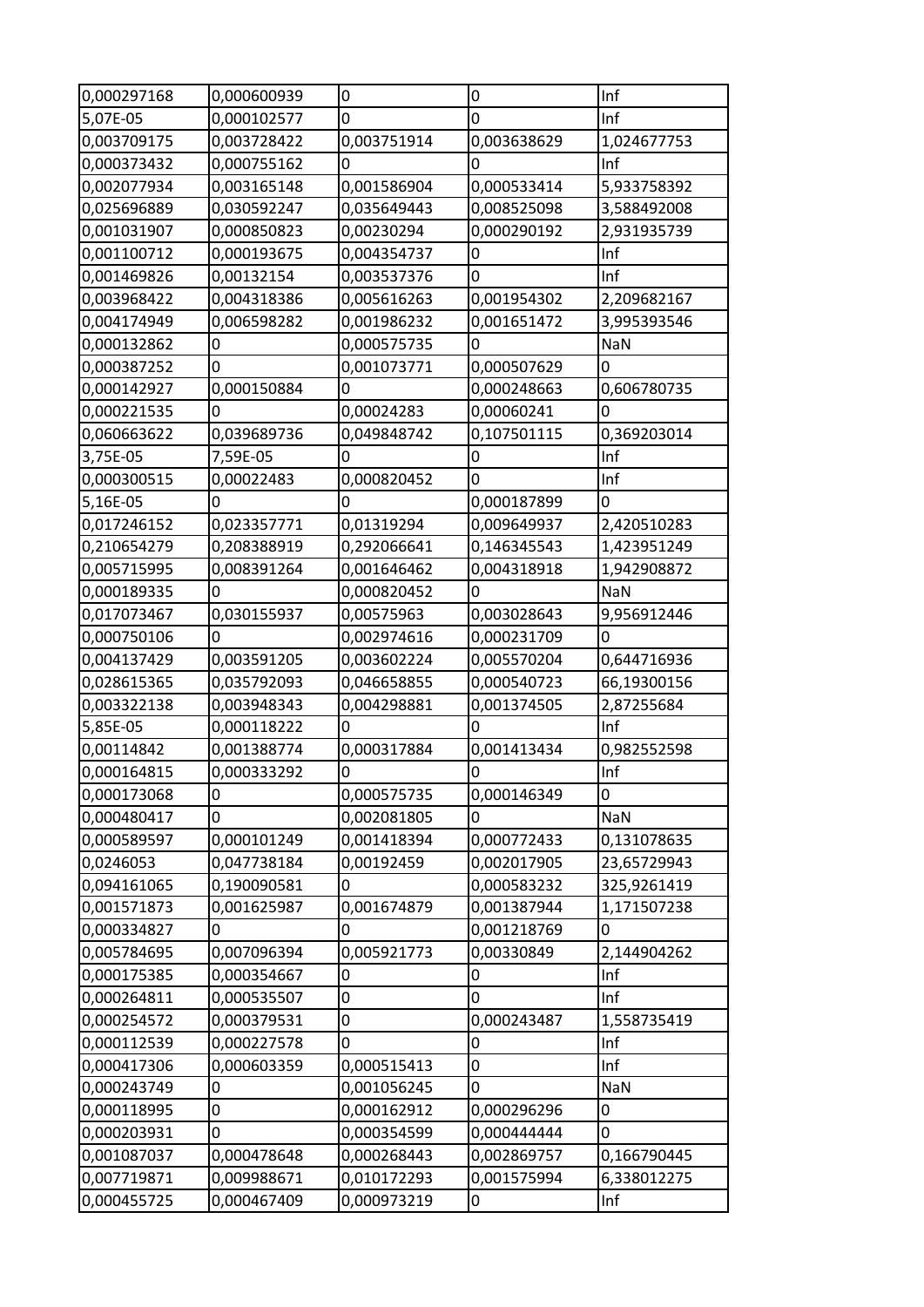| 0,000297168 | 0,000600939 | 0 | 0 | Inf |
|---|---|---|---|---|
| 5,07E-05 | 0,000102577 | 0 | 0 | Inf |
| 0,003709175 | 0,003728422 | 0,003751914 | 0,003638629 | 1,024677753 |
| 0,000373432 | 0,000755162 | 0 | 0 | Inf |
| 0,002077934 | 0,003165148 | 0,001586904 | 0,000533414 | 5,933758392 |
| 0,025696889 | 0,030592247 | 0,035649443 | 0,008525098 | 3,588492008 |
| 0,001031907 | 0,000850823 | 0,00230294 | 0,000290192 | 2,931935739 |
| 0,001100712 | 0,000193675 | 0,004354737 | 0 | Inf |
| 0,001469826 | 0,00132154 | 0,003537376 | 0 | Inf |
| 0,003968422 | 0,004318386 | 0,005616263 | 0,001954302 | 2,209682167 |
| 0,004174949 | 0,006598282 | 0,001986232 | 0,001651472 | 3,995393546 |
| 0,000132862 | 0 | 0,000575735 | 0 | NaN |
| 0,000387252 | 0 | 0,001073771 | 0,000507629 | 0 |
| 0,000142927 | 0,000150884 | 0 | 0,000248663 | 0,606780735 |
| 0,000221535 | 0 | 0,00024283 | 0,00060241 | 0 |
| 0,060663622 | 0,039689736 | 0,049848742 | 0,107501115 | 0,369203014 |
| 3,75E-05 | 7,59E-05 | 0 | 0 | Inf |
| 0,000300515 | 0,00022483 | 0,000820452 | 0 | Inf |
| 5,16E-05 | 0 | 0 | 0,000187899 | 0 |
| 0,017246152 | 0,023357771 | 0,01319294 | 0,009649937 | 2,420510283 |
| 0,210654279 | 0,208388919 | 0,292066641 | 0,146345543 | 1,423951249 |
| 0,005715995 | 0,008391264 | 0,001646462 | 0,004318918 | 1,942908872 |
| 0,000189335 | 0 | 0,000820452 | 0 | NaN |
| 0,017073467 | 0,030155937 | 0,00575963 | 0,003028643 | 9,956912446 |
| 0,000750106 | 0 | 0,002974616 | 0,000231709 | 0 |
| 0,004137429 | 0,003591205 | 0,003602224 | 0,005570204 | 0,644716936 |
| 0,028615365 | 0,035792093 | 0,046658855 | 0,000540723 | 66,19300156 |
| 0,003322138 | 0,003948343 | 0,004298881 | 0,001374505 | 2,87255684 |
| 5,85E-05 | 0,000118222 | 0 | 0 | Inf |
| 0,00114842 | 0,001388774 | 0,000317884 | 0,001413434 | 0,982552598 |
| 0,000164815 | 0,000333292 | 0 | 0 | Inf |
| 0,000173068 | 0 | 0,000575735 | 0,000146349 | 0 |
| 0,000480417 | 0 | 0,002081805 | 0 | NaN |
| 0,000589597 | 0,000101249 | 0,001418394 | 0,000772433 | 0,131078635 |
| 0,0246053 | 0,047738184 | 0,00192459 | 0,002017905 | 23,65729943 |
| 0,094161065 | 0,190090581 | 0 | 0,000583232 | 325,9261419 |
| 0,001571873 | 0,001625987 | 0,001674879 | 0,001387944 | 1,171507238 |
| 0,000334827 | 0 | 0 | 0,001218769 | 0 |
| 0,005784695 | 0,007096394 | 0,005921773 | 0,00330849 | 2,144904262 |
| 0,000175385 | 0,000354667 | 0 | 0 | Inf |
| 0,000264811 | 0,000535507 | 0 | 0 | Inf |
| 0,000254572 | 0,000379531 | 0 | 0,000243487 | 1,558735419 |
| 0,000112539 | 0,000227578 | 0 | 0 | Inf |
| 0,000417306 | 0,000603359 | 0,000515413 | 0 | Inf |
| 0,000243749 | 0 | 0,001056245 | 0 | NaN |
| 0,000118995 | 0 | 0,000162912 | 0,000296296 | 0 |
| 0,000203931 | 0 | 0,000354599 | 0,000444444 | 0 |
| 0,001087037 | 0,000478648 | 0,000268443 | 0,002869757 | 0,166790445 |
| 0,007719871 | 0,009988671 | 0,010172293 | 0,001575994 | 6,338012275 |
| 0,000455725 | 0,000467409 | 0,000973219 | 0 | Inf |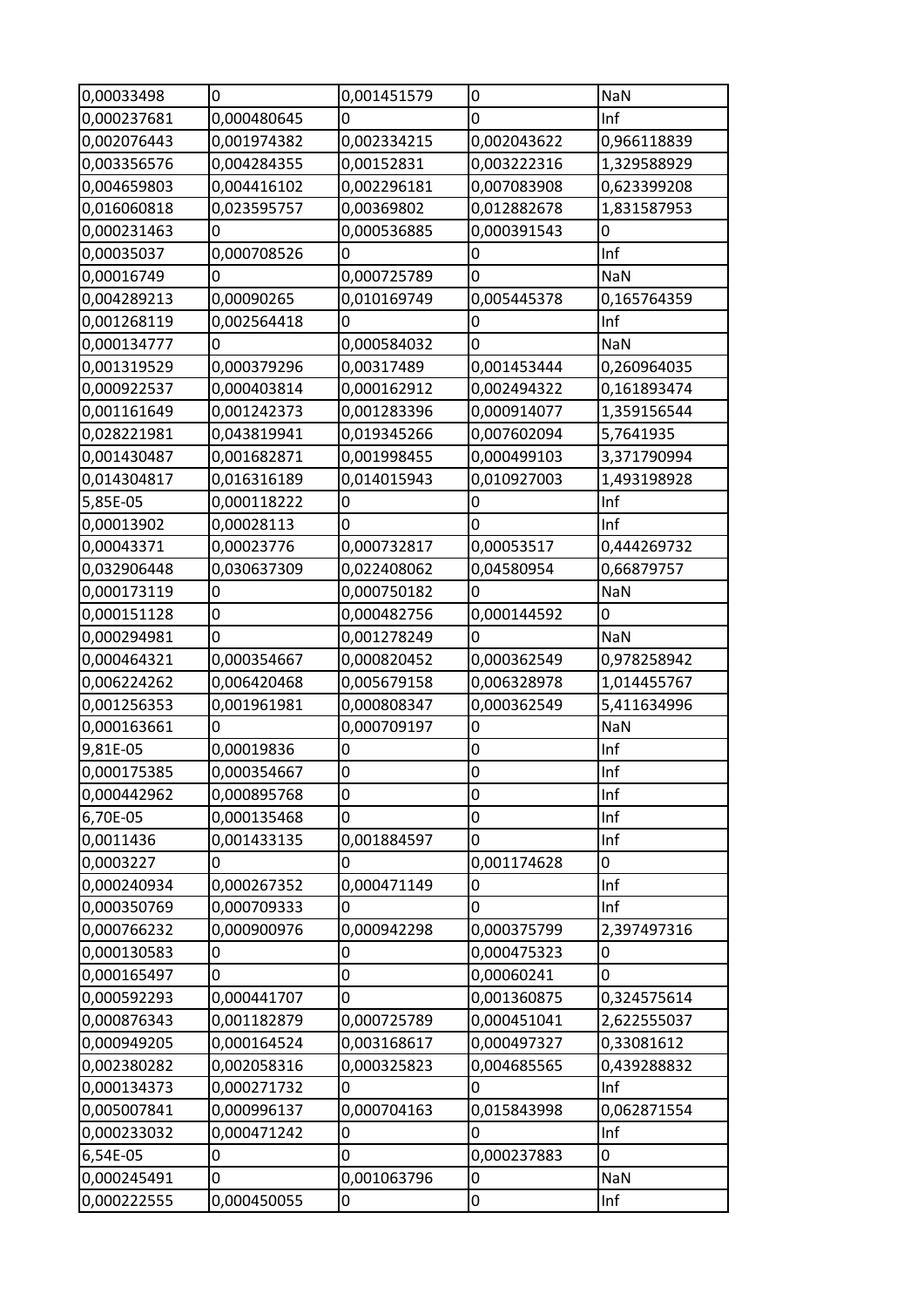| 0,00033498 | 0 | 0,001451579 | 0 | NaN |
|---|---|---|---|---|
| 0,000237681 | 0,000480645 | 0 | 0 | Inf |
| 0,002076443 | 0,001974382 | 0,002334215 | 0,002043622 | 0,966118839 |
| 0,003356576 | 0,004284355 | 0,00152831 | 0,003222316 | 1,329588929 |
| 0,004659803 | 0,004416102 | 0,002296181 | 0,007083908 | 0,623399208 |
| 0,016060818 | 0,023595757 | 0,00369802 | 0,012882678 | 1,831587953 |
| 0,000231463 | 0 | 0,000536885 | 0,000391543 | 0 |
| 0,00035037 | 0,000708526 | 0 | 0 | Inf |
| 0,00016749 | 0 | 0,000725789 | 0 | NaN |
| 0,004289213 | 0,00090265 | 0,010169749 | 0,005445378 | 0,165764359 |
| 0,001268119 | 0,002564418 | 0 | 0 | Inf |
| 0,000134777 | 0 | 0,000584032 | 0 | NaN |
| 0,001319529 | 0,000379296 | 0,00317489 | 0,001453444 | 0,260964035 |
| 0,000922537 | 0,000403814 | 0,000162912 | 0,002494322 | 0,161893474 |
| 0,001161649 | 0,001242373 | 0,001283396 | 0,000914077 | 1,359156544 |
| 0,028221981 | 0,043819941 | 0,019345266 | 0,007602094 | 5,7641935 |
| 0,001430487 | 0,001682871 | 0,001998455 | 0,000499103 | 3,371790994 |
| 0,014304817 | 0,016316189 | 0,014015943 | 0,010927003 | 1,493198928 |
| 5,85E-05 | 0,000118222 | 0 | 0 | Inf |
| 0,00013902 | 0,00028113 | 0 | 0 | Inf |
| 0,00043371 | 0,00023776 | 0,000732817 | 0,00053517 | 0,444269732 |
| 0,032906448 | 0,030637309 | 0,022408062 | 0,04580954 | 0,66879757 |
| 0,000173119 | 0 | 0,000750182 | 0 | NaN |
| 0,000151128 | 0 | 0,000482756 | 0,000144592 | 0 |
| 0,000294981 | 0 | 0,001278249 | 0 | NaN |
| 0,000464321 | 0,000354667 | 0,000820452 | 0,000362549 | 0,978258942 |
| 0,006224262 | 0,006420468 | 0,005679158 | 0,006328978 | 1,014455767 |
| 0,001256353 | 0,001961981 | 0,000808347 | 0,000362549 | 5,411634996 |
| 0,000163661 | 0 | 0,000709197 | 0 | NaN |
| 9,81E-05 | 0,00019836 | 0 | 0 | Inf |
| 0,000175385 | 0,000354667 | 0 | 0 | Inf |
| 0,000442962 | 0,000895768 | 0 | 0 | Inf |
| 6,70E-05 | 0,000135468 | 0 | 0 | Inf |
| 0,0011436 | 0,001433135 | 0,001884597 | 0 | Inf |
| 0,0003227 | 0 | 0 | 0,001174628 | 0 |
| 0,000240934 | 0,000267352 | 0,000471149 | 0 | Inf |
| 0,000350769 | 0,000709333 | 0 | 0 | Inf |
| 0,000766232 | 0,000900976 | 0,000942298 | 0,000375799 | 2,397497316 |
| 0,000130583 | 0 | 0 | 0,000475323 | 0 |
| 0,000165497 | 0 | 0 | 0,00060241 | 0 |
| 0,000592293 | 0,000441707 | 0 | 0,001360875 | 0,324575614 |
| 0,000876343 | 0,001182879 | 0,000725789 | 0,000451041 | 2,622555037 |
| 0,000949205 | 0,000164524 | 0,003168617 | 0,000497327 | 0,33081612 |
| 0,002380282 | 0,002058316 | 0,000325823 | 0,004685565 | 0,439288832 |
| 0,000134373 | 0,000271732 | 0 | 0 | Inf |
| 0,005007841 | 0,000996137 | 0,000704163 | 0,015843998 | 0,062871554 |
| 0,000233032 | 0,000471242 | 0 | 0 | Inf |
| 6,54E-05 | 0 | 0 | 0,000237883 | 0 |
| 0,000245491 | 0 | 0,001063796 | 0 | NaN |
| 0,000222555 | 0,000450055 | 0 | 0 | Inf |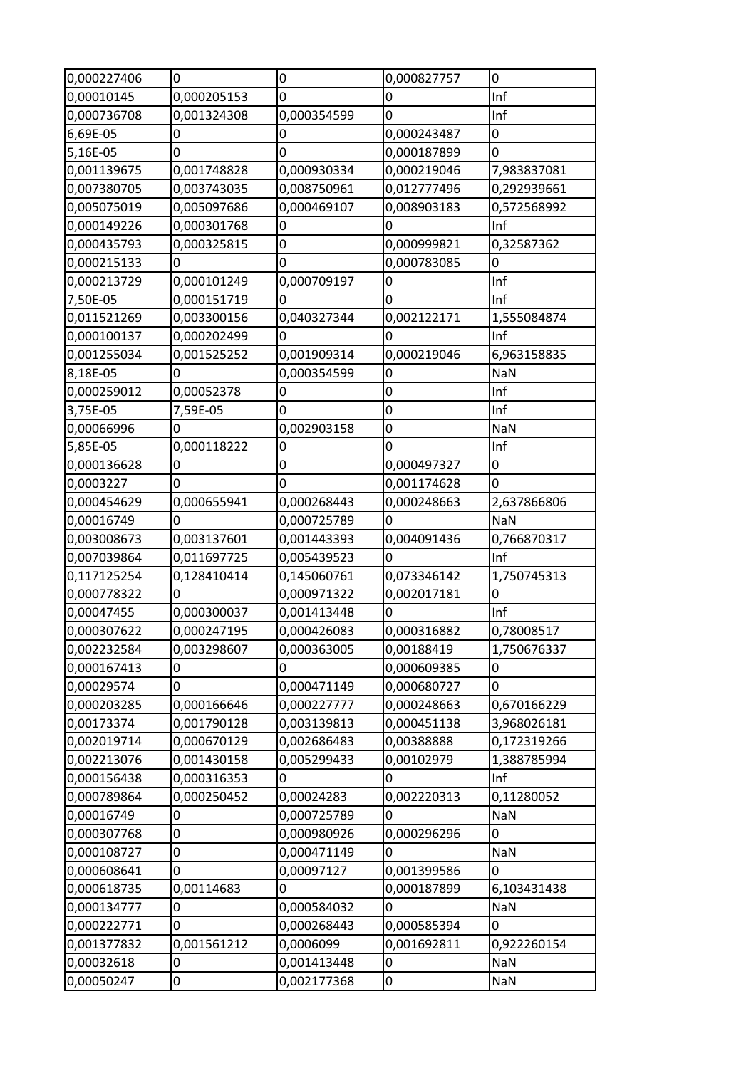| 0,000227406 | 0 | 0 | 0,000827757 | 0 |
|---|---|---|---|---|
| 0,00010145 | 0,000205153 | 0 | 0 | Inf |
| 0,000736708 | 0,001324308 | 0,000354599 | 0 | Inf |
| 6,69E-05 | 0 | 0 | 0,000243487 | 0 |
| 5,16E-05 | 0 | 0 | 0,000187899 | 0 |
| 0,001139675 | 0,001748828 | 0,000930334 | 0,000219046 | 7,983837081 |
| 0,007380705 | 0,003743035 | 0,008750961 | 0,012777496 | 0,292939661 |
| 0,005075019 | 0,005097686 | 0,000469107 | 0,008903183 | 0,572568992 |
| 0,000149226 | 0,000301768 | 0 | 0 | Inf |
| 0,000435793 | 0,000325815 | 0 | 0,000999821 | 0,32587362 |
| 0,000215133 | 0 | 0 | 0,000783085 | 0 |
| 0,000213729 | 0,000101249 | 0,000709197 | 0 | Inf |
| 7,50E-05 | 0,000151719 | 0 | 0 | Inf |
| 0,011521269 | 0,003300156 | 0,040327344 | 0,002122171 | 1,555084874 |
| 0,000100137 | 0,000202499 | 0 | 0 | Inf |
| 0,001255034 | 0,001525252 | 0,001909314 | 0,000219046 | 6,963158835 |
| 8,18E-05 | 0 | 0,000354599 | 0 | NaN |
| 0,000259012 | 0,00052378 | 0 | 0 | Inf |
| 3,75E-05 | 7,59E-05 | 0 | 0 | Inf |
| 0,00066996 | 0 | 0,002903158 | 0 | NaN |
| 5,85E-05 | 0,000118222 | 0 | 0 | Inf |
| 0,000136628 | 0 | 0 | 0,000497327 | 0 |
| 0,0003227 | 0 | 0 | 0,001174628 | 0 |
| 0,000454629 | 0,000655941 | 0,000268443 | 0,000248663 | 2,637866806 |
| 0,00016749 | 0 | 0,000725789 | 0 | NaN |
| 0,003008673 | 0,003137601 | 0,001443393 | 0,004091436 | 0,766870317 |
| 0,007039864 | 0,011697725 | 0,005439523 | 0 | Inf |
| 0,117125254 | 0,128410414 | 0,145060761 | 0,073346142 | 1,750745313 |
| 0,000778322 | 0 | 0,000971322 | 0,002017181 | 0 |
| 0,00047455 | 0,000300037 | 0,001413448 | 0 | Inf |
| 0,000307622 | 0,000247195 | 0,000426083 | 0,000316882 | 0,78008517 |
| 0,002232584 | 0,003298607 | 0,000363005 | 0,00188419 | 1,750676337 |
| 0,000167413 | 0 | 0 | 0,000609385 | 0 |
| 0,00029574 | 0 | 0,000471149 | 0,000680727 | 0 |
| 0,000203285 | 0,000166646 | 0,000227777 | 0,000248663 | 0,670166229 |
| 0,00173374 | 0,001790128 | 0,003139813 | 0,000451138 | 3,968026181 |
| 0,002019714 | 0,000670129 | 0,002686483 | 0,00388888 | 0,172319266 |
| 0,002213076 | 0,001430158 | 0,005299433 | 0,00102979 | 1,388785994 |
| 0,000156438 | 0,000316353 | 0 | 0 | Inf |
| 0,000789864 | 0,000250452 | 0,00024283 | 0,002220313 | 0,11280052 |
| 0,00016749 | 0 | 0,000725789 | 0 | NaN |
| 0,000307768 | 0 | 0,000980926 | 0,000296296 | 0 |
| 0,000108727 | 0 | 0,000471149 | 0 | NaN |
| 0,000608641 | 0 | 0,00097127 | 0,001399586 | 0 |
| 0,000618735 | 0,00114683 | 0 | 0,000187899 | 6,103431438 |
| 0,000134777 | 0 | 0,000584032 | 0 | NaN |
| 0,000222771 | 0 | 0,000268443 | 0,000585394 | 0 |
| 0,001377832 | 0,001561212 | 0,0006099 | 0,001692811 | 0,922260154 |
| 0,00032618 | 0 | 0,001413448 | 0 | NaN |
| 0,00050247 | 0 | 0,002177368 | 0 | NaN |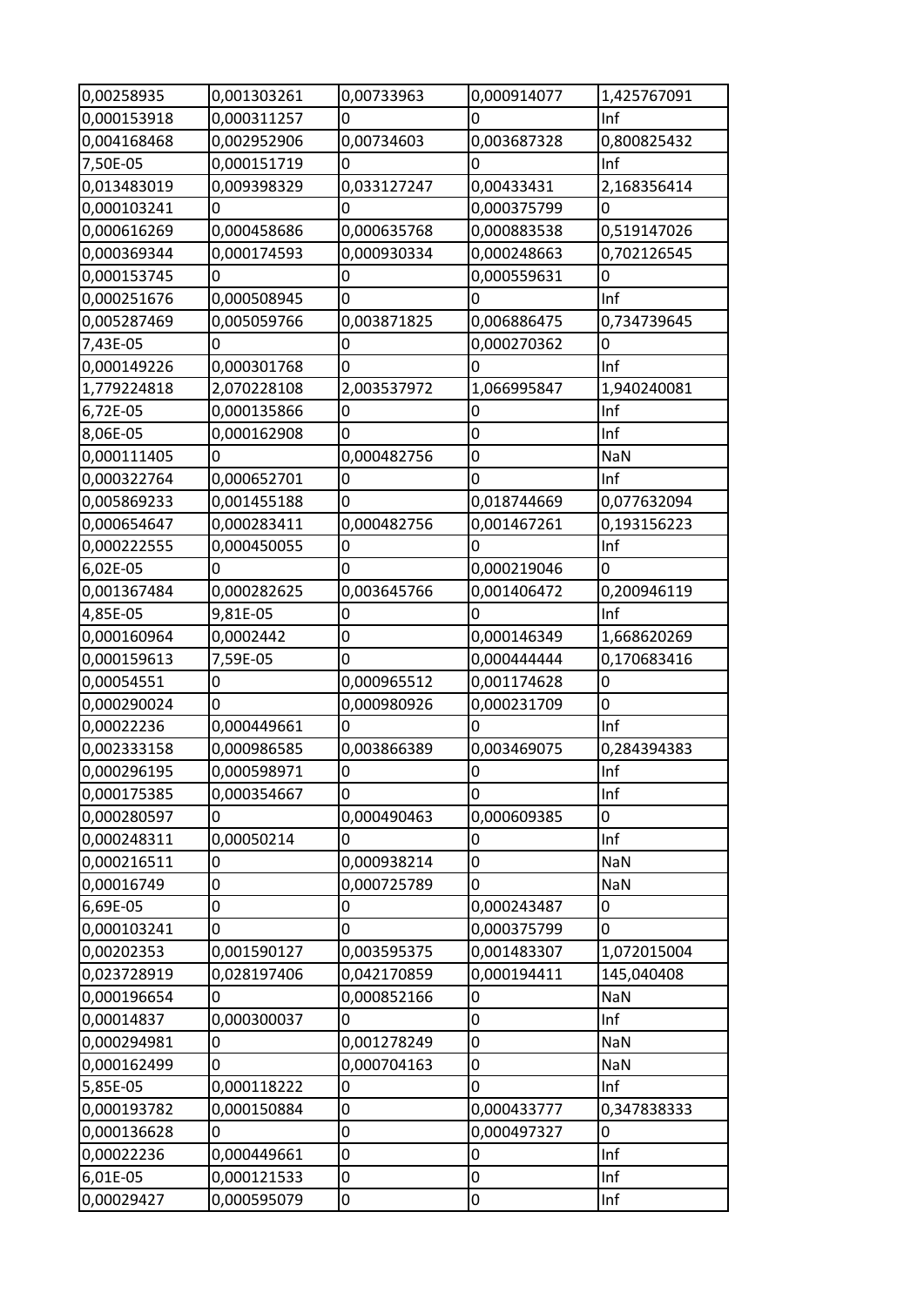| 0,00258935 | 0,001303261 | 0,00733963 | 0,000914077 | 1,425767091 |
|---|---|---|---|---|
| 0,000153918 | 0,000311257 | 0 | 0 | Inf |
| 0,004168468 | 0,002952906 | 0,00734603 | 0,003687328 | 0,800825432 |
| 7,50E-05 | 0,000151719 | 0 | 0 | Inf |
| 0,013483019 | 0,009398329 | 0,033127247 | 0,00433431 | 2,168356414 |
| 0,000103241 | 0 | 0 | 0,000375799 | 0 |
| 0,000616269 | 0,000458686 | 0,000635768 | 0,000883538 | 0,519147026 |
| 0,000369344 | 0,000174593 | 0,000930334 | 0,000248663 | 0,702126545 |
| 0,000153745 | 0 | 0 | 0,000559631 | 0 |
| 0,000251676 | 0,000508945 | 0 | 0 | Inf |
| 0,005287469 | 0,005059766 | 0,003871825 | 0,006886475 | 0,734739645 |
| 7,43E-05 | 0 | 0 | 0,000270362 | 0 |
| 0,000149226 | 0,000301768 | 0 | 0 | Inf |
| 1,779224818 | 2,070228108 | 2,003537972 | 1,066995847 | 1,940240081 |
| 6,72E-05 | 0,000135866 | 0 | 0 | Inf |
| 8,06E-05 | 0,000162908 | 0 | 0 | Inf |
| 0,000111405 | 0 | 0,000482756 | 0 | NaN |
| 0,000322764 | 0,000652701 | 0 | 0 | Inf |
| 0,005869233 | 0,001455188 | 0 | 0,018744669 | 0,077632094 |
| 0,000654647 | 0,000283411 | 0,000482756 | 0,001467261 | 0,193156223 |
| 0,000222555 | 0,000450055 | 0 | 0 | Inf |
| 6,02E-05 | 0 | 0 | 0,000219046 | 0 |
| 0,001367484 | 0,000282625 | 0,003645766 | 0,001406472 | 0,200946119 |
| 4,85E-05 | 9,81E-05 | 0 | 0 | Inf |
| 0,000160964 | 0,0002442 | 0 | 0,000146349 | 1,668620269 |
| 0,000159613 | 7,59E-05 | 0 | 0,000444444 | 0,170683416 |
| 0,00054551 | 0 | 0,000965512 | 0,001174628 | 0 |
| 0,000290024 | 0 | 0,000980926 | 0,000231709 | 0 |
| 0,00022236 | 0,000449661 | 0 | 0 | Inf |
| 0,002333158 | 0,000986585 | 0,003866389 | 0,003469075 | 0,284394383 |
| 0,000296195 | 0,000598971 | 0 | 0 | Inf |
| 0,000175385 | 0,000354667 | 0 | 0 | Inf |
| 0,000280597 | 0 | 0,000490463 | 0,000609385 | 0 |
| 0,000248311 | 0,00050214 | 0 | 0 | Inf |
| 0,000216511 | 0 | 0,000938214 | 0 | NaN |
| 0,00016749 | 0 | 0,000725789 | 0 | NaN |
| 6,69E-05 | 0 | 0 | 0,000243487 | 0 |
| 0,000103241 | 0 | 0 | 0,000375799 | 0 |
| 0,00202353 | 0,001590127 | 0,003595375 | 0,001483307 | 1,072015004 |
| 0,023728919 | 0,028197406 | 0,042170859 | 0,000194411 | 145,040408 |
| 0,000196654 | 0 | 0,000852166 | 0 | NaN |
| 0,00014837 | 0,000300037 | 0 | 0 | Inf |
| 0,000294981 | 0 | 0,001278249 | 0 | NaN |
| 0,000162499 | 0 | 0,000704163 | 0 | NaN |
| 5,85E-05 | 0,000118222 | 0 | 0 | Inf |
| 0,000193782 | 0,000150884 | 0 | 0,000433777 | 0,347838333 |
| 0,000136628 | 0 | 0 | 0,000497327 | 0 |
| 0,00022236 | 0,000449661 | 0 | 0 | Inf |
| 6,01E-05 | 0,000121533 | 0 | 0 | Inf |
| 0,00029427 | 0,000595079 | 0 | 0 | Inf |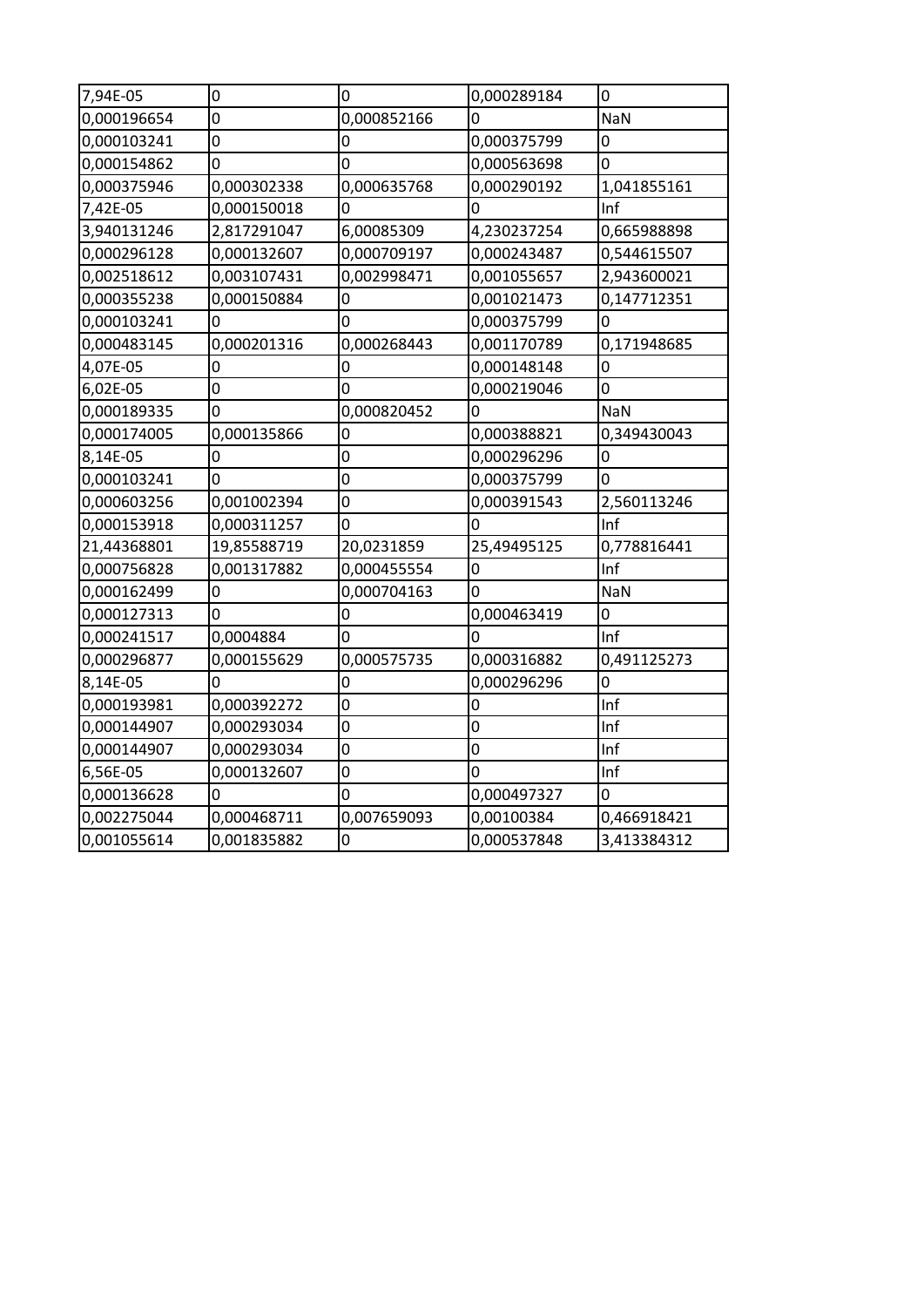| | | | | |
|---|---|---|---|---|
| 7,94E-05 | 0 | 0 | 0,000289184 | 0 |
| 0,000196654 | 0 | 0,000852166 | 0 | NaN |
| 0,000103241 | 0 | 0 | 0,000375799 | 0 |
| 0,000154862 | 0 | 0 | 0,000563698 | 0 |
| 0,000375946 | 0,000302338 | 0,000635768 | 0,000290192 | 1,041855161 |
| 7,42E-05 | 0,000150018 | 0 | 0 | Inf |
| 3,940131246 | 2,817291047 | 6,00085309 | 4,230237254 | 0,665988898 |
| 0,000296128 | 0,000132607 | 0,000709197 | 0,000243487 | 0,544615507 |
| 0,002518612 | 0,003107431 | 0,002998471 | 0,001055657 | 2,943600021 |
| 0,000355238 | 0,000150884 | 0 | 0,001021473 | 0,147712351 |
| 0,000103241 | 0 | 0 | 0,000375799 | 0 |
| 0,000483145 | 0,000201316 | 0,000268443 | 0,001170789 | 0,171948685 |
| 4,07E-05 | 0 | 0 | 0,000148148 | 0 |
| 6,02E-05 | 0 | 0 | 0,000219046 | 0 |
| 0,000189335 | 0 | 0,000820452 | 0 | NaN |
| 0,000174005 | 0,000135866 | 0 | 0,000388821 | 0,349430043 |
| 8,14E-05 | 0 | 0 | 0,000296296 | 0 |
| 0,000103241 | 0 | 0 | 0,000375799 | 0 |
| 0,000603256 | 0,001002394 | 0 | 0,000391543 | 2,560113246 |
| 0,000153918 | 0,000311257 | 0 | 0 | Inf |
| 21,44368801 | 19,85588719 | 20,0231859 | 25,49495125 | 0,778816441 |
| 0,000756828 | 0,001317882 | 0,000455554 | 0 | Inf |
| 0,000162499 | 0 | 0,000704163 | 0 | NaN |
| 0,000127313 | 0 | 0 | 0,000463419 | 0 |
| 0,000241517 | 0,0004884 | 0 | 0 | Inf |
| 0,000296877 | 0,000155629 | 0,000575735 | 0,000316882 | 0,491125273 |
| 8,14E-05 | 0 | 0 | 0,000296296 | 0 |
| 0,000193981 | 0,000392272 | 0 | 0 | Inf |
| 0,000144907 | 0,000293034 | 0 | 0 | Inf |
| 0,000144907 | 0,000293034 | 0 | 0 | Inf |
| 6,56E-05 | 0,000132607 | 0 | 0 | Inf |
| 0,000136628 | 0 | 0 | 0,000497327 | 0 |
| 0,002275044 | 0,000468711 | 0,007659093 | 0,00100384 | 0,466918421 |
| 0,001055614 | 0,001835882 | 0 | 0,000537848 | 3,413384312 |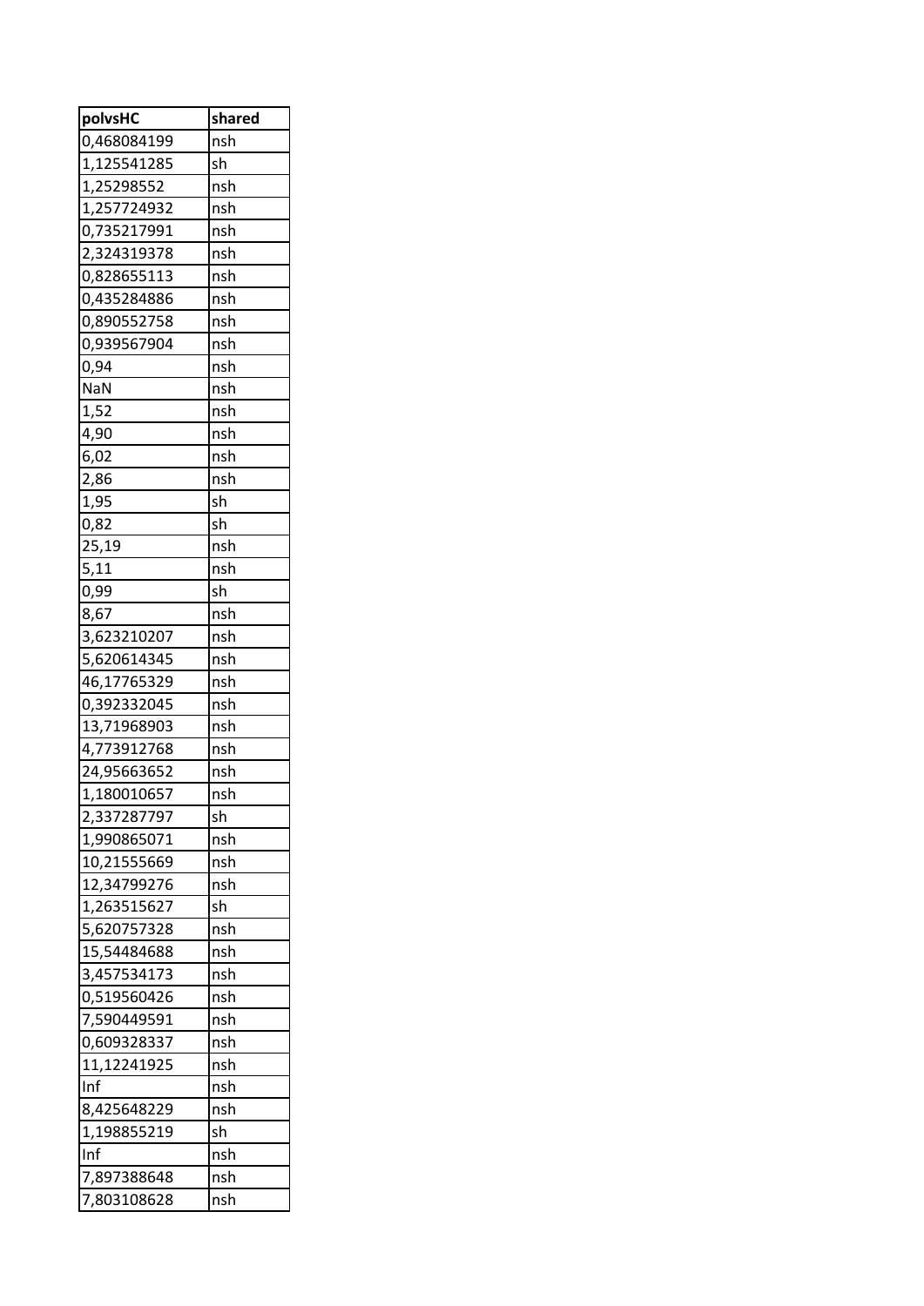| polvsHC | shared |
|---|---|
| 0,468084199 | nsh |
| 1,125541285 | sh |
| 1,25298552 | nsh |
| 1,257724932 | nsh |
| 0,735217991 | nsh |
| 2,324319378 | nsh |
| 0,828655113 | nsh |
| 0,435284886 | nsh |
| 0,890552758 | nsh |
| 0,939567904 | nsh |
| 0,94 | nsh |
| NaN | nsh |
| 1,52 | nsh |
| 4,90 | nsh |
| 6,02 | nsh |
| 2,86 | nsh |
| 1,95 | sh |
| 0,82 | sh |
| 25,19 | nsh |
| 5,11 | nsh |
| 0,99 | sh |
| 8,67 | nsh |
| 3,623210207 | nsh |
| 5,620614345 | nsh |
| 46,17765329 | nsh |
| 0,392332045 | nsh |
| 13,71968903 | nsh |
| 4,773912768 | nsh |
| 24,95663652 | nsh |
| 1,180010657 | nsh |
| 2,337287797 | sh |
| 1,990865071 | nsh |
| 10,21555669 | nsh |
| 12,34799276 | nsh |
| 1,263515627 | sh |
| 5,620757328 | nsh |
| 15,54484688 | nsh |
| 3,457534173 | nsh |
| 0,519560426 | nsh |
| 7,590449591 | nsh |
| 0,609328337 | nsh |
| 11,12241925 | nsh |
| Inf | nsh |
| 8,425648229 | nsh |
| 1,198855219 | sh |
| Inf | nsh |
| 7,897388648 | nsh |
| 7,803108628 | nsh |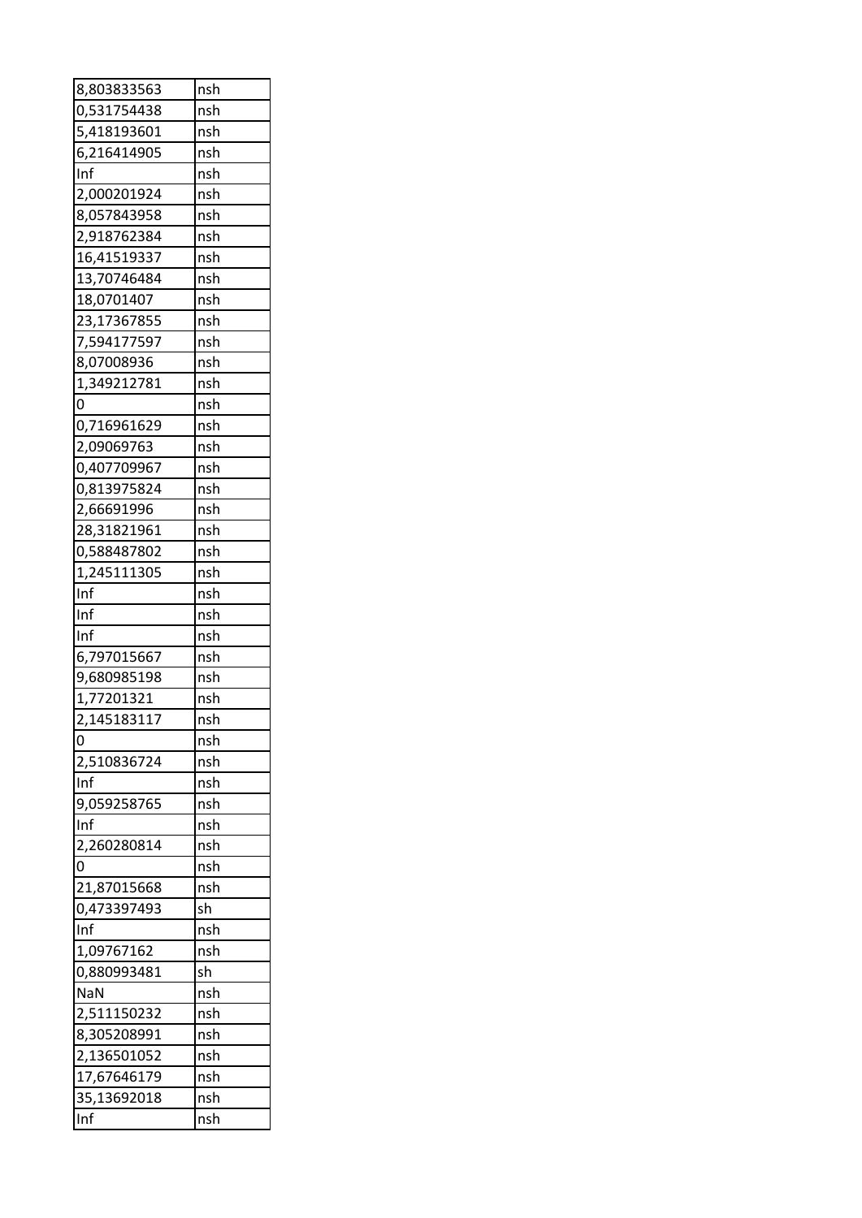| 8,803833563 | nsh |
|---|---|
| 0,531754438 | nsh |
| 5,418193601 | nsh |
| 6,216414905 | nsh |
| Inf | nsh |
| 2,000201924 | nsh |
| 8,057843958 | nsh |
| 2,918762384 | nsh |
| 16,41519337 | nsh |
| 13,70746484 | nsh |
| 18,0701407 | nsh |
| 23,17367855 | nsh |
| 7,594177597 | nsh |
| 8,07008936 | nsh |
| 1,349212781 | nsh |
| 0 | nsh |
| 0,716961629 | nsh |
| 2,09069763 | nsh |
| 0,407709967 | nsh |
| 0,813975824 | nsh |
| 2,66691996 | nsh |
| 28,31821961 | nsh |
| 0,588487802 | nsh |
| 1,245111305 | nsh |
| Inf | nsh |
| Inf | nsh |
| Inf | nsh |
| 6,797015667 | nsh |
| 9,680985198 | nsh |
| 1,77201321 | nsh |
| 2,145183117 | nsh |
| 0 | nsh |
| 2,510836724 | nsh |
| Inf | nsh |
| 9,059258765 | nsh |
| Inf | nsh |
| 2,260280814 | nsh |
| 0 | nsh |
| 21,87015668 | nsh |
| 0,473397493 | sh |
| Inf | nsh |
| 1,09767162 | nsh |
| 0,880993481 | sh |
| NaN | nsh |
| 2,511150232 | nsh |
| 8,305208991 | nsh |
| 2,136501052 | nsh |
| 17,67646179 | nsh |
| 35,13692018 | nsh |
| Inf | nsh |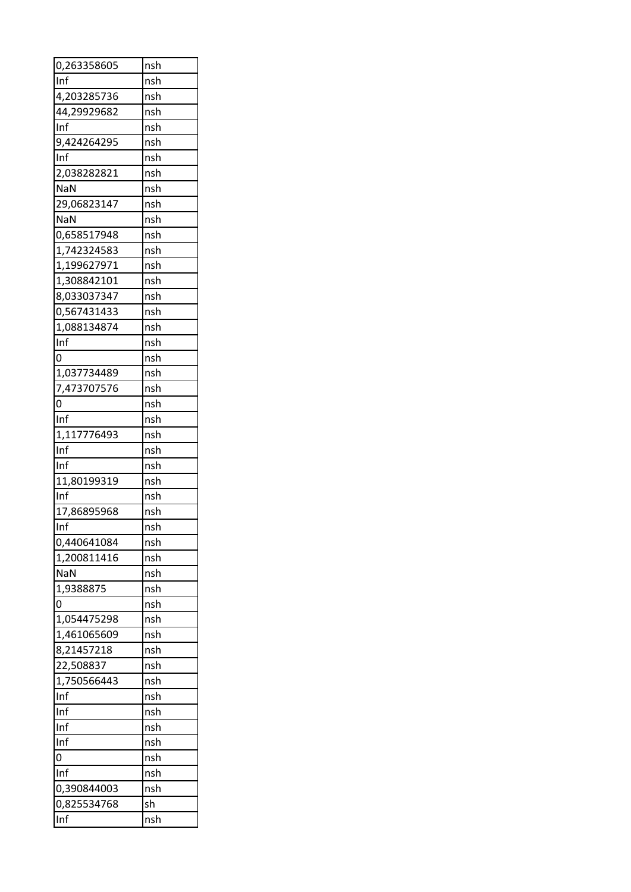| 0,263358605 | nsh |
|---|---|
| Inf | nsh |
| 4,203285736 | nsh |
| 44,29929682 | nsh |
| Inf | nsh |
| 9,424264295 | nsh |
| Inf | nsh |
| 2,038282821 | nsh |
| NaN | nsh |
| 29,06823147 | nsh |
| NaN | nsh |
| 0,658517948 | nsh |
| 1,742324583 | nsh |
| 1,199627971 | nsh |
| 1,308842101 | nsh |
| 8,033037347 | nsh |
| 0,567431433 | nsh |
| 1,088134874 | nsh |
| Inf | nsh |
| 0 | nsh |
| 1,037734489 | nsh |
| 7,473707576 | nsh |
| 0 | nsh |
| Inf | nsh |
| 1,117776493 | nsh |
| Inf | nsh |
| Inf | nsh |
| 11,80199319 | nsh |
| Inf | nsh |
| 17,86895968 | nsh |
| Inf | nsh |
| 0,440641084 | nsh |
| 1,200811416 | nsh |
| NaN | nsh |
| 1,9388875 | nsh |
| 0 | nsh |
| 1,054475298 | nsh |
| 1,461065609 | nsh |
| 8,21457218 | nsh |
| 22,508837 | nsh |
| 1,750566443 | nsh |
| Inf | nsh |
| Inf | nsh |
| Inf | nsh |
| Inf | nsh |
| 0 | nsh |
| Inf | nsh |
| 0,390844003 | nsh |
| 0,825534768 | sh |
| Inf | nsh |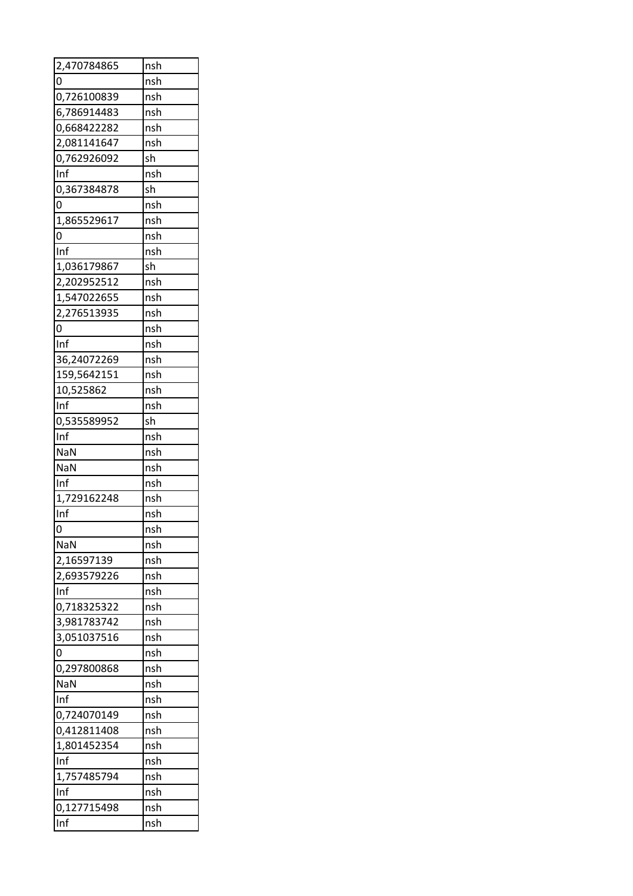| 2,470784865 | nsh |
|---|---|
| 0 | nsh |
| 0,726100839 | nsh |
| 6,786914483 | nsh |
| 0,668422282 | nsh |
| 2,081141647 | nsh |
| 0,762926092 | sh |
| Inf | nsh |
| 0,367384878 | sh |
| 0 | nsh |
| 1,865529617 | nsh |
| 0 | nsh |
| Inf | nsh |
| 1,036179867 | sh |
| 2,202952512 | nsh |
| 1,547022655 | nsh |
| 2,276513935 | nsh |
| 0 | nsh |
| Inf | nsh |
| 36,24072269 | nsh |
| 159,5642151 | nsh |
| 10,525862 | nsh |
| Inf | nsh |
| 0,535589952 | sh |
| Inf | nsh |
| NaN | nsh |
| NaN | nsh |
| Inf | nsh |
| 1,729162248 | nsh |
| Inf | nsh |
| 0 | nsh |
| NaN | nsh |
| 2,16597139 | nsh |
| 2,693579226 | nsh |
| Inf | nsh |
| 0,718325322 | nsh |
| 3,981783742 | nsh |
| 3,051037516 | nsh |
| 0 | nsh |
| 0,297800868 | nsh |
| NaN | nsh |
| Inf | nsh |
| 0,724070149 | nsh |
| 0,412811408 | nsh |
| 1,801452354 | nsh |
| Inf | nsh |
| 1,757485794 | nsh |
| Inf | nsh |
| 0,127715498 | nsh |
| Inf | nsh |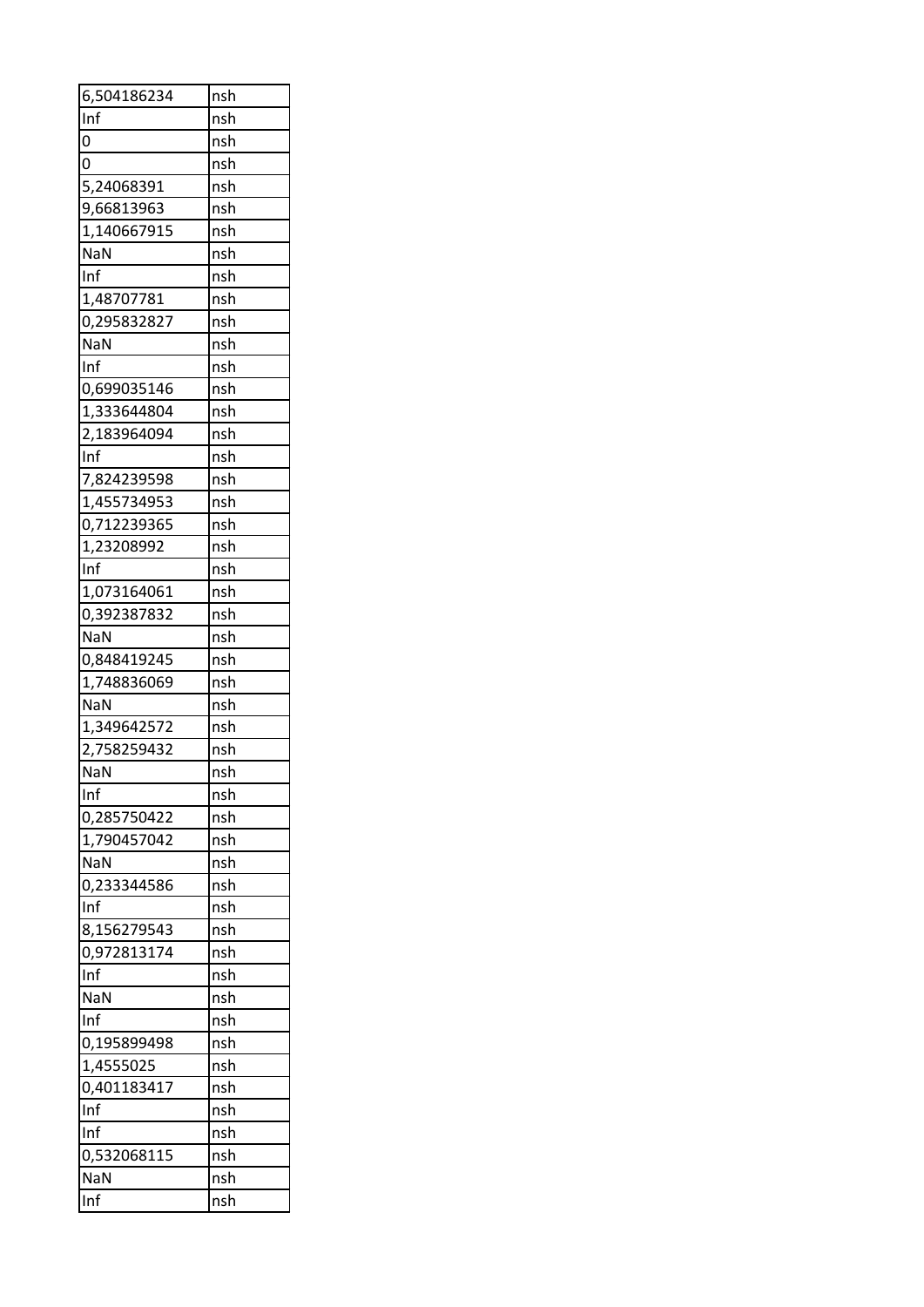| | |
|---|---|
| 6,504186234 | nsh |
| Inf | nsh |
| 0 | nsh |
| 0 | nsh |
| 5,24068391 | nsh |
| 9,66813963 | nsh |
| 1,140667915 | nsh |
| NaN | nsh |
| Inf | nsh |
| 1,48707781 | nsh |
| 0,295832827 | nsh |
| NaN | nsh |
| Inf | nsh |
| 0,699035146 | nsh |
| 1,333644804 | nsh |
| 2,183964094 | nsh |
| Inf | nsh |
| 7,824239598 | nsh |
| 1,455734953 | nsh |
| 0,712239365 | nsh |
| 1,23208992 | nsh |
| Inf | nsh |
| 1,073164061 | nsh |
| 0,392387832 | nsh |
| NaN | nsh |
| 0,848419245 | nsh |
| 1,748836069 | nsh |
| NaN | nsh |
| 1,349642572 | nsh |
| 2,758259432 | nsh |
| NaN | nsh |
| Inf | nsh |
| 0,285750422 | nsh |
| 1,790457042 | nsh |
| NaN | nsh |
| 0,233344586 | nsh |
| Inf | nsh |
| 8,156279543 | nsh |
| 0,972813174 | nsh |
| Inf | nsh |
| NaN | nsh |
| Inf | nsh |
| 0,195899498 | nsh |
| 1,4555025 | nsh |
| 0,401183417 | nsh |
| Inf | nsh |
| Inf | nsh |
| 0,532068115 | nsh |
| NaN | nsh |
| Inf | nsh |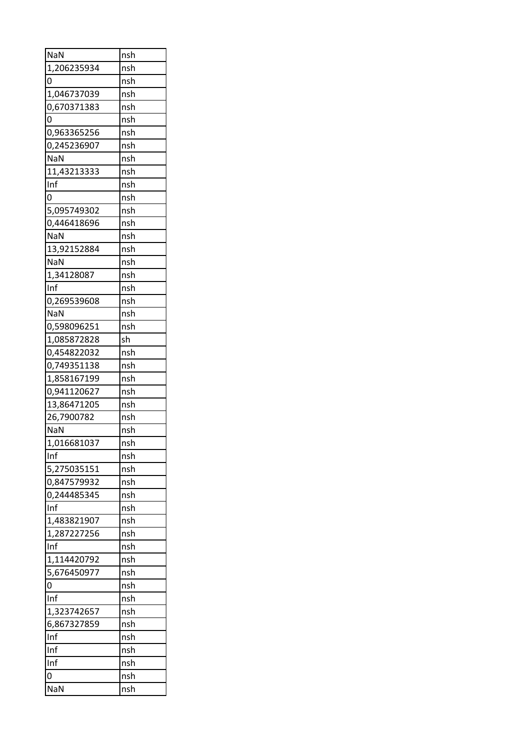| NaN | nsh |
|---|---|
| 1,206235934 | nsh |
| 0 | nsh |
| 1,046737039 | nsh |
| 0,670371383 | nsh |
| 0 | nsh |
| 0,963365256 | nsh |
| 0,245236907 | nsh |
| NaN | nsh |
| 11,43213333 | nsh |
| Inf | nsh |
| 0 | nsh |
| 5,095749302 | nsh |
| 0,446418696 | nsh |
| NaN | nsh |
| 13,92152884 | nsh |
| NaN | nsh |
| 1,34128087 | nsh |
| Inf | nsh |
| 0,269539608 | nsh |
| NaN | nsh |
| 0,598096251 | nsh |
| 1,085872828 | sh |
| 0,454822032 | nsh |
| 0,749351138 | nsh |
| 1,858167199 | nsh |
| 0,941120627 | nsh |
| 13,86471205 | nsh |
| 26,7900782 | nsh |
| NaN | nsh |
| 1,016681037 | nsh |
| Inf | nsh |
| 5,275035151 | nsh |
| 0,847579932 | nsh |
| 0,244485345 | nsh |
| Inf | nsh |
| 1,483821907 | nsh |
| 1,287227256 | nsh |
| Inf | nsh |
| 1,114420792 | nsh |
| 5,676450977 | nsh |
| 0 | nsh |
| Inf | nsh |
| 1,323742657 | nsh |
| 6,867327859 | nsh |
| Inf | nsh |
| Inf | nsh |
| Inf | nsh |
| 0 | nsh |
| NaN | nsh |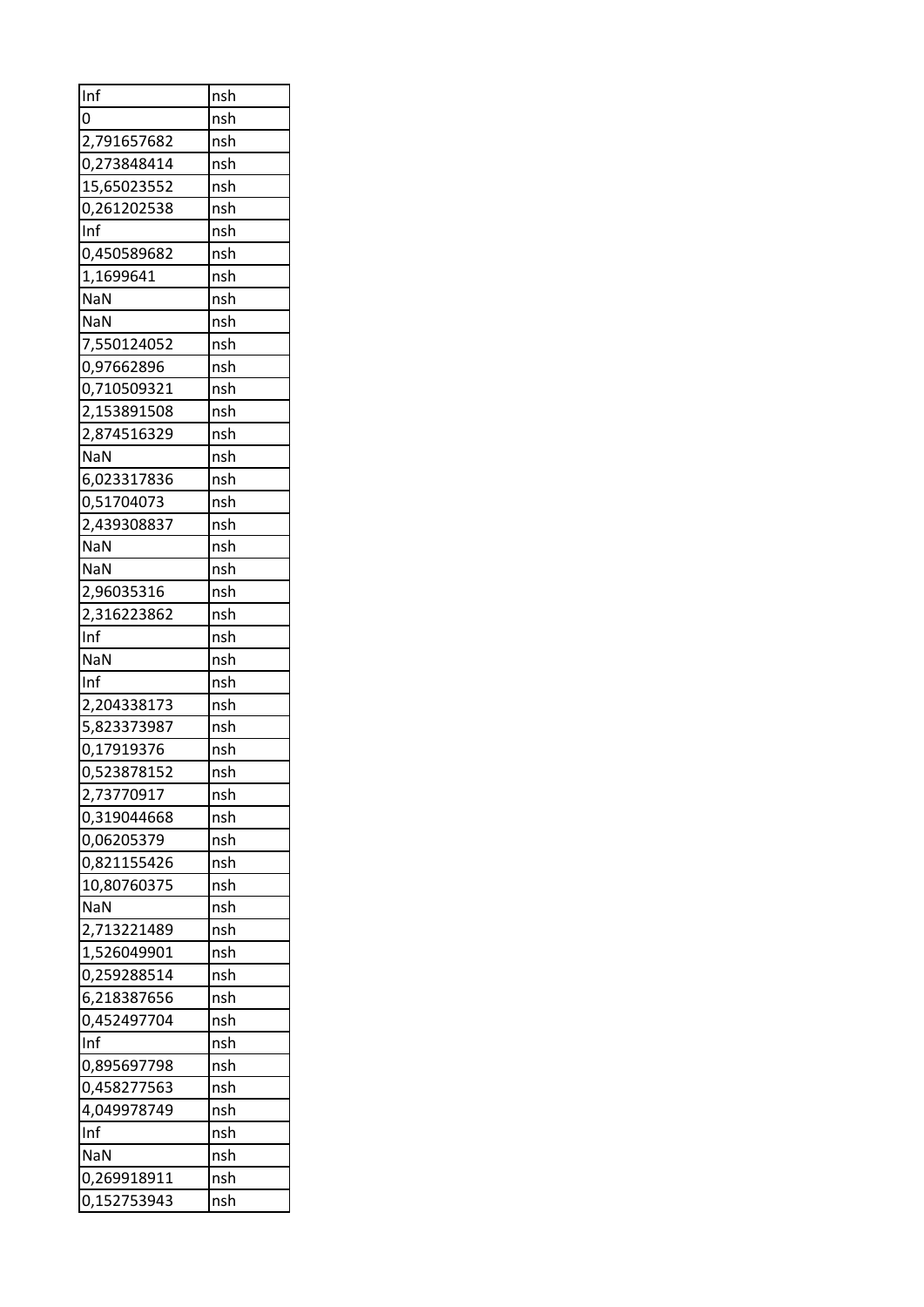| Inf | nsh |
|---|---|
| 0 | nsh |
| 2,791657682 | nsh |
| 0,273848414 | nsh |
| 15,65023552 | nsh |
| 0,261202538 | nsh |
| Inf | nsh |
| 0,450589682 | nsh |
| 1,1699641 | nsh |
| NaN | nsh |
| NaN | nsh |
| 7,550124052 | nsh |
| 0,97662896 | nsh |
| 0,710509321 | nsh |
| 2,153891508 | nsh |
| 2,874516329 | nsh |
| NaN | nsh |
| 6,023317836 | nsh |
| 0,51704073 | nsh |
| 2,439308837 | nsh |
| NaN | nsh |
| NaN | nsh |
| 2,96035316 | nsh |
| 2,316223862 | nsh |
| Inf | nsh |
| NaN | nsh |
| Inf | nsh |
| 2,204338173 | nsh |
| 5,823373987 | nsh |
| 0,17919376 | nsh |
| 0,523878152 | nsh |
| 2,73770917 | nsh |
| 0,319044668 | nsh |
| 0,06205379 | nsh |
| 0,821155426 | nsh |
| 10,80760375 | nsh |
| NaN | nsh |
| 2,713221489 | nsh |
| 1,526049901 | nsh |
| 0,259288514 | nsh |
| 6,218387656 | nsh |
| 0,452497704 | nsh |
| Inf | nsh |
| 0,895697798 | nsh |
| 0,458277563 | nsh |
| 4,049978749 | nsh |
| Inf | nsh |
| NaN | nsh |
| 0,269918911 | nsh |
| 0,152753943 | nsh |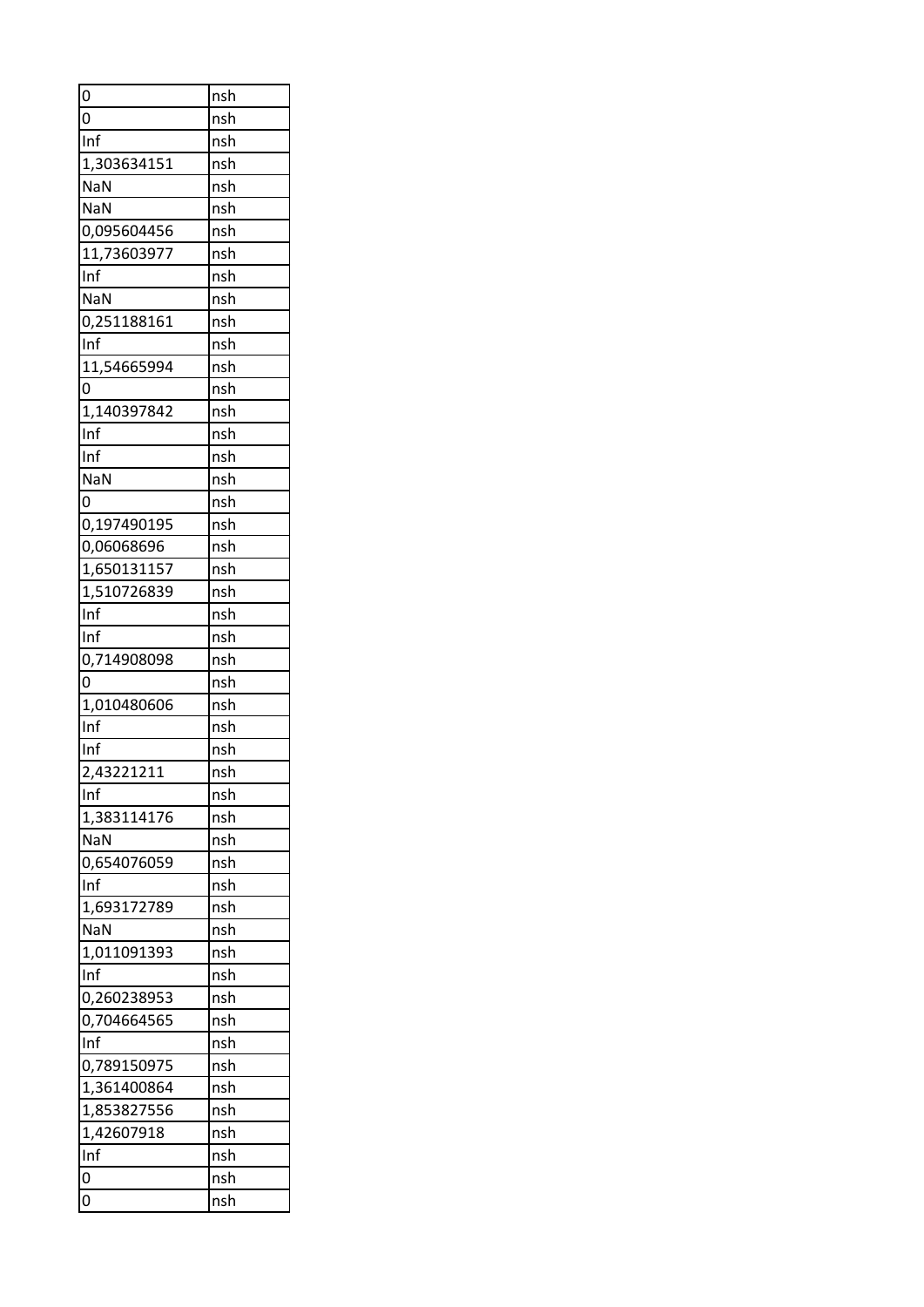| 0 | nsh |
|---|---|
| 0 | nsh |
| Inf | nsh |
| 1,303634151 | nsh |
| NaN | nsh |
| NaN | nsh |
| 0,095604456 | nsh |
| 11,73603977 | nsh |
| Inf | nsh |
| NaN | nsh |
| 0,251188161 | nsh |
| Inf | nsh |
| 11,54665994 | nsh |
| 0 | nsh |
| 1,140397842 | nsh |
| Inf | nsh |
| Inf | nsh |
| NaN | nsh |
| 0 | nsh |
| 0,197490195 | nsh |
| 0,06068696 | nsh |
| 1,650131157 | nsh |
| 1,510726839 | nsh |
| Inf | nsh |
| Inf | nsh |
| 0,714908098 | nsh |
| 0 | nsh |
| 1,010480606 | nsh |
| Inf | nsh |
| Inf | nsh |
| 2,43221211 | nsh |
| Inf | nsh |
| 1,383114176 | nsh |
| NaN | nsh |
| 0,654076059 | nsh |
| Inf | nsh |
| 1,693172789 | nsh |
| NaN | nsh |
| 1,011091393 | nsh |
| Inf | nsh |
| 0,260238953 | nsh |
| 0,704664565 | nsh |
| Inf | nsh |
| 0,789150975 | nsh |
| 1,361400864 | nsh |
| 1,853827556 | nsh |
| 1,42607918 | nsh |
| Inf | nsh |
| 0 | nsh |
| 0 | nsh |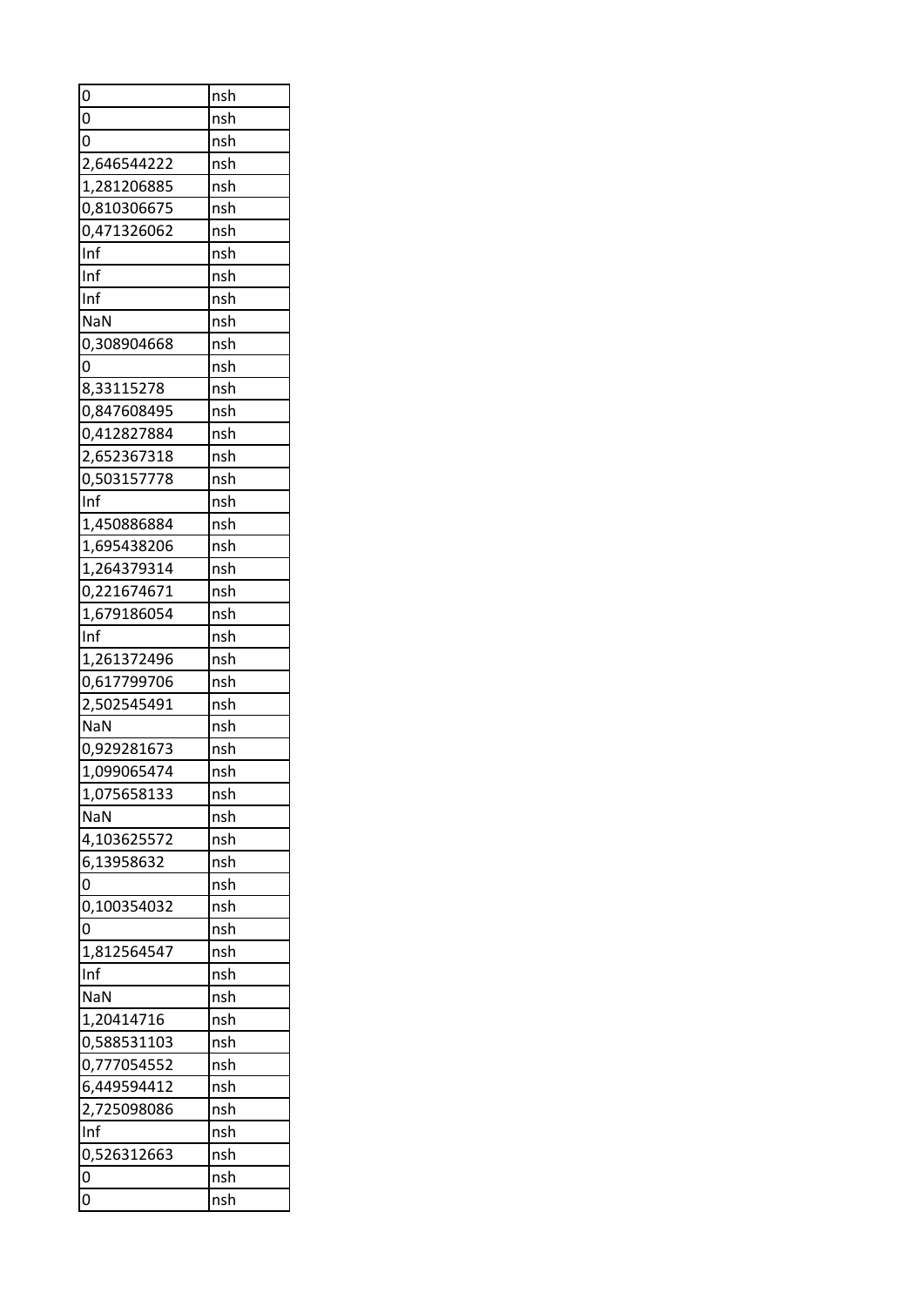| | |
|---|---|
| 0 | nsh |
| 0 | nsh |
| 0 | nsh |
| 2,646544222 | nsh |
| 1,281206885 | nsh |
| 0,810306675 | nsh |
| 0,471326062 | nsh |
| Inf | nsh |
| Inf | nsh |
| Inf | nsh |
| NaN | nsh |
| 0,308904668 | nsh |
| 0 | nsh |
| 8,33115278 | nsh |
| 0,847608495 | nsh |
| 0,412827884 | nsh |
| 2,652367318 | nsh |
| 0,503157778 | nsh |
| Inf | nsh |
| 1,450886884 | nsh |
| 1,695438206 | nsh |
| 1,264379314 | nsh |
| 0,221674671 | nsh |
| 1,679186054 | nsh |
| Inf | nsh |
| 1,261372496 | nsh |
| 0,617799706 | nsh |
| 2,502545491 | nsh |
| NaN | nsh |
| 0,929281673 | nsh |
| 1,099065474 | nsh |
| 1,075658133 | nsh |
| NaN | nsh |
| 4,103625572 | nsh |
| 6,13958632 | nsh |
| 0 | nsh |
| 0,100354032 | nsh |
| 0 | nsh |
| 1,812564547 | nsh |
| Inf | nsh |
| NaN | nsh |
| 1,20414716 | nsh |
| 0,588531103 | nsh |
| 0,777054552 | nsh |
| 6,449594412 | nsh |
| 2,725098086 | nsh |
| Inf | nsh |
| 0,526312663 | nsh |
| 0 | nsh |
| 0 | nsh |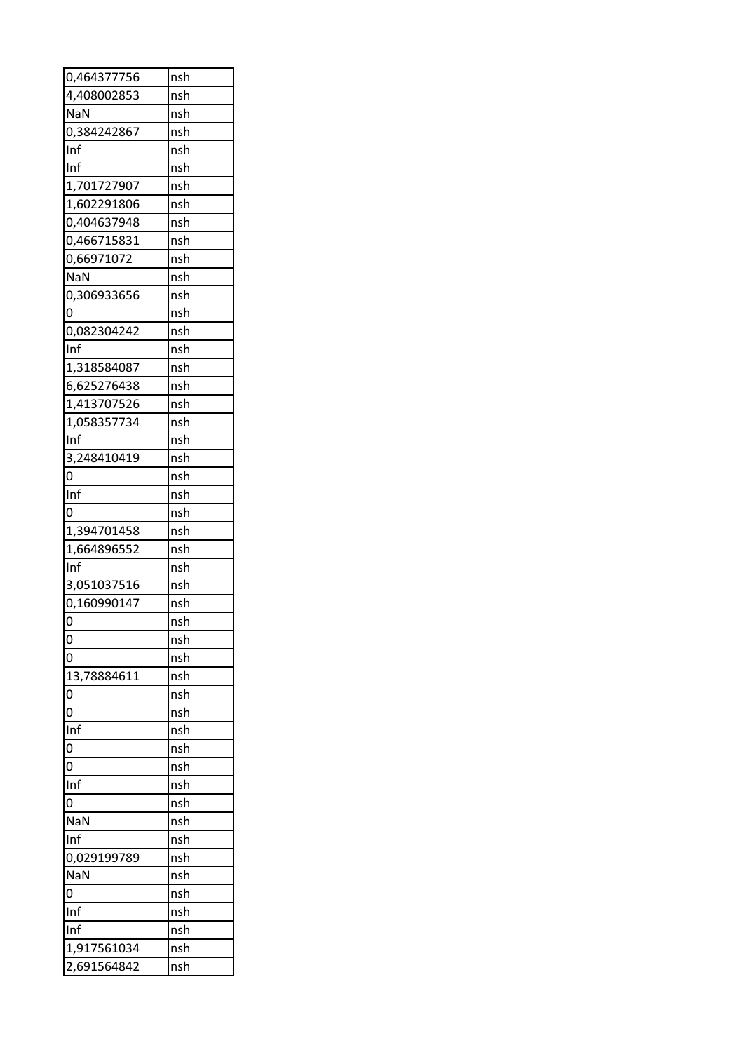| | |
|---|---|
| 0,464377756 | nsh |
| 4,408002853 | nsh |
| NaN | nsh |
| 0,384242867 | nsh |
| Inf | nsh |
| Inf | nsh |
| 1,701727907 | nsh |
| 1,602291806 | nsh |
| 0,404637948 | nsh |
| 0,466715831 | nsh |
| 0,66971072 | nsh |
| NaN | nsh |
| 0,306933656 | nsh |
| 0 | nsh |
| 0,082304242 | nsh |
| Inf | nsh |
| 1,318584087 | nsh |
| 6,625276438 | nsh |
| 1,413707526 | nsh |
| 1,058357734 | nsh |
| Inf | nsh |
| 3,248410419 | nsh |
| 0 | nsh |
| Inf | nsh |
| 0 | nsh |
| 1,394701458 | nsh |
| 1,664896552 | nsh |
| Inf | nsh |
| 3,051037516 | nsh |
| 0,160990147 | nsh |
| 0 | nsh |
| 0 | nsh |
| 0 | nsh |
| 13,78884611 | nsh |
| 0 | nsh |
| 0 | nsh |
| Inf | nsh |
| 0 | nsh |
| 0 | nsh |
| Inf | nsh |
| 0 | nsh |
| NaN | nsh |
| Inf | nsh |
| 0,029199789 | nsh |
| NaN | nsh |
| 0 | nsh |
| Inf | nsh |
| Inf | nsh |
| 1,917561034 | nsh |
| 2,691564842 | nsh |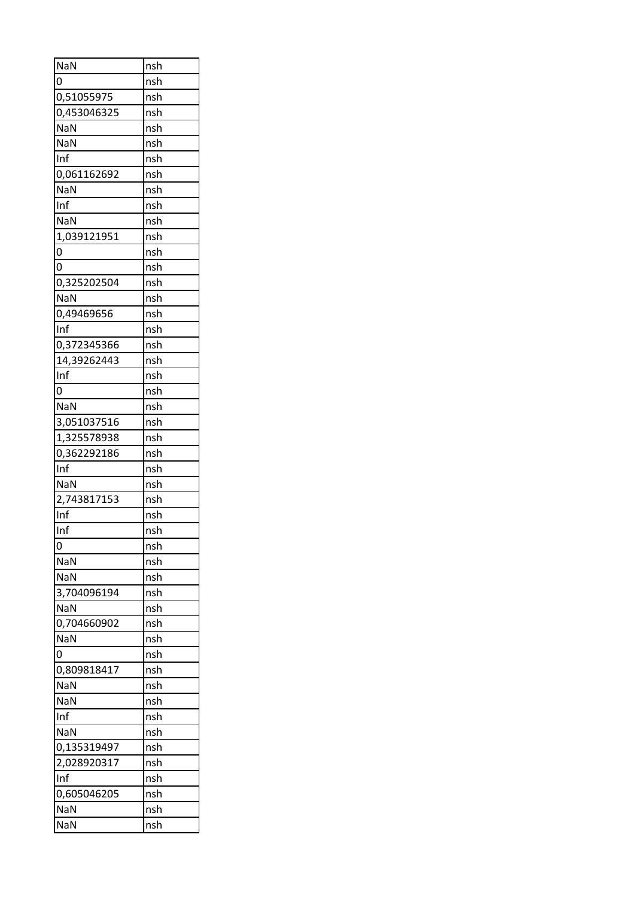| NaN | nsh |
|---|---|
| 0 | nsh |
| 0,51055975 | nsh |
| 0,453046325 | nsh |
| NaN | nsh |
| NaN | nsh |
| Inf | nsh |
| 0,061162692 | nsh |
| NaN | nsh |
| Inf | nsh |
| NaN | nsh |
| 1,039121951 | nsh |
| 0 | nsh |
| 0 | nsh |
| 0,325202504 | nsh |
| NaN | nsh |
| 0,49469656 | nsh |
| Inf | nsh |
| 0,372345366 | nsh |
| 14,39262443 | nsh |
| Inf | nsh |
| 0 | nsh |
| NaN | nsh |
| 3,051037516 | nsh |
| 1,325578938 | nsh |
| 0,362292186 | nsh |
| Inf | nsh |
| NaN | nsh |
| 2,743817153 | nsh |
| Inf | nsh |
| Inf | nsh |
| 0 | nsh |
| NaN | nsh |
| NaN | nsh |
| 3,704096194 | nsh |
| NaN | nsh |
| 0,704660902 | nsh |
| NaN | nsh |
| 0 | nsh |
| 0,809818417 | nsh |
| NaN | nsh |
| NaN | nsh |
| Inf | nsh |
| NaN | nsh |
| 0,135319497 | nsh |
| 2,028920317 | nsh |
| Inf | nsh |
| 0,605046205 | nsh |
| NaN | nsh |
| NaN | nsh |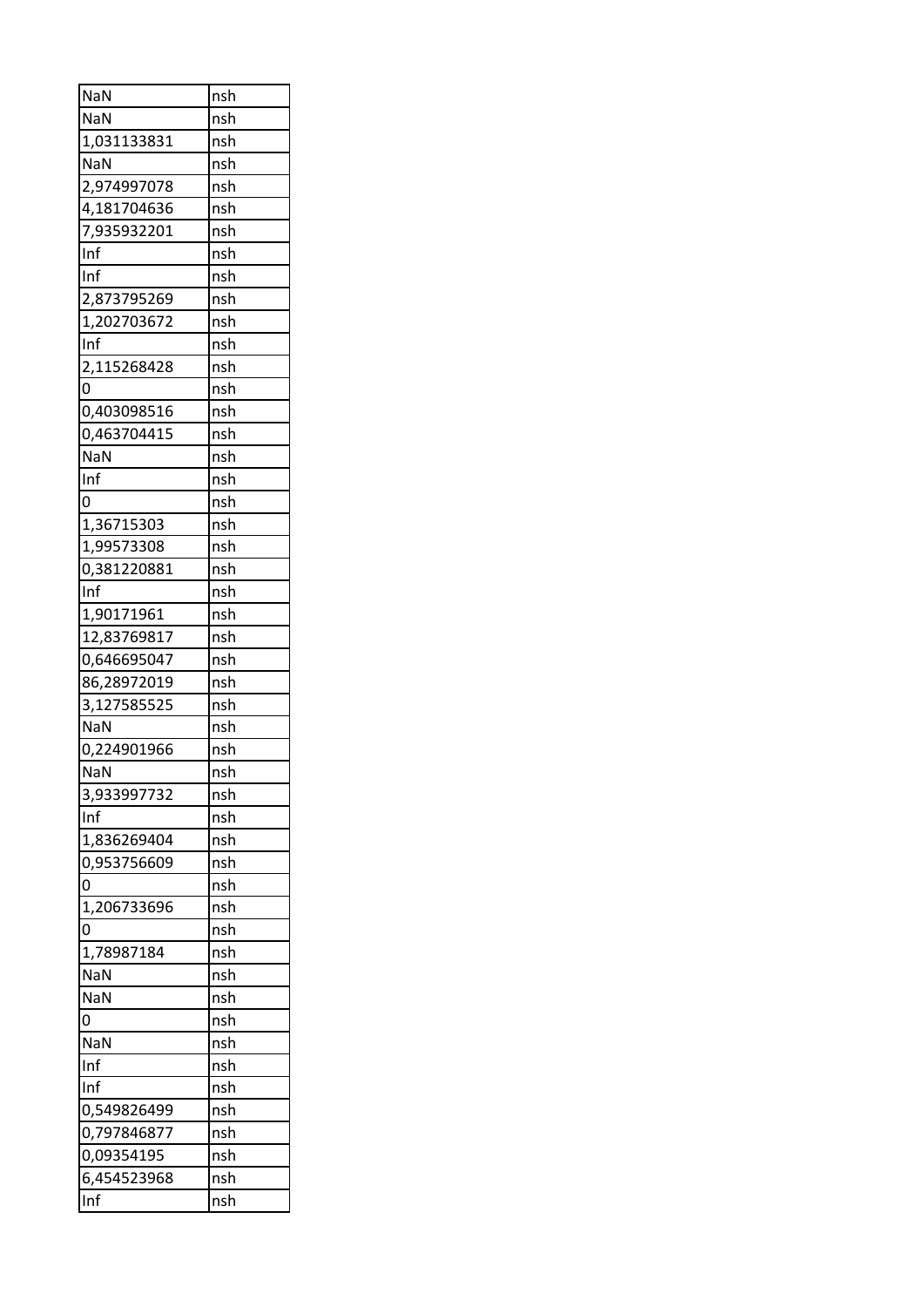| | |
|---|---|
| NaN | nsh |
| NaN | nsh |
| 1,031133831 | nsh |
| NaN | nsh |
| 2,974997078 | nsh |
| 4,181704636 | nsh |
| 7,935932201 | nsh |
| Inf | nsh |
| Inf | nsh |
| 2,873795269 | nsh |
| 1,202703672 | nsh |
| Inf | nsh |
| 2,115268428 | nsh |
| 0 | nsh |
| 0,403098516 | nsh |
| 0,463704415 | nsh |
| NaN | nsh |
| Inf | nsh |
| 0 | nsh |
| 1,36715303 | nsh |
| 1,99573308 | nsh |
| 0,381220881 | nsh |
| Inf | nsh |
| 1,90171961 | nsh |
| 12,83769817 | nsh |
| 0,646695047 | nsh |
| 86,28972019 | nsh |
| 3,127585525 | nsh |
| NaN | nsh |
| 0,224901966 | nsh |
| NaN | nsh |
| 3,933997732 | nsh |
| Inf | nsh |
| 1,836269404 | nsh |
| 0,953756609 | nsh |
| 0 | nsh |
| 1,206733696 | nsh |
| 0 | nsh |
| 1,78987184 | nsh |
| NaN | nsh |
| NaN | nsh |
| 0 | nsh |
| NaN | nsh |
| Inf | nsh |
| Inf | nsh |
| 0,549826499 | nsh |
| 0,797846877 | nsh |
| 0,09354195 | nsh |
| 6,454523968 | nsh |
| Inf | nsh |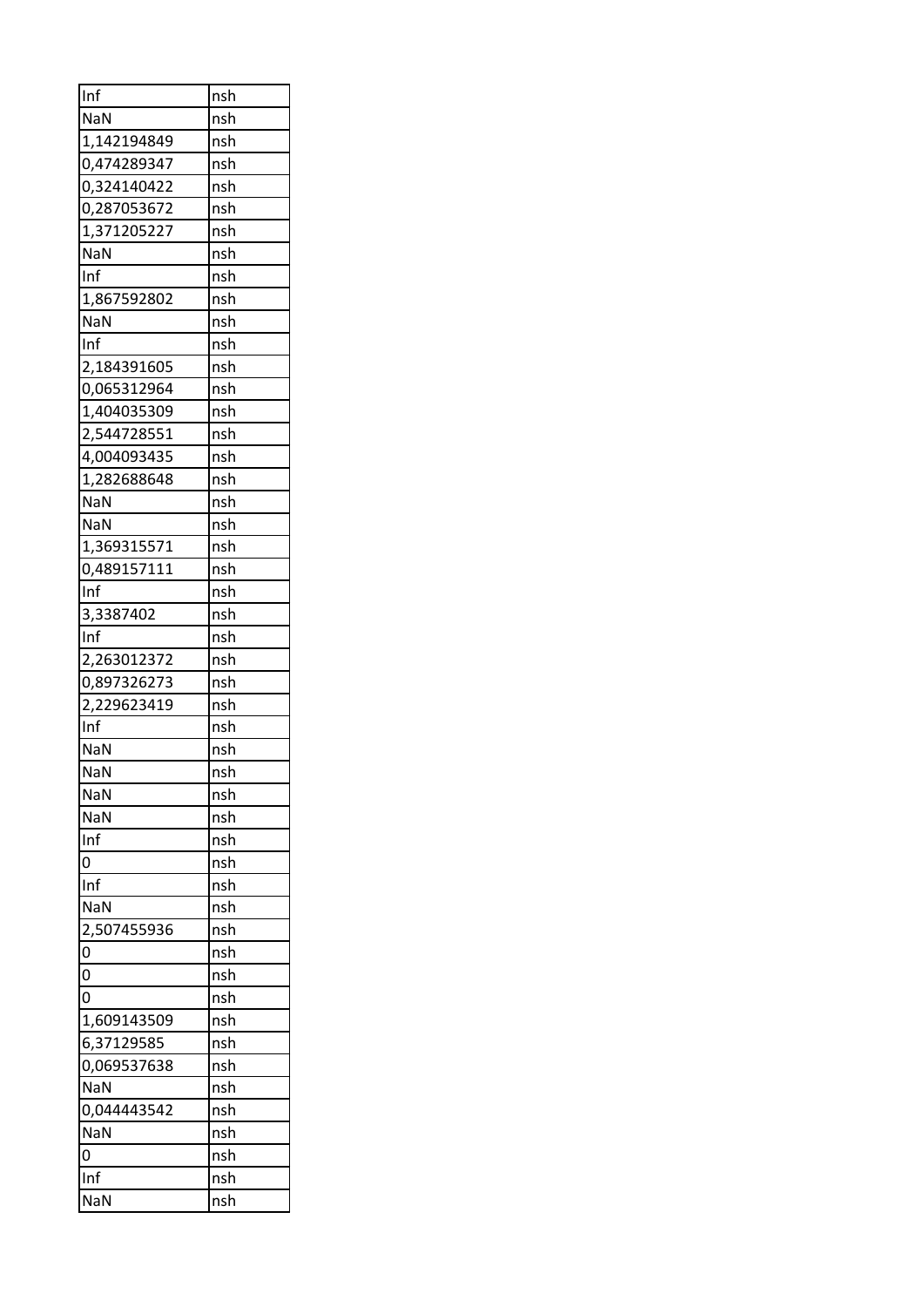| Inf | nsh |
|---|---|
| NaN | nsh |
| 1,142194849 | nsh |
| 0,474289347 | nsh |
| 0,324140422 | nsh |
| 0,287053672 | nsh |
| 1,371205227 | nsh |
| NaN | nsh |
| Inf | nsh |
| 1,867592802 | nsh |
| NaN | nsh |
| Inf | nsh |
| 2,184391605 | nsh |
| 0,065312964 | nsh |
| 1,404035309 | nsh |
| 2,544728551 | nsh |
| 4,004093435 | nsh |
| 1,282688648 | nsh |
| NaN | nsh |
| NaN | nsh |
| 1,369315571 | nsh |
| 0,489157111 | nsh |
| Inf | nsh |
| 3,3387402 | nsh |
| Inf | nsh |
| 2,263012372 | nsh |
| 0,897326273 | nsh |
| 2,229623419 | nsh |
| Inf | nsh |
| NaN | nsh |
| NaN | nsh |
| NaN | nsh |
| NaN | nsh |
| Inf | nsh |
| 0 | nsh |
| Inf | nsh |
| NaN | nsh |
| 2,507455936 | nsh |
| 0 | nsh |
| 0 | nsh |
| 0 | nsh |
| 1,609143509 | nsh |
| 6,37129585 | nsh |
| 0,069537638 | nsh |
| NaN | nsh |
| 0,044443542 | nsh |
| NaN | nsh |
| 0 | nsh |
| Inf | nsh |
| NaN | nsh |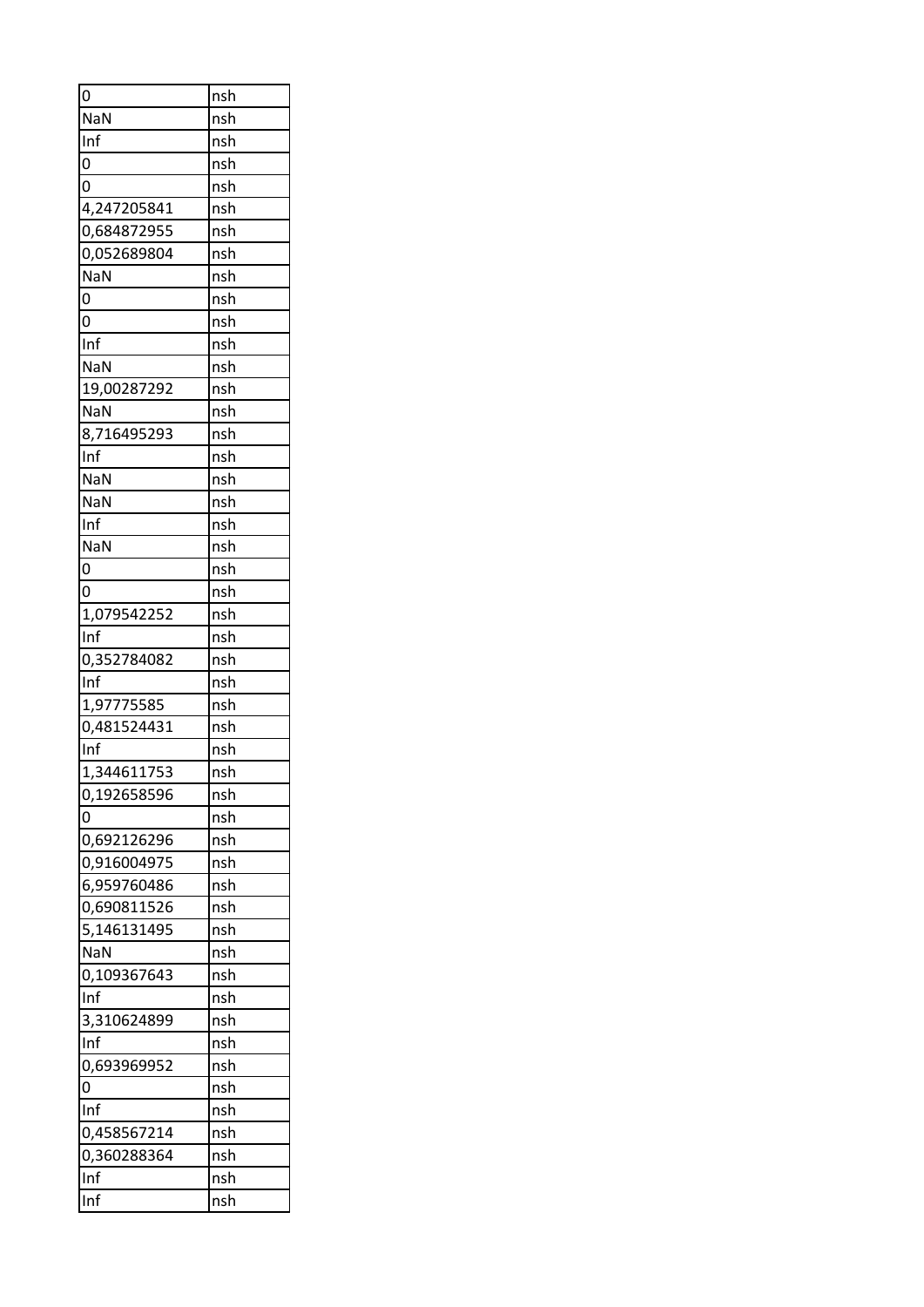| 0 | nsh |
|---|---|
| NaN | nsh |
| Inf | nsh |
| 0 | nsh |
| 0 | nsh |
| 4,247205841 | nsh |
| 0,684872955 | nsh |
| 0,052689804 | nsh |
| NaN | nsh |
| 0 | nsh |
| 0 | nsh |
| Inf | nsh |
| NaN | nsh |
| 19,00287292 | nsh |
| NaN | nsh |
| 8,716495293 | nsh |
| Inf | nsh |
| NaN | nsh |
| NaN | nsh |
| Inf | nsh |
| NaN | nsh |
| 0 | nsh |
| 0 | nsh |
| 1,079542252 | nsh |
| Inf | nsh |
| 0,352784082 | nsh |
| Inf | nsh |
| 1,97775585 | nsh |
| 0,481524431 | nsh |
| Inf | nsh |
| 1,344611753 | nsh |
| 0,192658596 | nsh |
| 0 | nsh |
| 0,692126296 | nsh |
| 0,916004975 | nsh |
| 6,959760486 | nsh |
| 0,690811526 | nsh |
| 5,146131495 | nsh |
| NaN | nsh |
| 0,109367643 | nsh |
| Inf | nsh |
| 3,310624899 | nsh |
| Inf | nsh |
| 0,693969952 | nsh |
| 0 | nsh |
| Inf | nsh |
| 0,458567214 | nsh |
| 0,360288364 | nsh |
| Inf | nsh |
| Inf | nsh |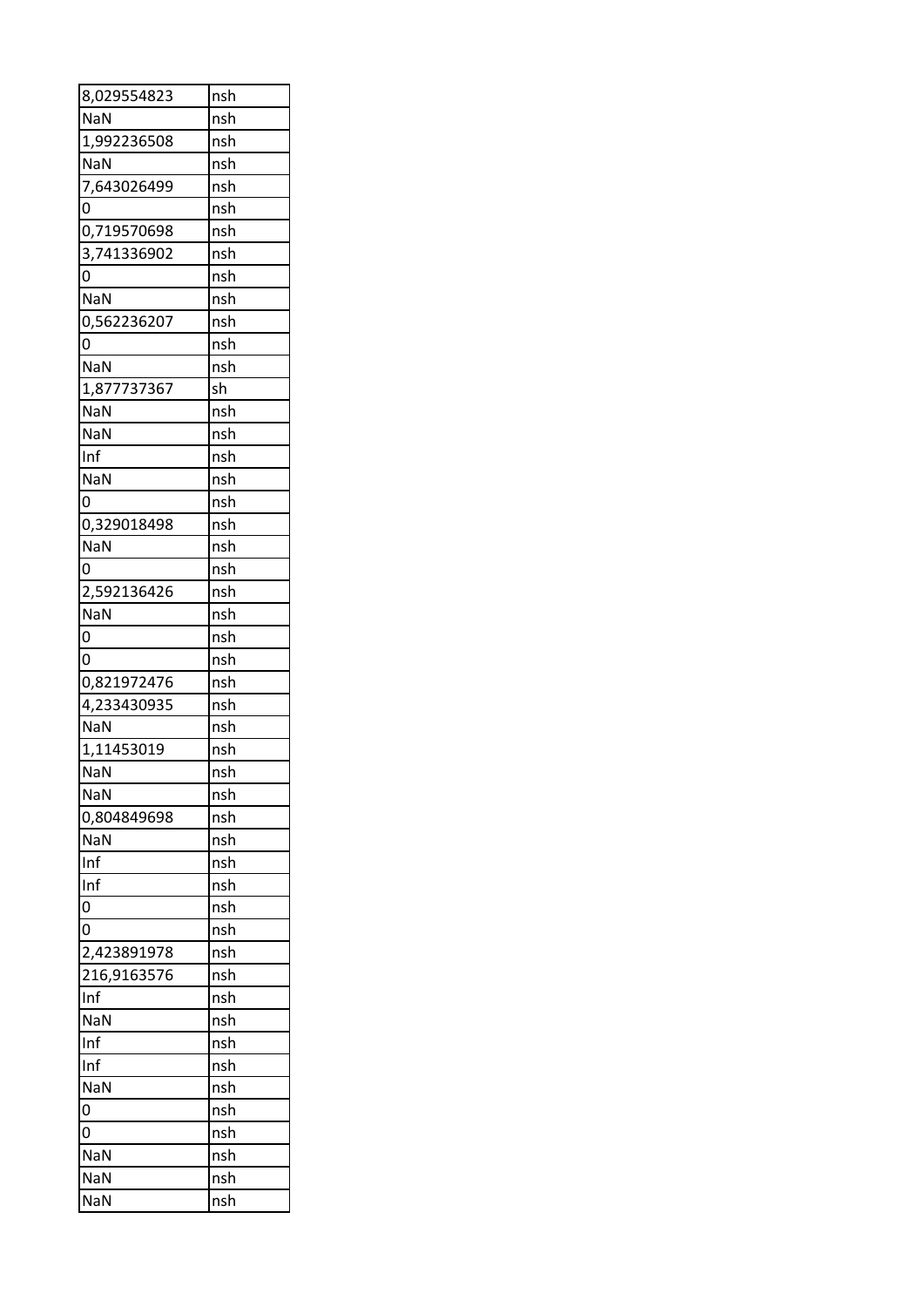| 8,029554823 | nsh |
|---|---|
| NaN | nsh |
| 1,992236508 | nsh |
| NaN | nsh |
| 7,643026499 | nsh |
| 0 | nsh |
| 0,719570698 | nsh |
| 3,741336902 | nsh |
| 0 | nsh |
| NaN | nsh |
| 0,562236207 | nsh |
| 0 | nsh |
| NaN | nsh |
| 1,877737367 | sh |
| NaN | nsh |
| NaN | nsh |
| Inf | nsh |
| NaN | nsh |
| 0 | nsh |
| 0,329018498 | nsh |
| NaN | nsh |
| 0 | nsh |
| 2,592136426 | nsh |
| NaN | nsh |
| 0 | nsh |
| 0 | nsh |
| 0,821972476 | nsh |
| 4,233430935 | nsh |
| NaN | nsh |
| 1,11453019 | nsh |
| NaN | nsh |
| NaN | nsh |
| 0,804849698 | nsh |
| NaN | nsh |
| Inf | nsh |
| Inf | nsh |
| 0 | nsh |
| 0 | nsh |
| 2,423891978 | nsh |
| 216,9163576 | nsh |
| Inf | nsh |
| NaN | nsh |
| Inf | nsh |
| Inf | nsh |
| NaN | nsh |
| 0 | nsh |
| 0 | nsh |
| NaN | nsh |
| NaN | nsh |
| NaN | nsh |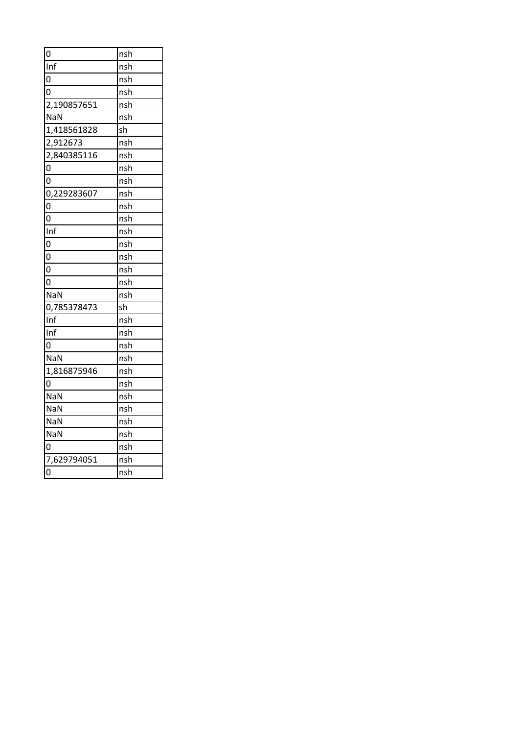| | |
|---|---|
| 0 | nsh |
| Inf | nsh |
| 0 | nsh |
| 0 | nsh |
| 2,190857651 | nsh |
| NaN | nsh |
| 1,418561828 | sh |
| 2,912673 | nsh |
| 2,840385116 | nsh |
| 0 | nsh |
| 0 | nsh |
| 0,229283607 | nsh |
| 0 | nsh |
| 0 | nsh |
| Inf | nsh |
| 0 | nsh |
| 0 | nsh |
| 0 | nsh |
| 0 | nsh |
| NaN | nsh |
| 0,785378473 | sh |
| Inf | nsh |
| Inf | nsh |
| 0 | nsh |
| NaN | nsh |
| 1,816875946 | nsh |
| 0 | nsh |
| NaN | nsh |
| NaN | nsh |
| NaN | nsh |
| NaN | nsh |
| 0 | nsh |
| 7,629794051 | nsh |
| 0 | nsh |